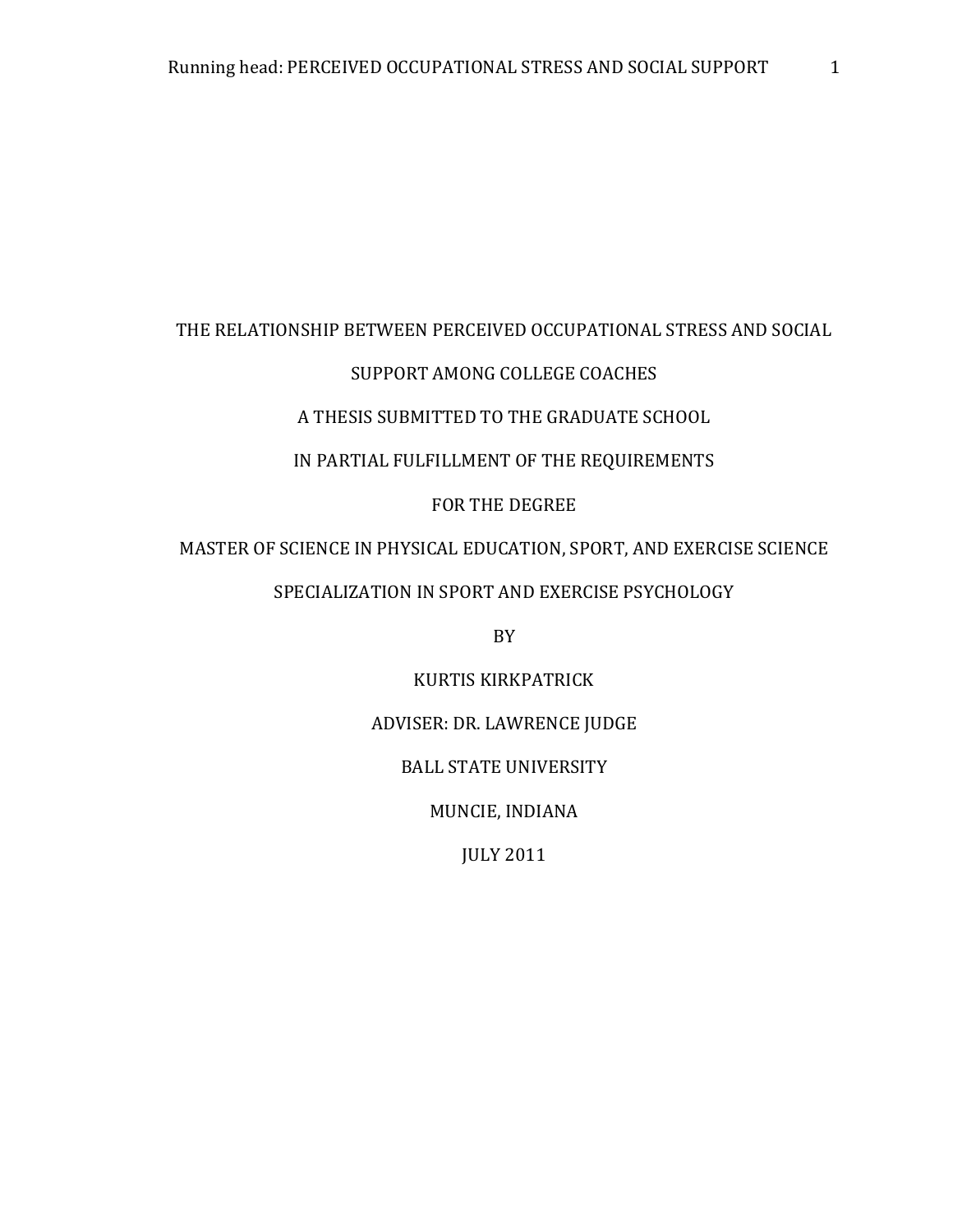# THE RELATIONSHIP BETWEEN PERCEIVED OCCUPATIONAL STRESS AND SOCIAL SUPPORT AMONG COLLEGE COACHES

A THESIS SUBMITTED TO THE GRADUATE SCHOOL

IN PARTIAL FULFILLMENT OF THE REQUIREMENTS

FOR THE DEGREE

MASTER OF SCIENCE IN PHYSICAL EDUCATION, SPORT, AND EXERCISE SCIENCE

SPECIALIZATION IN SPORT AND EXERCISE PSYCHOLOGY

BY

KURTIS KIRKPATRICK

ADVISER: DR. LAWRENCE JUDGE

BALL STATE UNIVERSITY

MUNCIE, INDIANA

JULY 2011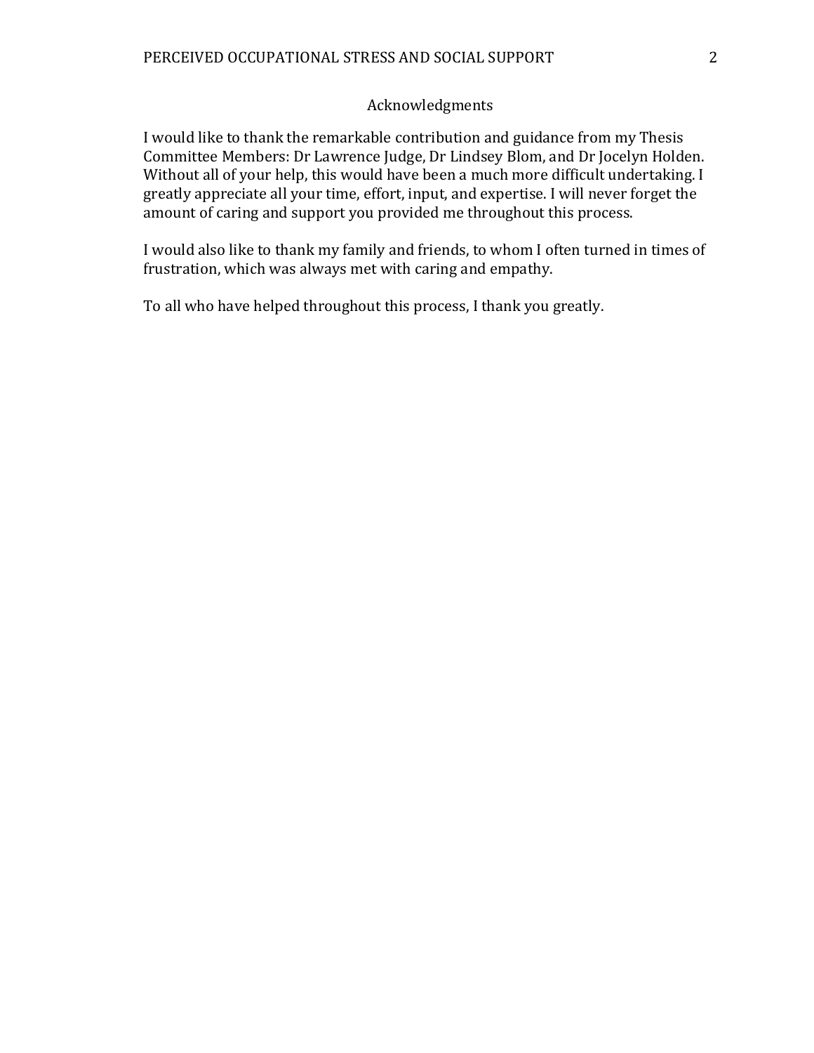# Acknowledgments

I would like to thank the remarkable contribution and guidance from my Thesis Committee Members: Dr Lawrence Judge, Dr Lindsey Blom, and Dr Jocelyn Holden. Without all of your help, this would have been a much more difficult undertaking. I greatly appreciate all your time, effort, input, and expertise. I will never forget the amount of caring and support you provided me throughout this process.

I would also like to thank my family and friends, to whom I often turned in times of frustration, which was always met with caring and empathy.

To all who have helped throughout this process, I thank you greatly.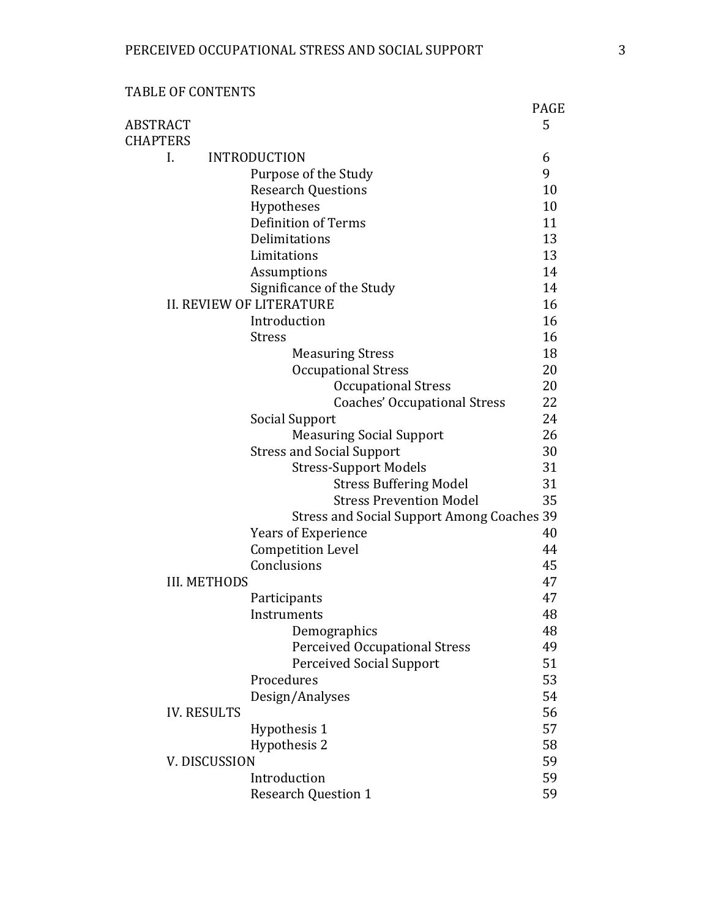TABLE OF CONTENTS

| | PAGE |
|---|---|
| ABSTRACT | 5 |
| CHAPTERS | |
| I. INTRODUCTION | 6 |
| Purpose of the Study | 9 |
| Research Questions | 10 |
| Hypotheses | 10 |
| Definition of Terms | 11 |
| Delimitations | 13 |
| Limitations | 13 |
| Assumptions | 14 |
| Significance of the Study | 14 |
| II. REVIEW OF LITERATURE | 16 |
| Introduction | 16 |
| Stress | 16 |
| Measuring Stress | 18 |
| Occupational Stress | 20 |
| Occupational Stress | 20 |
| Coaches' Occupational Stress | 22 |
| Social Support | 24 |
| Measuring Social Support | 26 |
| Stress and Social Support | 30 |
| Stress-Support Models | 31 |
| Stress Buffering Model | 31 |
| Stress Prevention Model | 35 |
| Stress and Social Support Among Coaches | 39 |
| Years of Experience | 40 |
| Competition Level | 44 |
| Conclusions | 45 |
| III. METHODS | 47 |
| Participants | 47 |
| Instruments | 48 |
| Demographics | 48 |
| Perceived Occupational Stress | 49 |
| Perceived Social Support | 51 |
| Procedures | 53 |
| Design/Analyses | 54 |
| IV. RESULTS | 56 |
| Hypothesis 1 | 57 |
| Hypothesis 2 | 58 |
| V. DISCUSSION | 59 |
| Introduction | 59 |
| Research Question 1 | 59 |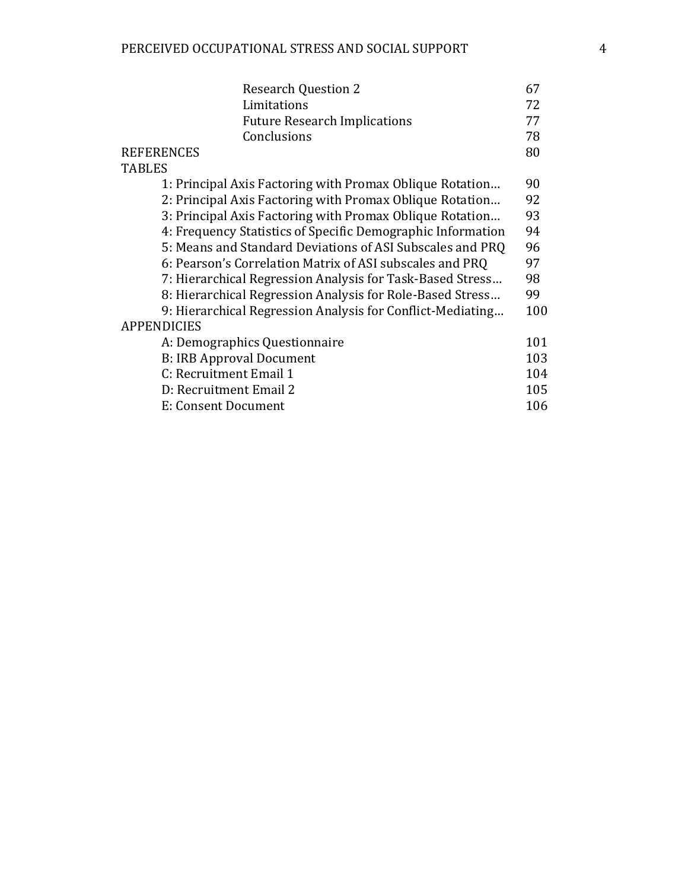| | |
|---|---|
| Research Question 2 | 67 |
| Limitations | 72 |
| Future Research Implications | 77 |
| Conclusions | 78 |
| REFERENCES | 80 |
| TABLES | |
| 1: Principal Axis Factoring with Promax Oblique Rotation… | 90 |
| 2: Principal Axis Factoring with Promax Oblique Rotation… | 92 |
| 3: Principal Axis Factoring with Promax Oblique Rotation… | 93 |
| 4: Frequency Statistics of Specific Demographic Information | 94 |
| 5: Means and Standard Deviations of ASI Subscales and PRQ | 96 |
| 6: Pearson's Correlation Matrix of ASI subscales and PRQ | 97 |
| 7: Hierarchical Regression Analysis for Task-Based Stress… | 98 |
| 8: Hierarchical Regression Analysis for Role-Based Stress… | 99 |
| 9: Hierarchical Regression Analysis for Conflict-Mediating… | 100 |
| APPENDICIES | |
| A: Demographics Questionnaire | 101 |
| B: IRB Approval Document | 103 |
| C: Recruitment Email 1 | 104 |
| D: Recruitment Email 2 | 105 |
| E: Consent Document | 106 |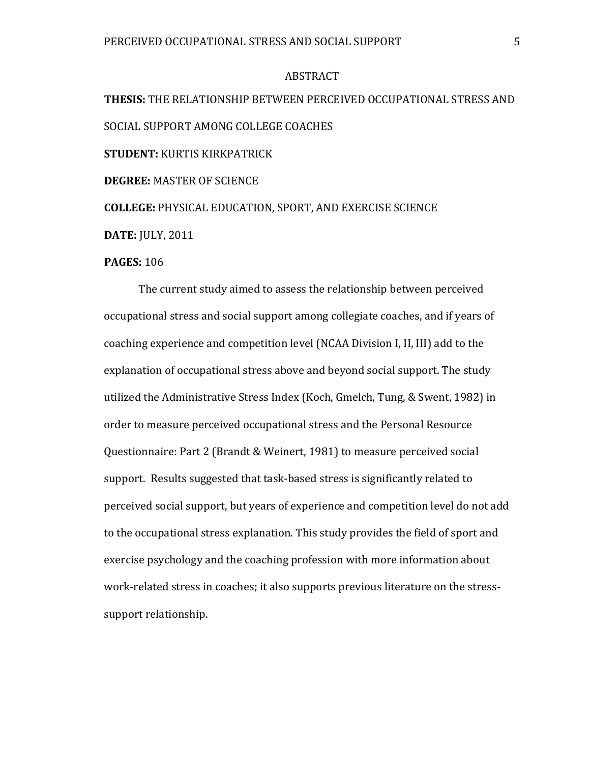# ABSTRACT

**THESIS:** THE RELATIONSHIP BETWEEN PERCEIVED OCCUPATIONAL STRESS AND SOCIAL SUPPORT AMONG COLLEGE COACHES

**STUDENT:** KURTIS KIRKPATRICK

**DEGREE:** MASTER OF SCIENCE

**COLLEGE:** PHYSICAL EDUCATION, SPORT, AND EXERCISE SCIENCE

**DATE:** JULY, 2011

**PAGES:** 106

The current study aimed to assess the relationship between perceived occupational stress and social support among collegiate coaches, and if years of coaching experience and competition level (NCAA Division I, II, III) add to the explanation of occupational stress above and beyond social support. The study utilized the Administrative Stress Index (Koch, Gmelch, Tung, & Swent, 1982) in order to measure perceived occupational stress and the Personal Resource Questionnaire: Part 2 (Brandt & Weinert, 1981) to measure perceived social support. Results suggested that task-based stress is significantly related to perceived social support, but years of experience and competition level do not add to the occupational stress explanation. This study provides the field of sport and exercise psychology and the coaching profession with more information about work-related stress in coaches; it also supports previous literature on the stress-support relationship.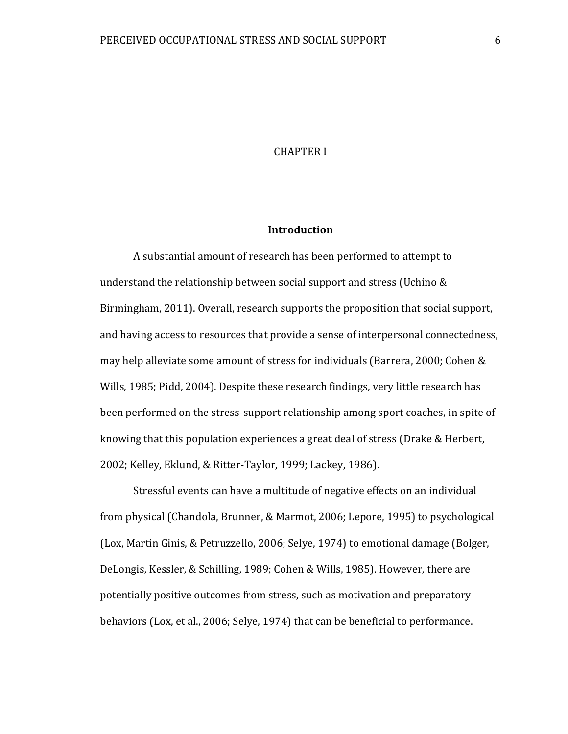# CHAPTER I

## Introduction

A substantial amount of research has been performed to attempt to understand the relationship between social support and stress (Uchino & Birmingham, 2011). Overall, research supports the proposition that social support, and having access to resources that provide a sense of interpersonal connectedness, may help alleviate some amount of stress for individuals (Barrera, 2000; Cohen & Wills, 1985; Pidd, 2004). Despite these research findings, very little research has been performed on the stress-support relationship among sport coaches, in spite of knowing that this population experiences a great deal of stress (Drake & Herbert, 2002; Kelley, Eklund, & Ritter-Taylor, 1999; Lackey, 1986).

Stressful events can have a multitude of negative effects on an individual from physical (Chandola, Brunner, & Marmot, 2006; Lepore, 1995) to psychological (Lox, Martin Ginis, & Petruzzello, 2006; Selye, 1974) to emotional damage (Bolger, DeLongis, Kessler, & Schilling, 1989; Cohen & Wills, 1985). However, there are potentially positive outcomes from stress, such as motivation and preparatory behaviors (Lox, et al., 2006; Selye, 1974) that can be beneficial to performance.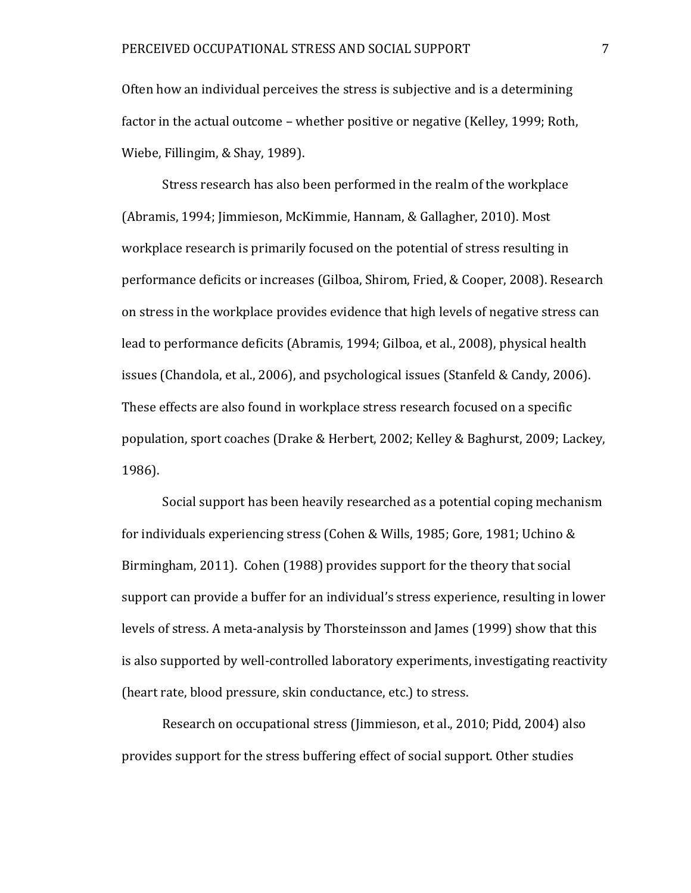Often how an individual perceives the stress is subjective and is a determining factor in the actual outcome – whether positive or negative (Kelley, 1999; Roth, Wiebe, Fillingim, & Shay, 1989).

Stress research has also been performed in the realm of the workplace (Abramis, 1994; Jimmieson, McKimmie, Hannam, & Gallagher, 2010). Most workplace research is primarily focused on the potential of stress resulting in performance deficits or increases (Gilboa, Shirom, Fried, & Cooper, 2008). Research on stress in the workplace provides evidence that high levels of negative stress can lead to performance deficits (Abramis, 1994; Gilboa, et al., 2008), physical health issues (Chandola, et al., 2006), and psychological issues (Stanfeld & Candy, 2006). These effects are also found in workplace stress research focused on a specific population, sport coaches (Drake & Herbert, 2002; Kelley & Baghurst, 2009; Lackey, 1986).

Social support has been heavily researched as a potential coping mechanism for individuals experiencing stress (Cohen & Wills, 1985; Gore, 1981; Uchino & Birmingham, 2011). Cohen (1988) provides support for the theory that social support can provide a buffer for an individual's stress experience, resulting in lower levels of stress. A meta-analysis by Thorsteinsson and James (1999) show that this is also supported by well-controlled laboratory experiments, investigating reactivity (heart rate, blood pressure, skin conductance, etc.) to stress.

Research on occupational stress (Jimmieson, et al., 2010; Pidd, 2004) also provides support for the stress buffering effect of social support. Other studies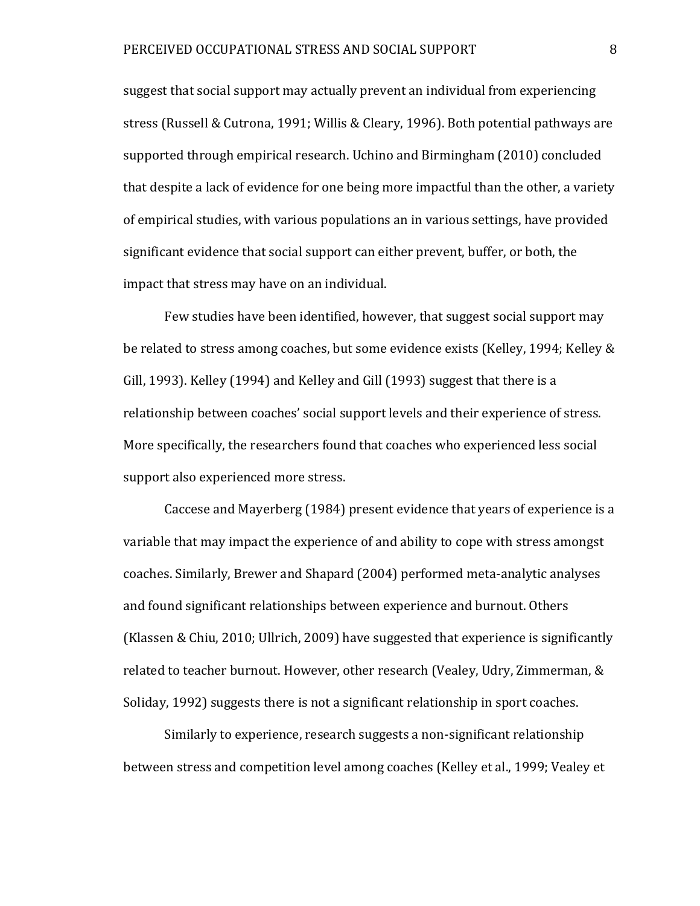suggest that social support may actually prevent an individual from experiencing stress (Russell & Cutrona, 1991; Willis & Cleary, 1996). Both potential pathways are supported through empirical research. Uchino and Birmingham (2010) concluded that despite a lack of evidence for one being more impactful than the other, a variety of empirical studies, with various populations an in various settings, have provided significant evidence that social support can either prevent, buffer, or both, the impact that stress may have on an individual.

Few studies have been identified, however, that suggest social support may be related to stress among coaches, but some evidence exists (Kelley, 1994; Kelley & Gill, 1993). Kelley (1994) and Kelley and Gill (1993) suggest that there is a relationship between coaches' social support levels and their experience of stress. More specifically, the researchers found that coaches who experienced less social support also experienced more stress.

Caccese and Mayerberg (1984) present evidence that years of experience is a variable that may impact the experience of and ability to cope with stress amongst coaches. Similarly, Brewer and Shapard (2004) performed meta-analytic analyses and found significant relationships between experience and burnout. Others (Klassen & Chiu, 2010; Ullrich, 2009) have suggested that experience is significantly related to teacher burnout. However, other research (Vealey, Udry, Zimmerman, & Soliday, 1992) suggests there is not a significant relationship in sport coaches.

Similarly to experience, research suggests a non-significant relationship between stress and competition level among coaches (Kelley et al., 1999; Vealey et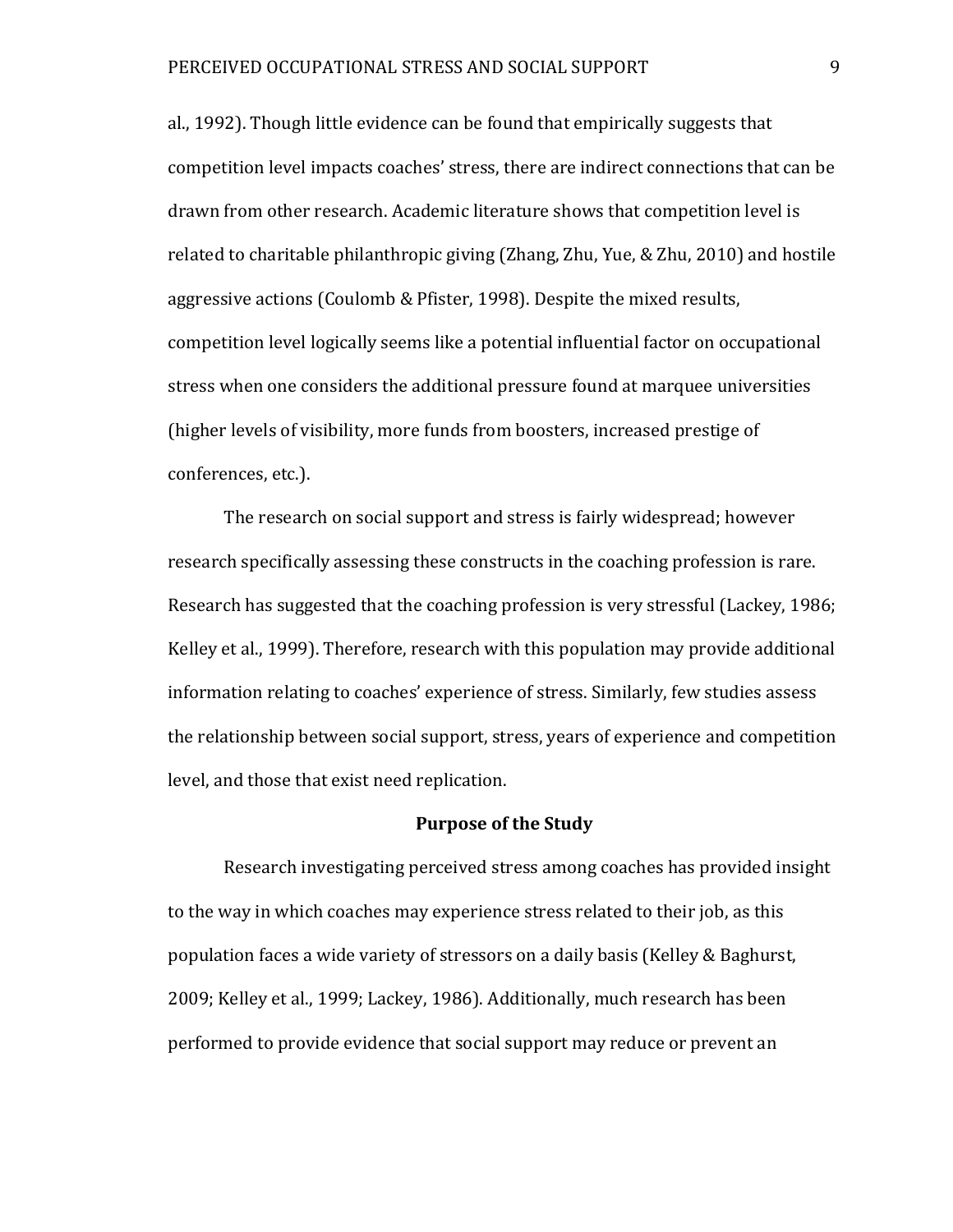al., 1992). Though little evidence can be found that empirically suggests that competition level impacts coaches' stress, there are indirect connections that can be drawn from other research. Academic literature shows that competition level is related to charitable philanthropic giving (Zhang, Zhu, Yue, & Zhu, 2010) and hostile aggressive actions (Coulomb & Pfister, 1998). Despite the mixed results, competition level logically seems like a potential influential factor on occupational stress when one considers the additional pressure found at marquee universities (higher levels of visibility, more funds from boosters, increased prestige of conferences, etc.).

The research on social support and stress is fairly widespread; however research specifically assessing these constructs in the coaching profession is rare. Research has suggested that the coaching profession is very stressful (Lackey, 1986; Kelley et al., 1999). Therefore, research with this population may provide additional information relating to coaches' experience of stress. Similarly, few studies assess the relationship between social support, stress, years of experience and competition level, and those that exist need replication.

## Purpose of the Study

Research investigating perceived stress among coaches has provided insight to the way in which coaches may experience stress related to their job, as this population faces a wide variety of stressors on a daily basis (Kelley & Baghurst, 2009; Kelley et al., 1999; Lackey, 1986). Additionally, much research has been performed to provide evidence that social support may reduce or prevent an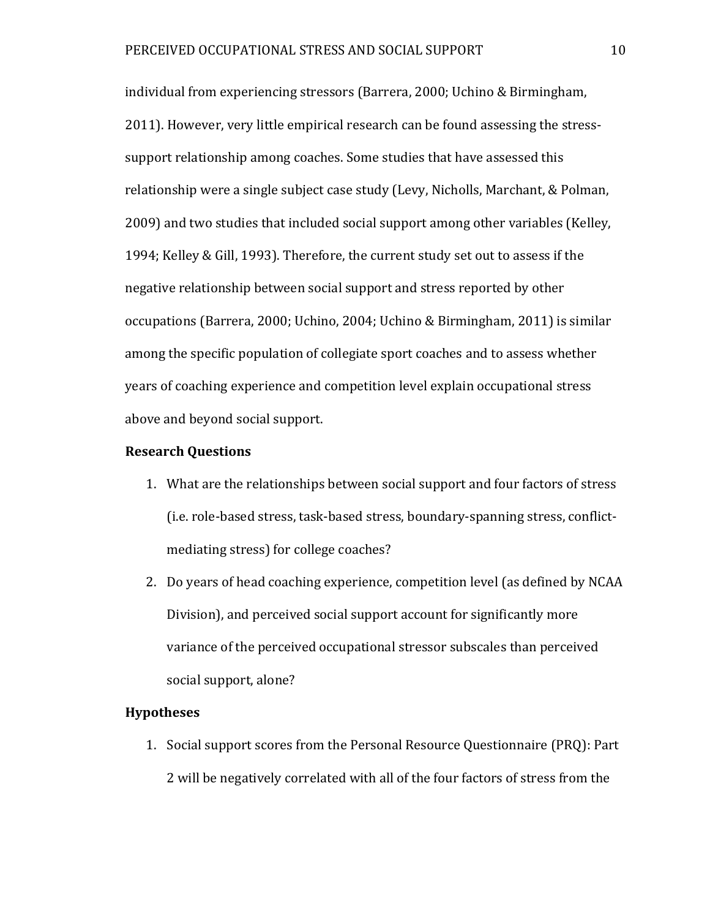individual from experiencing stressors (Barrera, 2000; Uchino & Birmingham, 2011). However, very little empirical research can be found assessing the stress-support relationship among coaches. Some studies that have assessed this relationship were a single subject case study (Levy, Nicholls, Marchant, & Polman, 2009) and two studies that included social support among other variables (Kelley, 1994; Kelley & Gill, 1993). Therefore, the current study set out to assess if the negative relationship between social support and stress reported by other occupations (Barrera, 2000; Uchino, 2004; Uchino & Birmingham, 2011) is similar among the specific population of collegiate sport coaches and to assess whether years of coaching experience and competition level explain occupational stress above and beyond social support.

### Research Questions

1. What are the relationships between social support and four factors of stress (i.e. role-based stress, task-based stress, boundary-spanning stress, conflict-mediating stress) for college coaches?
2. Do years of head coaching experience, competition level (as defined by NCAA Division), and perceived social support account for significantly more variance of the perceived occupational stressor subscales than perceived social support, alone?

### Hypotheses

1. Social support scores from the Personal Resource Questionnaire (PRQ): Part 2 will be negatively correlated with all of the four factors of stress from the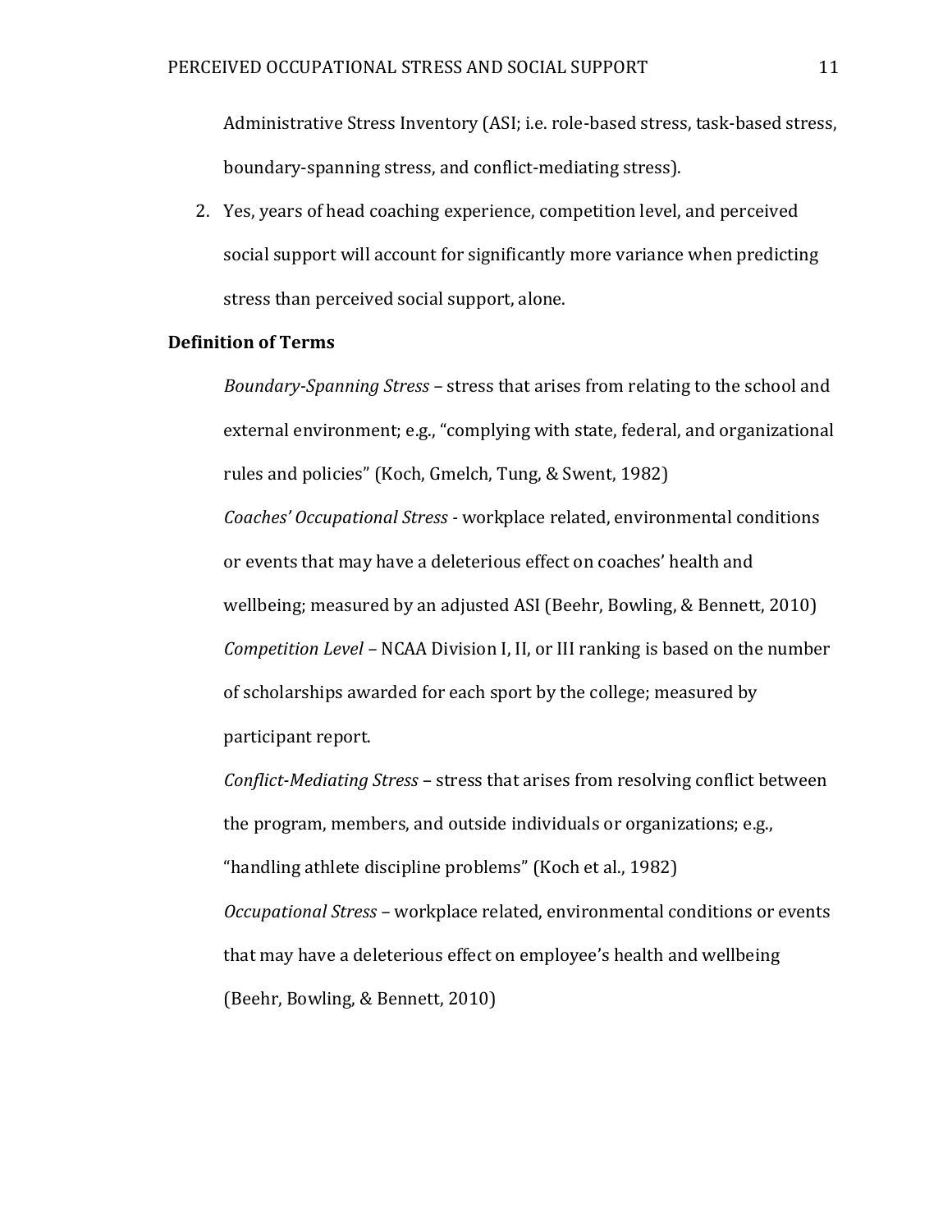Administrative Stress Inventory (ASI; i.e. role-based stress, task-based stress, boundary-spanning stress, and conflict-mediating stress).

2. Yes, years of head coaching experience, competition level, and perceived social support will account for significantly more variance when predicting stress than perceived social support, alone.

**Definition of Terms**

*Boundary-Spanning Stress* – stress that arises from relating to the school and external environment; e.g., "complying with state, federal, and organizational rules and policies" (Koch, Gmelch, Tung, & Swent, 1982)

*Coaches' Occupational Stress* - workplace related, environmental conditions or events that may have a deleterious effect on coaches' health and wellbeing; measured by an adjusted ASI (Beehr, Bowling, & Bennett, 2010)

*Competition Level* – NCAA Division I, II, or III ranking is based on the number of scholarships awarded for each sport by the college; measured by participant report.

*Conflict-Mediating Stress* – stress that arises from resolving conflict between the program, members, and outside individuals or organizations; e.g., "handling athlete discipline problems" (Koch et al., 1982)

*Occupational Stress* – workplace related, environmental conditions or events that may have a deleterious effect on employee's health and wellbeing (Beehr, Bowling, & Bennett, 2010)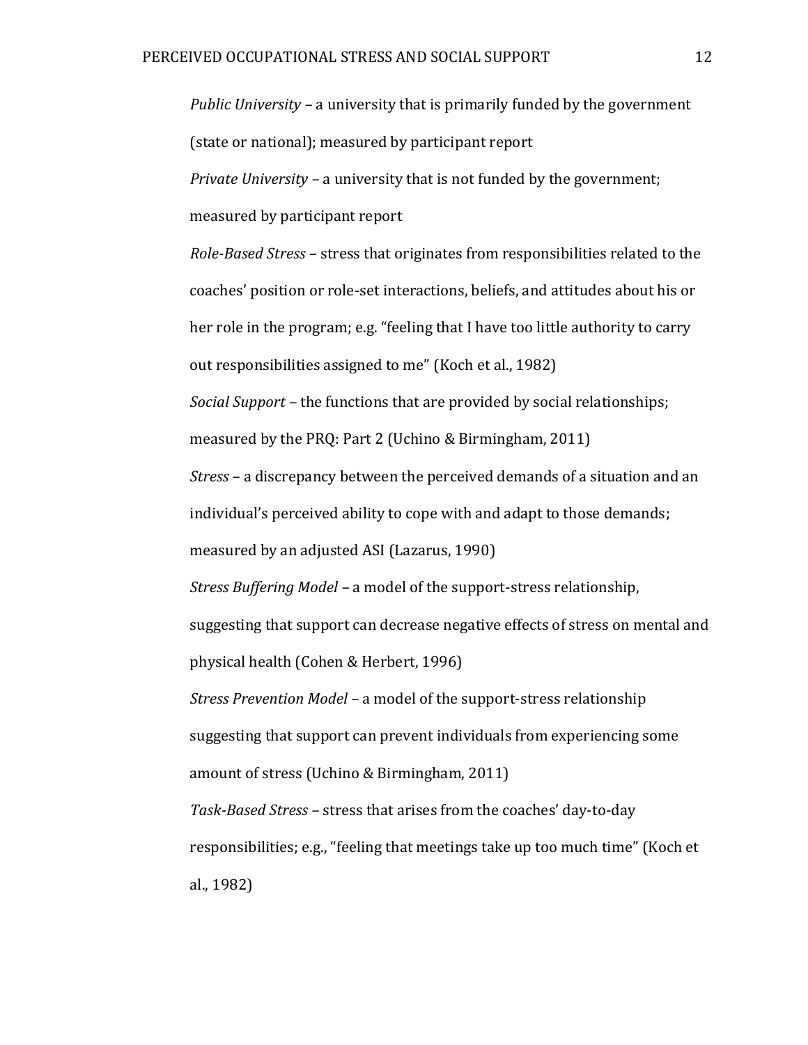*Public University* – a university that is primarily funded by the government (state or national); measured by participant report

*Private University* – a university that is not funded by the government; measured by participant report

*Role-Based Stress* – stress that originates from responsibilities related to the coaches' position or role-set interactions, beliefs, and attitudes about his or her role in the program; e.g. "feeling that I have too little authority to carry out responsibilities assigned to me" (Koch et al., 1982)

*Social Support* – the functions that are provided by social relationships; measured by the PRQ: Part 2 (Uchino & Birmingham, 2011)

*Stress* – a discrepancy between the perceived demands of a situation and an individual's perceived ability to cope with and adapt to those demands; measured by an adjusted ASI (Lazarus, 1990)

*Stress Buffering Model* – a model of the support-stress relationship, suggesting that support can decrease negative effects of stress on mental and physical health (Cohen & Herbert, 1996)

*Stress Prevention Model* – a model of the support-stress relationship suggesting that support can prevent individuals from experiencing some amount of stress (Uchino & Birmingham, 2011)

*Task-Based Stress* – stress that arises from the coaches' day-to-day responsibilities; e.g., "feeling that meetings take up too much time" (Koch et al., 1982)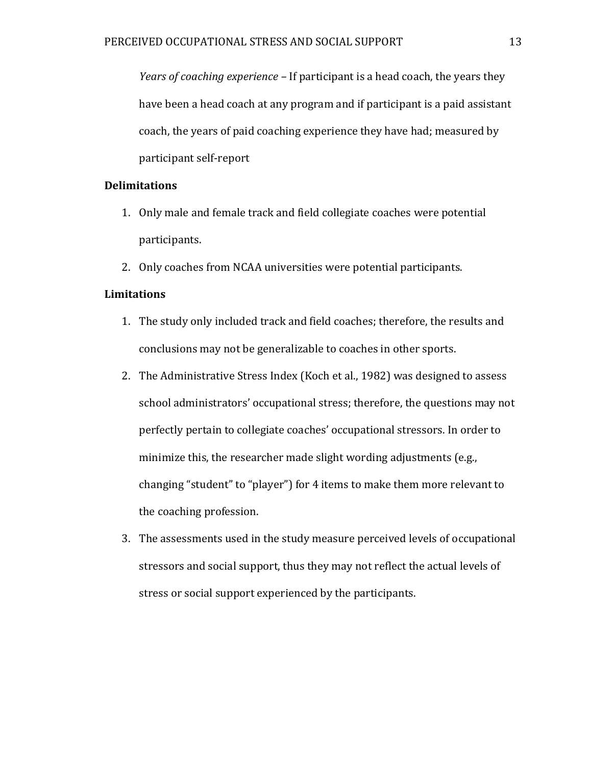*Years of coaching experience* – If participant is a head coach, the years they have been a head coach at any program and if participant is a paid assistant coach, the years of paid coaching experience they have had; measured by participant self-report

**Delimitations**

1. Only male and female track and field collegiate coaches were potential participants.
2. Only coaches from NCAA universities were potential participants.

**Limitations**

1. The study only included track and field coaches; therefore, the results and conclusions may not be generalizable to coaches in other sports.
2. The Administrative Stress Index (Koch et al., 1982) was designed to assess school administrators' occupational stress; therefore, the questions may not perfectly pertain to collegiate coaches' occupational stressors. In order to minimize this, the researcher made slight wording adjustments (e.g., changing "student" to "player") for 4 items to make them more relevant to the coaching profession.
3. The assessments used in the study measure perceived levels of occupational stressors and social support, thus they may not reflect the actual levels of stress or social support experienced by the participants.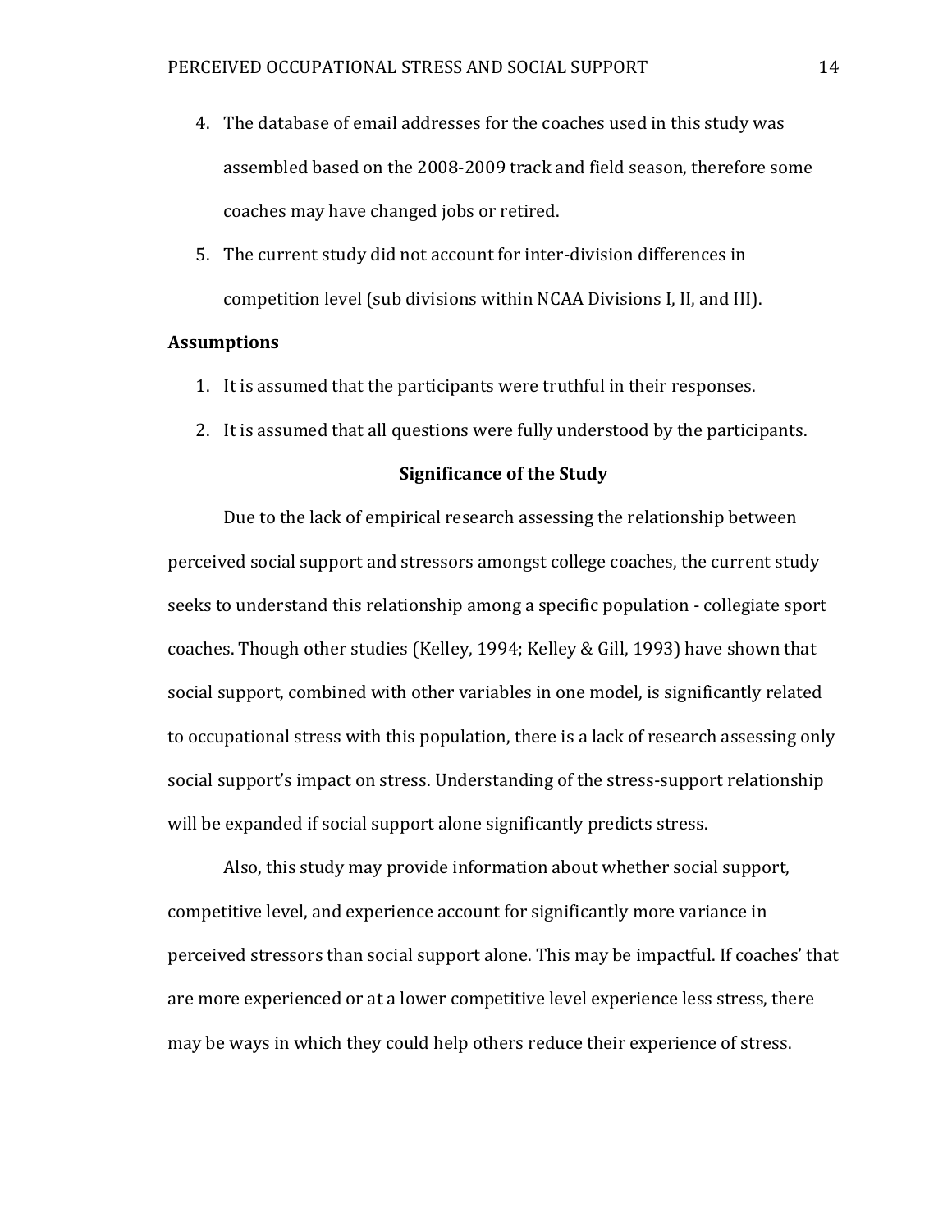4. The database of email addresses for the coaches used in this study was assembled based on the 2008-2009 track and field season, therefore some coaches may have changed jobs or retired.
5. The current study did not account for inter-division differences in competition level (sub divisions within NCAA Divisions I, II, and III).

**Assumptions**

1. It is assumed that the participants were truthful in their responses.
2. It is assumed that all questions were fully understood by the participants.

## Significance of the Study

Due to the lack of empirical research assessing the relationship between perceived social support and stressors amongst college coaches, the current study seeks to understand this relationship among a specific population - collegiate sport coaches. Though other studies (Kelley, 1994; Kelley & Gill, 1993) have shown that social support, combined with other variables in one model, is significantly related to occupational stress with this population, there is a lack of research assessing only social support's impact on stress. Understanding of the stress-support relationship will be expanded if social support alone significantly predicts stress.

Also, this study may provide information about whether social support, competitive level, and experience account for significantly more variance in perceived stressors than social support alone. This may be impactful. If coaches' that are more experienced or at a lower competitive level experience less stress, there may be ways in which they could help others reduce their experience of stress.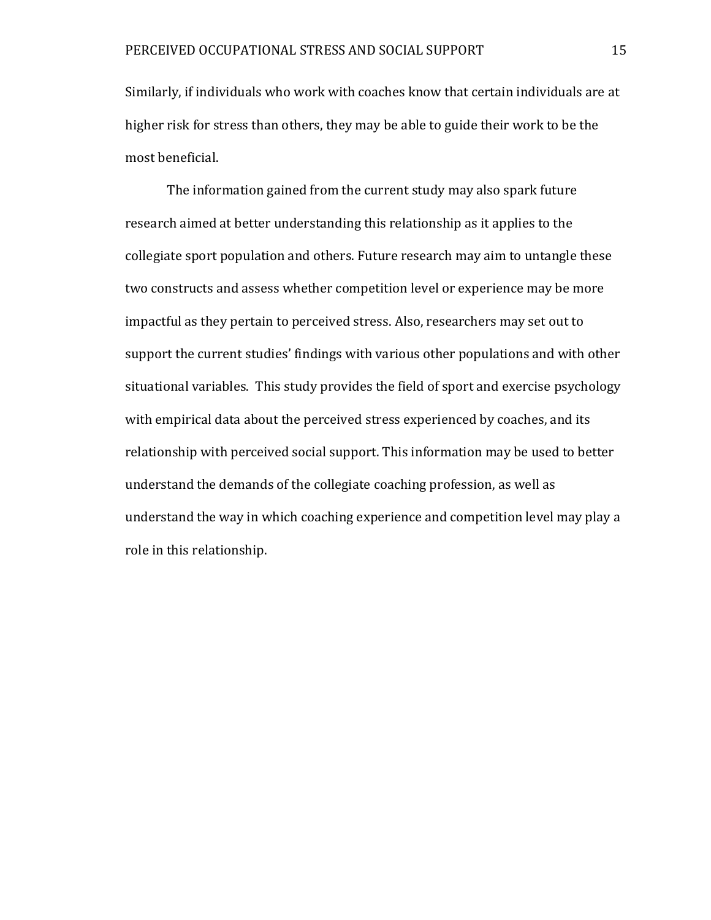Similarly, if individuals who work with coaches know that certain individuals are at higher risk for stress than others, they may be able to guide their work to be the most beneficial.

The information gained from the current study may also spark future research aimed at better understanding this relationship as it applies to the collegiate sport population and others. Future research may aim to untangle these two constructs and assess whether competition level or experience may be more impactful as they pertain to perceived stress. Also, researchers may set out to support the current studies' findings with various other populations and with other situational variables. This study provides the field of sport and exercise psychology with empirical data about the perceived stress experienced by coaches, and its relationship with perceived social support. This information may be used to better understand the demands of the collegiate coaching profession, as well as understand the way in which coaching experience and competition level may play a role in this relationship.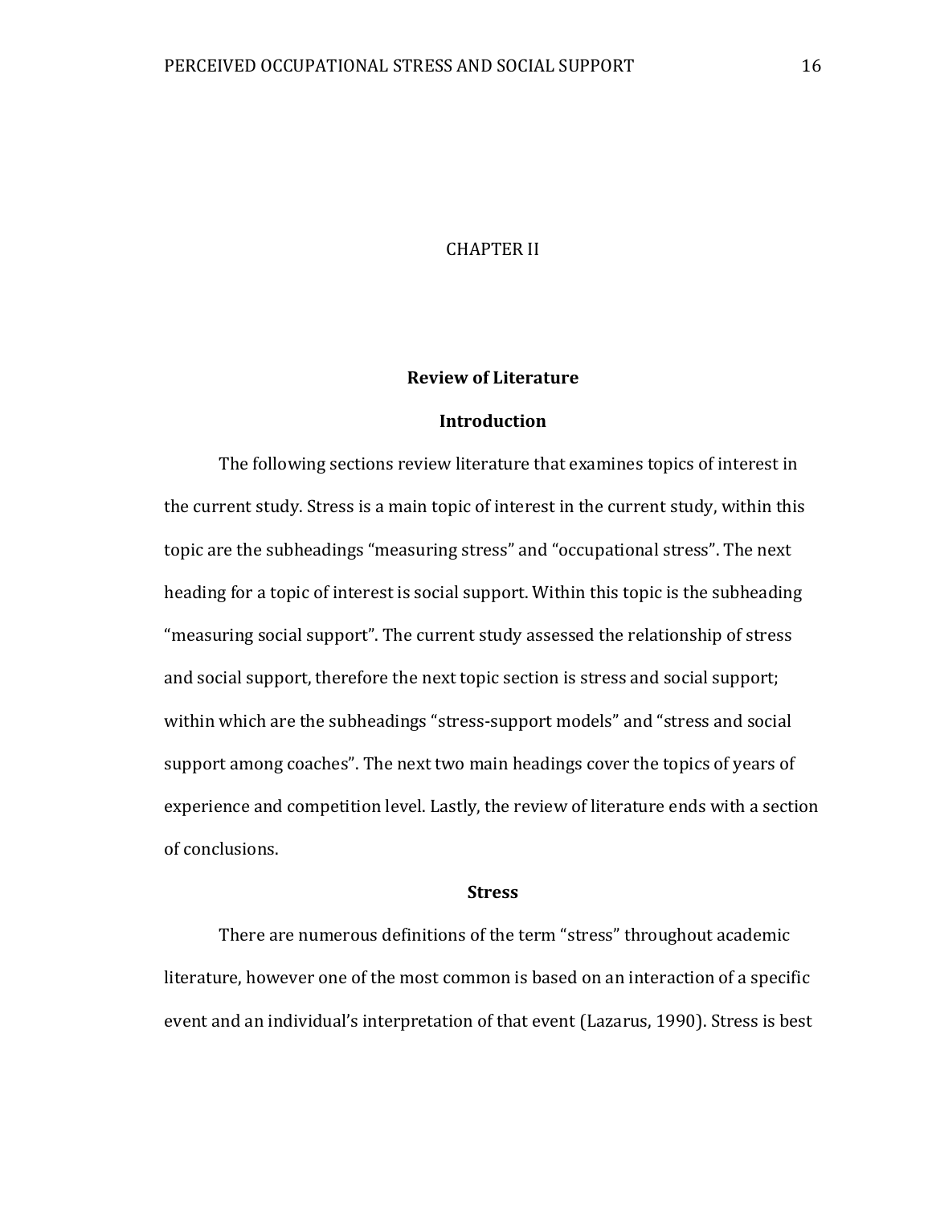# CHAPTER II

## Review of Literature

### Introduction

The following sections review literature that examines topics of interest in the current study. Stress is a main topic of interest in the current study, within this topic are the subheadings "measuring stress" and "occupational stress". The next heading for a topic of interest is social support. Within this topic is the subheading "measuring social support". The current study assessed the relationship of stress and social support, therefore the next topic section is stress and social support; within which are the subheadings "stress-support models" and "stress and social support among coaches". The next two main headings cover the topics of years of experience and competition level. Lastly, the review of literature ends with a section of conclusions.

### Stress

There are numerous definitions of the term "stress" throughout academic literature, however one of the most common is based on an interaction of a specific event and an individual's interpretation of that event (Lazarus, 1990). Stress is best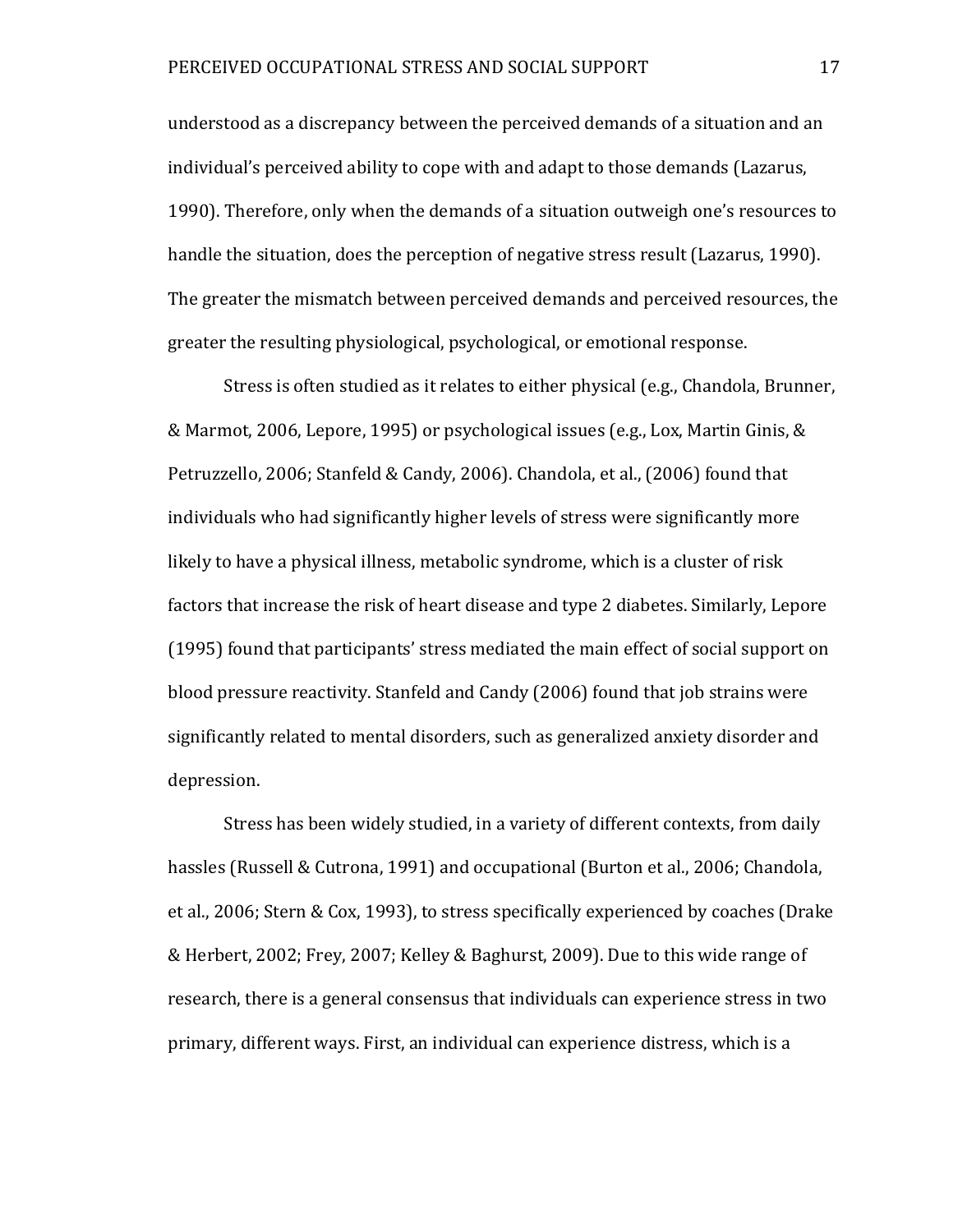understood as a discrepancy between the perceived demands of a situation and an individual's perceived ability to cope with and adapt to those demands (Lazarus, 1990). Therefore, only when the demands of a situation outweigh one's resources to handle the situation, does the perception of negative stress result (Lazarus, 1990). The greater the mismatch between perceived demands and perceived resources, the greater the resulting physiological, psychological, or emotional response.

Stress is often studied as it relates to either physical (e.g., Chandola, Brunner, & Marmot, 2006, Lepore, 1995) or psychological issues (e.g., Lox, Martin Ginis, & Petruzzello, 2006; Stanfeld & Candy, 2006). Chandola, et al., (2006) found that individuals who had significantly higher levels of stress were significantly more likely to have a physical illness, metabolic syndrome, which is a cluster of risk factors that increase the risk of heart disease and type 2 diabetes. Similarly, Lepore (1995) found that participants' stress mediated the main effect of social support on blood pressure reactivity. Stanfeld and Candy (2006) found that job strains were significantly related to mental disorders, such as generalized anxiety disorder and depression.

Stress has been widely studied, in a variety of different contexts, from daily hassles (Russell & Cutrona, 1991) and occupational (Burton et al., 2006; Chandola, et al., 2006; Stern & Cox, 1993), to stress specifically experienced by coaches (Drake & Herbert, 2002; Frey, 2007; Kelley & Baghurst, 2009). Due to this wide range of research, there is a general consensus that individuals can experience stress in two primary, different ways. First, an individual can experience distress, which is a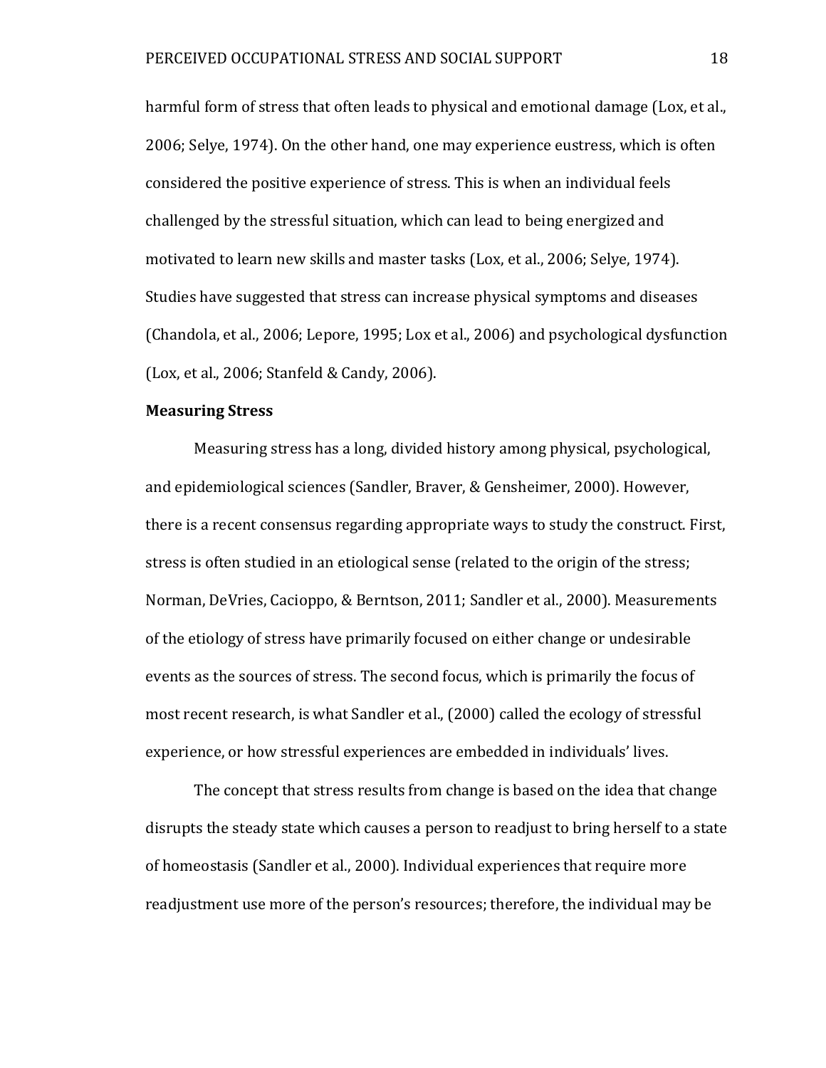harmful form of stress that often leads to physical and emotional damage (Lox, et al., 2006; Selye, 1974). On the other hand, one may experience eustress, which is often considered the positive experience of stress. This is when an individual feels challenged by the stressful situation, which can lead to being energized and motivated to learn new skills and master tasks (Lox, et al., 2006; Selye, 1974). Studies have suggested that stress can increase physical symptoms and diseases (Chandola, et al., 2006; Lepore, 1995; Lox et al., 2006) and psychological dysfunction (Lox, et al., 2006; Stanfeld & Candy, 2006).

**Measuring Stress**

Measuring stress has a long, divided history among physical, psychological, and epidemiological sciences (Sandler, Braver, & Gensheimer, 2000). However, there is a recent consensus regarding appropriate ways to study the construct. First, stress is often studied in an etiological sense (related to the origin of the stress; Norman, DeVries, Cacioppo, & Berntson, 2011; Sandler et al., 2000). Measurements of the etiology of stress have primarily focused on either change or undesirable events as the sources of stress. The second focus, which is primarily the focus of most recent research, is what Sandler et al., (2000) called the ecology of stressful experience, or how stressful experiences are embedded in individuals' lives.

The concept that stress results from change is based on the idea that change disrupts the steady state which causes a person to readjust to bring herself to a state of homeostasis (Sandler et al., 2000). Individual experiences that require more readjustment use more of the person's resources; therefore, the individual may be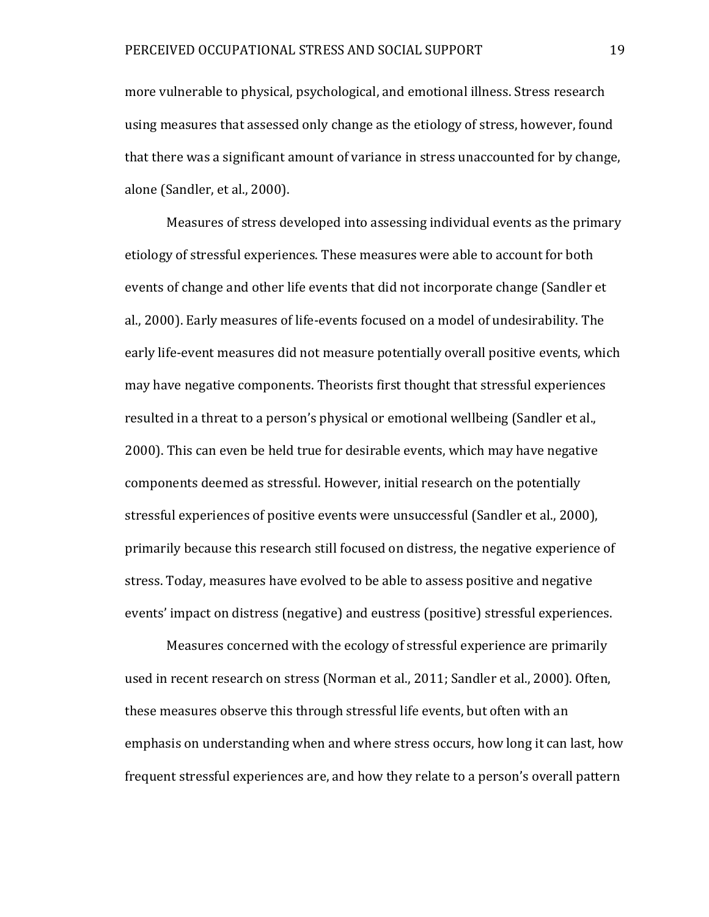more vulnerable to physical, psychological, and emotional illness. Stress research using measures that assessed only change as the etiology of stress, however, found that there was a significant amount of variance in stress unaccounted for by change, alone (Sandler, et al., 2000).

Measures of stress developed into assessing individual events as the primary etiology of stressful experiences. These measures were able to account for both events of change and other life events that did not incorporate change (Sandler et al., 2000). Early measures of life-events focused on a model of undesirability. The early life-event measures did not measure potentially overall positive events, which may have negative components. Theorists first thought that stressful experiences resulted in a threat to a person's physical or emotional wellbeing (Sandler et al., 2000). This can even be held true for desirable events, which may have negative components deemed as stressful. However, initial research on the potentially stressful experiences of positive events were unsuccessful (Sandler et al., 2000), primarily because this research still focused on distress, the negative experience of stress. Today, measures have evolved to be able to assess positive and negative events' impact on distress (negative) and eustress (positive) stressful experiences.

Measures concerned with the ecology of stressful experience are primarily used in recent research on stress (Norman et al., 2011; Sandler et al., 2000). Often, these measures observe this through stressful life events, but often with an emphasis on understanding when and where stress occurs, how long it can last, how frequent stressful experiences are, and how they relate to a person's overall pattern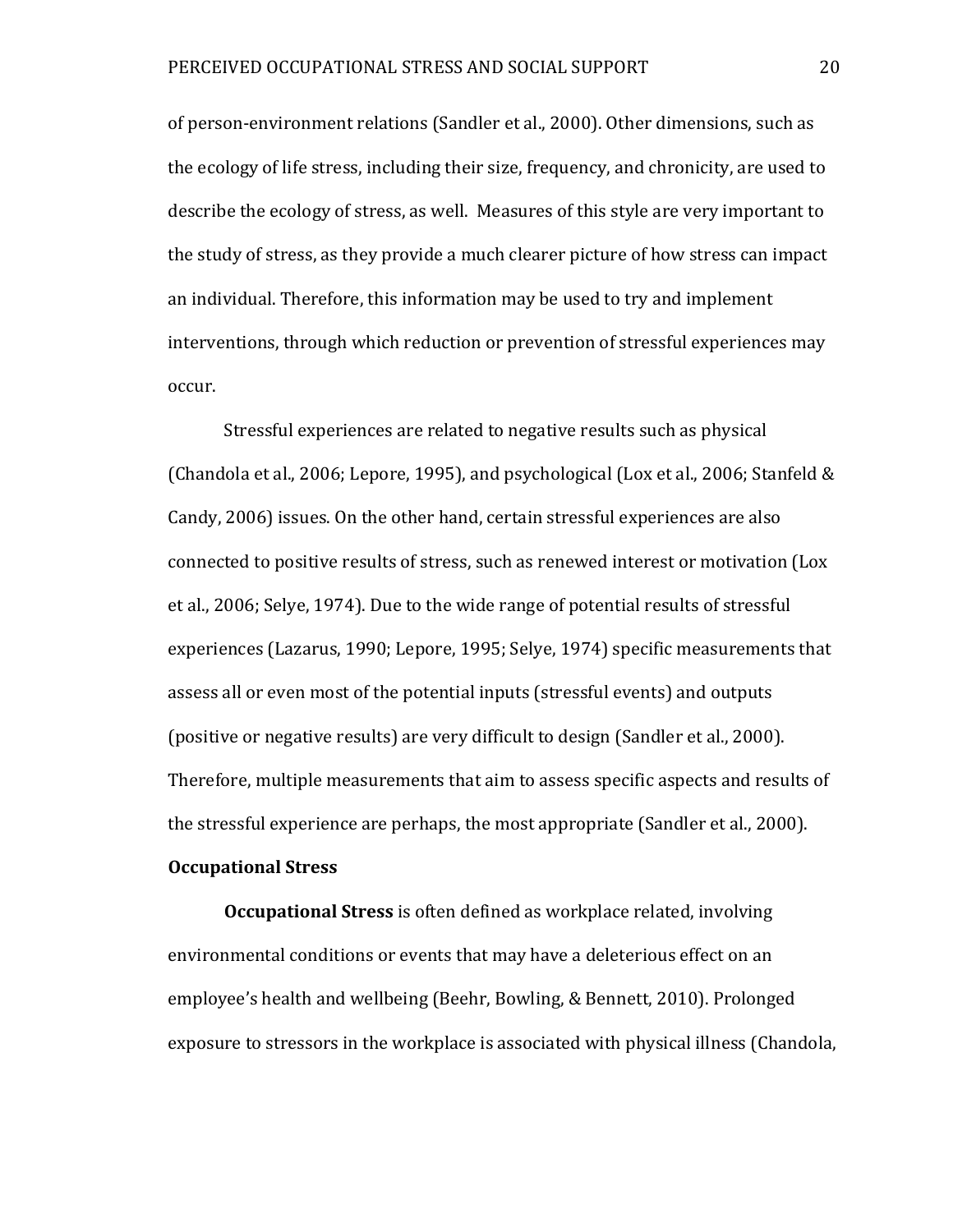of person-environment relations (Sandler et al., 2000). Other dimensions, such as the ecology of life stress, including their size, frequency, and chronicity, are used to describe the ecology of stress, as well. Measures of this style are very important to the study of stress, as they provide a much clearer picture of how stress can impact an individual. Therefore, this information may be used to try and implement interventions, through which reduction or prevention of stressful experiences may occur.

Stressful experiences are related to negative results such as physical (Chandola et al., 2006; Lepore, 1995), and psychological (Lox et al., 2006; Stanfeld & Candy, 2006) issues. On the other hand, certain stressful experiences are also connected to positive results of stress, such as renewed interest or motivation (Lox et al., 2006; Selye, 1974). Due to the wide range of potential results of stressful experiences (Lazarus, 1990; Lepore, 1995; Selye, 1974) specific measurements that assess all or even most of the potential inputs (stressful events) and outputs (positive or negative results) are very difficult to design (Sandler et al., 2000). Therefore, multiple measurements that aim to assess specific aspects and results of the stressful experience are perhaps, the most appropriate (Sandler et al., 2000).

**Occupational Stress**

**Occupational Stress** is often defined as workplace related, involving environmental conditions or events that may have a deleterious effect on an employee's health and wellbeing (Beehr, Bowling, & Bennett, 2010). Prolonged exposure to stressors in the workplace is associated with physical illness (Chandola,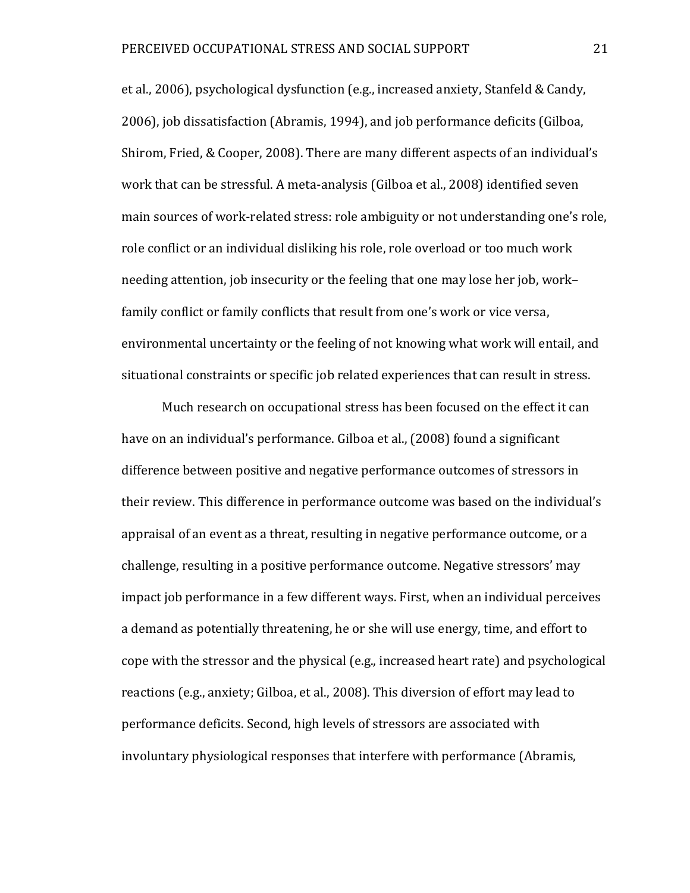et al., 2006), psychological dysfunction (e.g., increased anxiety, Stanfeld & Candy, 2006), job dissatisfaction (Abramis, 1994), and job performance deficits (Gilboa, Shirom, Fried, & Cooper, 2008). There are many different aspects of an individual's work that can be stressful. A meta-analysis (Gilboa et al., 2008) identified seven main sources of work-related stress: role ambiguity or not understanding one's role, role conflict or an individual disliking his role, role overload or too much work needing attention, job insecurity or the feeling that one may lose her job, work–family conflict or family conflicts that result from one's work or vice versa, environmental uncertainty or the feeling of not knowing what work will entail, and situational constraints or specific job related experiences that can result in stress.

Much research on occupational stress has been focused on the effect it can have on an individual's performance. Gilboa et al., (2008) found a significant difference between positive and negative performance outcomes of stressors in their review. This difference in performance outcome was based on the individual's appraisal of an event as a threat, resulting in negative performance outcome, or a challenge, resulting in a positive performance outcome. Negative stressors' may impact job performance in a few different ways. First, when an individual perceives a demand as potentially threatening, he or she will use energy, time, and effort to cope with the stressor and the physical (e.g., increased heart rate) and psychological reactions (e.g., anxiety; Gilboa, et al., 2008). This diversion of effort may lead to performance deficits. Second, high levels of stressors are associated with involuntary physiological responses that interfere with performance (Abramis,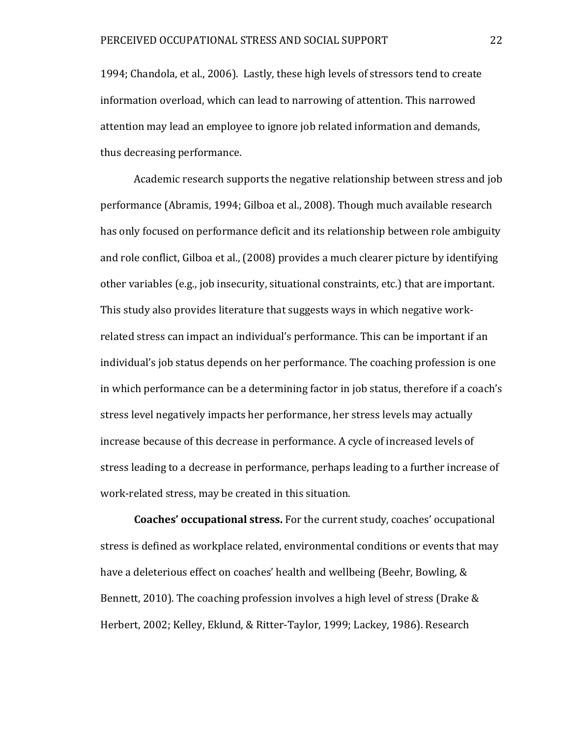1994; Chandola, et al., 2006). Lastly, these high levels of stressors tend to create information overload, which can lead to narrowing of attention. This narrowed attention may lead an employee to ignore job related information and demands, thus decreasing performance.

Academic research supports the negative relationship between stress and job performance (Abramis, 1994; Gilboa et al., 2008). Though much available research has only focused on performance deficit and its relationship between role ambiguity and role conflict, Gilboa et al., (2008) provides a much clearer picture by identifying other variables (e.g., job insecurity, situational constraints, etc.) that are important. This study also provides literature that suggests ways in which negative work-related stress can impact an individual's performance. This can be important if an individual's job status depends on her performance. The coaching profession is one in which performance can be a determining factor in job status, therefore if a coach's stress level negatively impacts her performance, her stress levels may actually increase because of this decrease in performance. A cycle of increased levels of stress leading to a decrease in performance, perhaps leading to a further increase of work-related stress, may be created in this situation.

**Coaches' occupational stress.** For the current study, coaches' occupational stress is defined as workplace related, environmental conditions or events that may have a deleterious effect on coaches' health and wellbeing (Beehr, Bowling, & Bennett, 2010). The coaching profession involves a high level of stress (Drake & Herbert, 2002; Kelley, Eklund, & Ritter-Taylor, 1999; Lackey, 1986). Research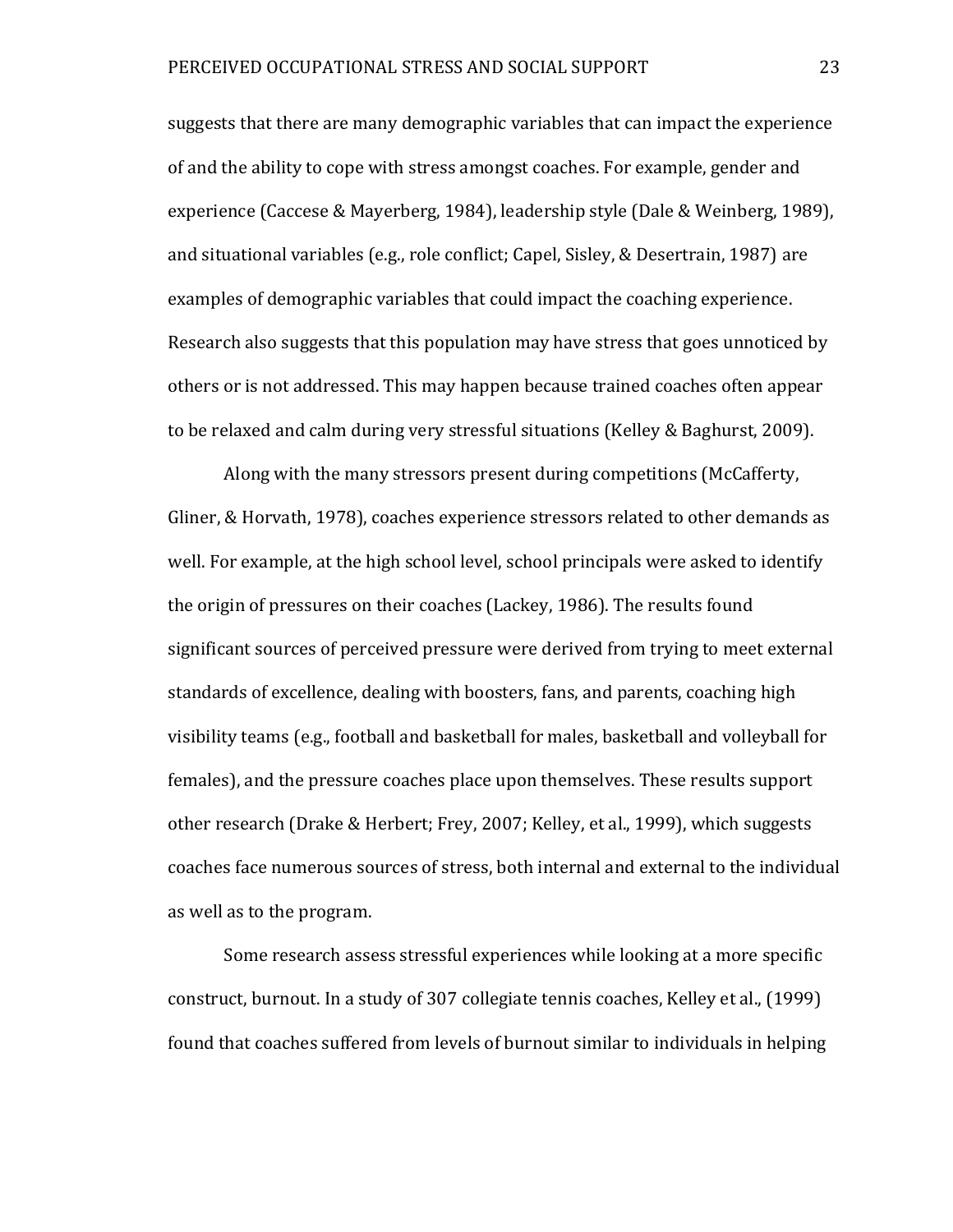suggests that there are many demographic variables that can impact the experience of and the ability to cope with stress amongst coaches. For example, gender and experience (Caccese & Mayerberg, 1984), leadership style (Dale & Weinberg, 1989), and situational variables (e.g., role conflict; Capel, Sisley, & Desertrain, 1987) are examples of demographic variables that could impact the coaching experience. Research also suggests that this population may have stress that goes unnoticed by others or is not addressed. This may happen because trained coaches often appear to be relaxed and calm during very stressful situations (Kelley & Baghurst, 2009).

Along with the many stressors present during competitions (McCafferty, Gliner, & Horvath, 1978), coaches experience stressors related to other demands as well. For example, at the high school level, school principals were asked to identify the origin of pressures on their coaches (Lackey, 1986). The results found significant sources of perceived pressure were derived from trying to meet external standards of excellence, dealing with boosters, fans, and parents, coaching high visibility teams (e.g., football and basketball for males, basketball and volleyball for females), and the pressure coaches place upon themselves. These results support other research (Drake & Herbert; Frey, 2007; Kelley, et al., 1999), which suggests coaches face numerous sources of stress, both internal and external to the individual as well as to the program.

Some research assess stressful experiences while looking at a more specific construct, burnout. In a study of 307 collegiate tennis coaches, Kelley et al., (1999) found that coaches suffered from levels of burnout similar to individuals in helping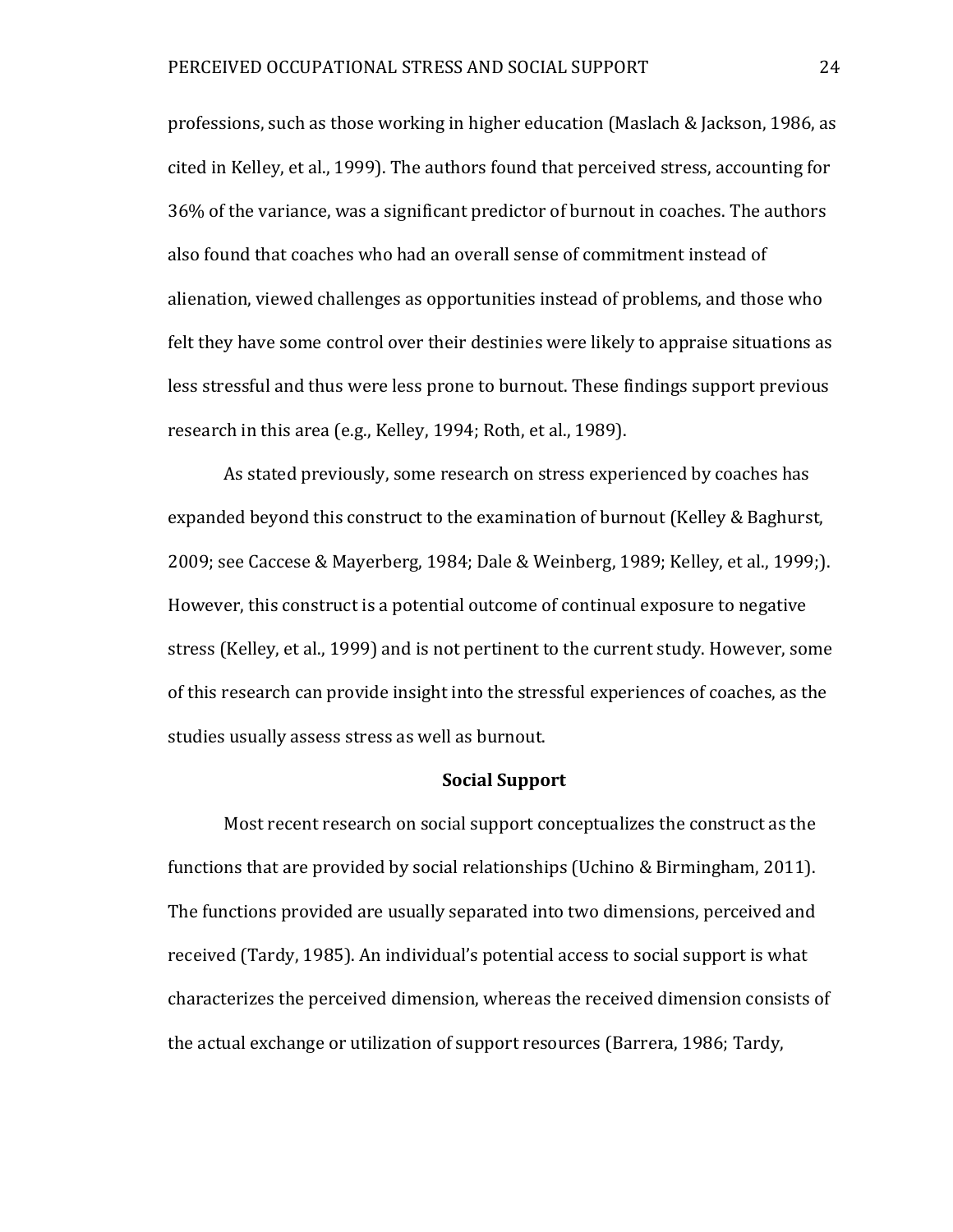professions, such as those working in higher education (Maslach & Jackson, 1986, as cited in Kelley, et al., 1999). The authors found that perceived stress, accounting for 36% of the variance, was a significant predictor of burnout in coaches. The authors also found that coaches who had an overall sense of commitment instead of alienation, viewed challenges as opportunities instead of problems, and those who felt they have some control over their destinies were likely to appraise situations as less stressful and thus were less prone to burnout. These findings support previous research in this area (e.g., Kelley, 1994; Roth, et al., 1989).

As stated previously, some research on stress experienced by coaches has expanded beyond this construct to the examination of burnout (Kelley & Baghurst, 2009; see Caccese & Mayerberg, 1984; Dale & Weinberg, 1989; Kelley, et al., 1999;). However, this construct is a potential outcome of continual exposure to negative stress (Kelley, et al., 1999) and is not pertinent to the current study. However, some of this research can provide insight into the stressful experiences of coaches, as the studies usually assess stress as well as burnout.

## Social Support

Most recent research on social support conceptualizes the construct as the functions that are provided by social relationships (Uchino & Birmingham, 2011). The functions provided are usually separated into two dimensions, perceived and received (Tardy, 1985). An individual's potential access to social support is what characterizes the perceived dimension, whereas the received dimension consists of the actual exchange or utilization of support resources (Barrera, 1986; Tardy,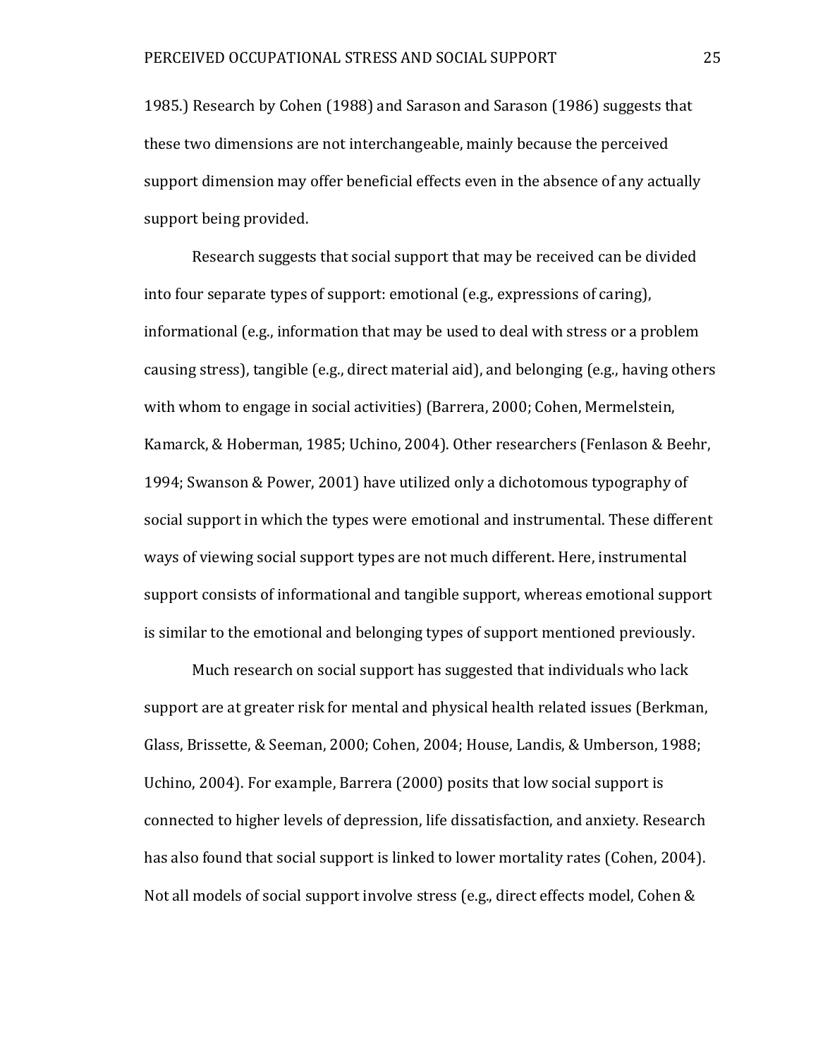1985.) Research by Cohen (1988) and Sarason and Sarason (1986) suggests that these two dimensions are not interchangeable, mainly because the perceived support dimension may offer beneficial effects even in the absence of any actually support being provided.

Research suggests that social support that may be received can be divided into four separate types of support: emotional (e.g., expressions of caring), informational (e.g., information that may be used to deal with stress or a problem causing stress), tangible (e.g., direct material aid), and belonging (e.g., having others with whom to engage in social activities) (Barrera, 2000; Cohen, Mermelstein, Kamarck, & Hoberman, 1985; Uchino, 2004). Other researchers (Fenlason & Beehr, 1994; Swanson & Power, 2001) have utilized only a dichotomous typography of social support in which the types were emotional and instrumental. These different ways of viewing social support types are not much different. Here, instrumental support consists of informational and tangible support, whereas emotional support is similar to the emotional and belonging types of support mentioned previously.

Much research on social support has suggested that individuals who lack support are at greater risk for mental and physical health related issues (Berkman, Glass, Brissette, & Seeman, 2000; Cohen, 2004; House, Landis, & Umberson, 1988; Uchino, 2004). For example, Barrera (2000) posits that low social support is connected to higher levels of depression, life dissatisfaction, and anxiety. Research has also found that social support is linked to lower mortality rates (Cohen, 2004). Not all models of social support involve stress (e.g., direct effects model, Cohen &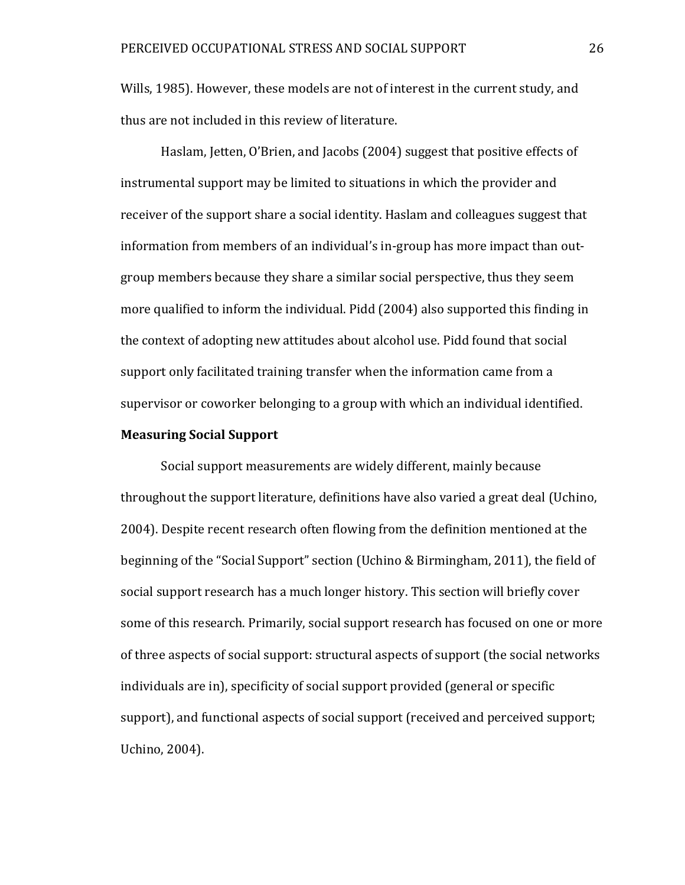Wills, 1985). However, these models are not of interest in the current study, and thus are not included in this review of literature.

Haslam, Jetten, O'Brien, and Jacobs (2004) suggest that positive effects of instrumental support may be limited to situations in which the provider and receiver of the support share a social identity. Haslam and colleagues suggest that information from members of an individual's in-group has more impact than out-group members because they share a similar social perspective, thus they seem more qualified to inform the individual. Pidd (2004) also supported this finding in the context of adopting new attitudes about alcohol use. Pidd found that social support only facilitated training transfer when the information came from a supervisor or coworker belonging to a group with which an individual identified.

**Measuring Social Support**

Social support measurements are widely different, mainly because throughout the support literature, definitions have also varied a great deal (Uchino, 2004). Despite recent research often flowing from the definition mentioned at the beginning of the "Social Support" section (Uchino & Birmingham, 2011), the field of social support research has a much longer history. This section will briefly cover some of this research. Primarily, social support research has focused on one or more of three aspects of social support: structural aspects of support (the social networks individuals are in), specificity of social support provided (general or specific support), and functional aspects of social support (received and perceived support; Uchino, 2004).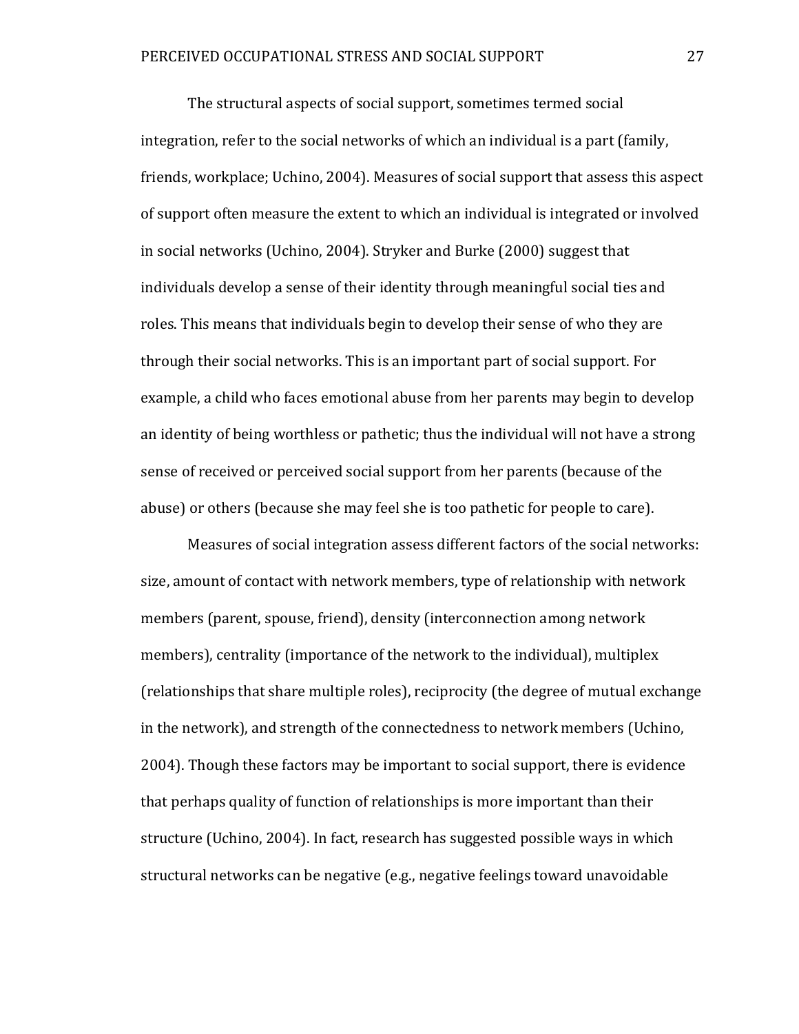The structural aspects of social support, sometimes termed social integration, refer to the social networks of which an individual is a part (family, friends, workplace; Uchino, 2004). Measures of social support that assess this aspect of support often measure the extent to which an individual is integrated or involved in social networks (Uchino, 2004). Stryker and Burke (2000) suggest that individuals develop a sense of their identity through meaningful social ties and roles. This means that individuals begin to develop their sense of who they are through their social networks. This is an important part of social support. For example, a child who faces emotional abuse from her parents may begin to develop an identity of being worthless or pathetic; thus the individual will not have a strong sense of received or perceived social support from her parents (because of the abuse) or others (because she may feel she is too pathetic for people to care).

Measures of social integration assess different factors of the social networks: size, amount of contact with network members, type of relationship with network members (parent, spouse, friend), density (interconnection among network members), centrality (importance of the network to the individual), multiplex (relationships that share multiple roles), reciprocity (the degree of mutual exchange in the network), and strength of the connectedness to network members (Uchino, 2004). Though these factors may be important to social support, there is evidence that perhaps quality of function of relationships is more important than their structure (Uchino, 2004). In fact, research has suggested possible ways in which structural networks can be negative (e.g., negative feelings toward unavoidable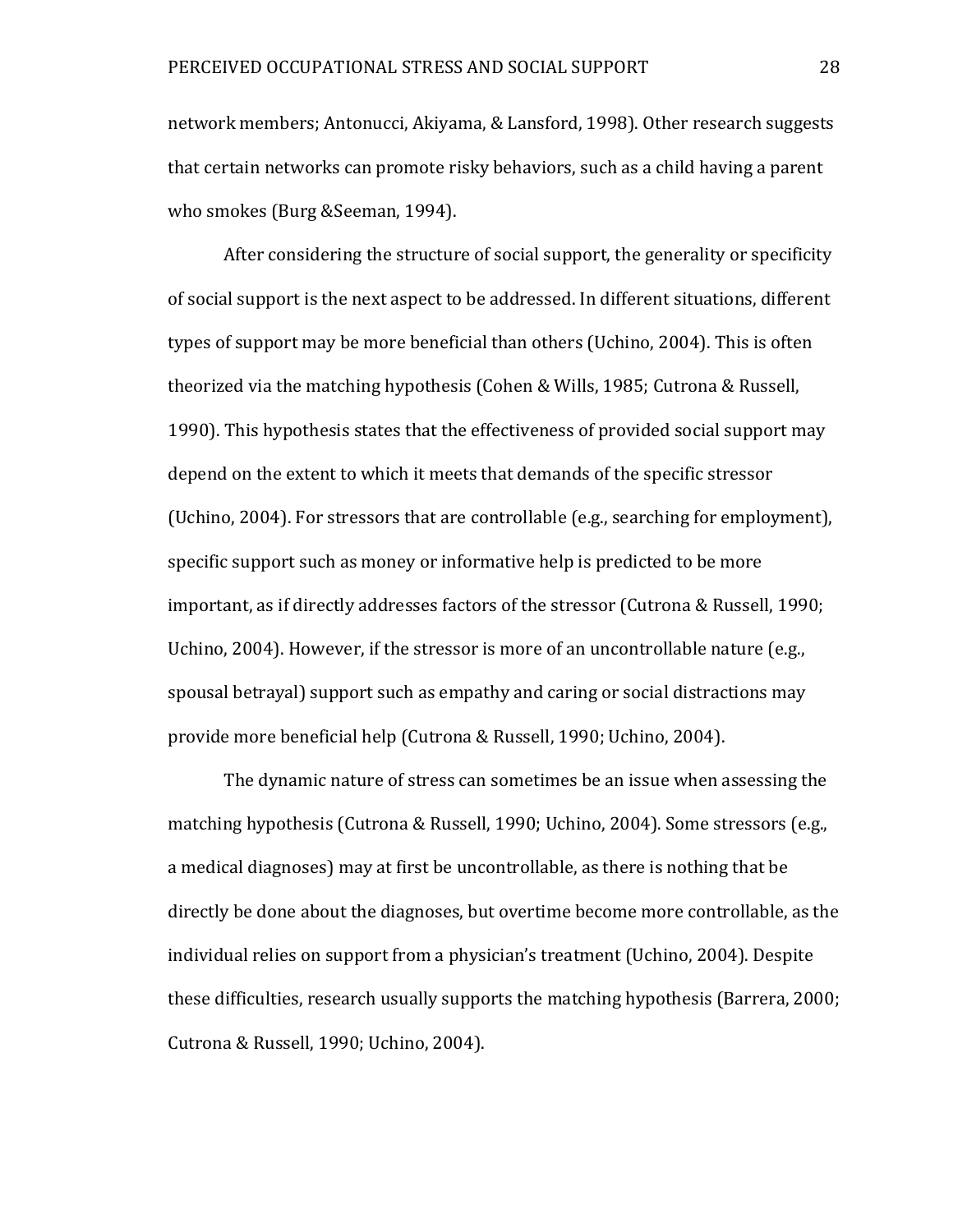network members; Antonucci, Akiyama, & Lansford, 1998). Other research suggests that certain networks can promote risky behaviors, such as a child having a parent who smokes (Burg &Seeman, 1994).

After considering the structure of social support, the generality or specificity of social support is the next aspect to be addressed. In different situations, different types of support may be more beneficial than others (Uchino, 2004). This is often theorized via the matching hypothesis (Cohen & Wills, 1985; Cutrona & Russell, 1990). This hypothesis states that the effectiveness of provided social support may depend on the extent to which it meets that demands of the specific stressor (Uchino, 2004). For stressors that are controllable (e.g., searching for employment), specific support such as money or informative help is predicted to be more important, as if directly addresses factors of the stressor (Cutrona & Russell, 1990; Uchino, 2004). However, if the stressor is more of an uncontrollable nature (e.g., spousal betrayal) support such as empathy and caring or social distractions may provide more beneficial help (Cutrona & Russell, 1990; Uchino, 2004).

The dynamic nature of stress can sometimes be an issue when assessing the matching hypothesis (Cutrona & Russell, 1990; Uchino, 2004). Some stressors (e.g., a medical diagnoses) may at first be uncontrollable, as there is nothing that be directly be done about the diagnoses, but overtime become more controllable, as the individual relies on support from a physician's treatment (Uchino, 2004). Despite these difficulties, research usually supports the matching hypothesis (Barrera, 2000; Cutrona & Russell, 1990; Uchino, 2004).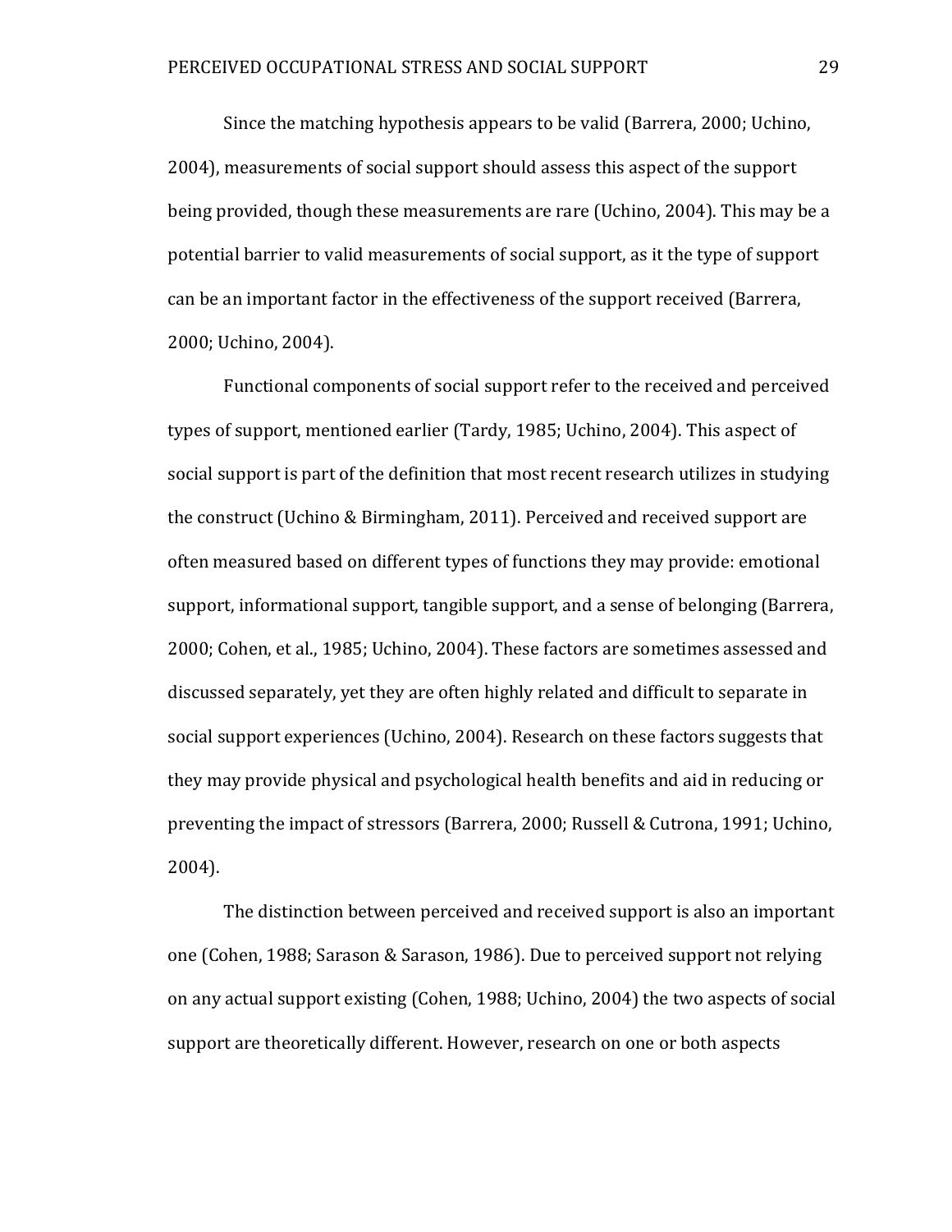Since the matching hypothesis appears to be valid (Barrera, 2000; Uchino, 2004), measurements of social support should assess this aspect of the support being provided, though these measurements are rare (Uchino, 2004). This may be a potential barrier to valid measurements of social support, as it the type of support can be an important factor in the effectiveness of the support received (Barrera, 2000; Uchino, 2004).

Functional components of social support refer to the received and perceived types of support, mentioned earlier (Tardy, 1985; Uchino, 2004). This aspect of social support is part of the definition that most recent research utilizes in studying the construct (Uchino & Birmingham, 2011). Perceived and received support are often measured based on different types of functions they may provide: emotional support, informational support, tangible support, and a sense of belonging (Barrera, 2000; Cohen, et al., 1985; Uchino, 2004). These factors are sometimes assessed and discussed separately, yet they are often highly related and difficult to separate in social support experiences (Uchino, 2004). Research on these factors suggests that they may provide physical and psychological health benefits and aid in reducing or preventing the impact of stressors (Barrera, 2000; Russell & Cutrona, 1991; Uchino, 2004).

The distinction between perceived and received support is also an important one (Cohen, 1988; Sarason & Sarason, 1986). Due to perceived support not relying on any actual support existing (Cohen, 1988; Uchino, 2004) the two aspects of social support are theoretically different. However, research on one or both aspects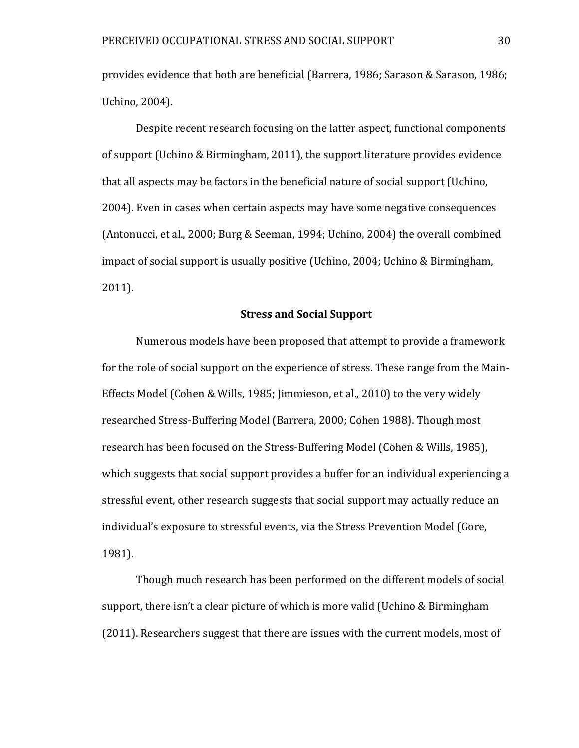provides evidence that both are beneficial (Barrera, 1986; Sarason & Sarason, 1986; Uchino, 2004).

Despite recent research focusing on the latter aspect, functional components of support (Uchino & Birmingham, 2011), the support literature provides evidence that all aspects may be factors in the beneficial nature of social support (Uchino, 2004). Even in cases when certain aspects may have some negative consequences (Antonucci, et al., 2000; Burg & Seeman, 1994; Uchino, 2004) the overall combined impact of social support is usually positive (Uchino, 2004; Uchino & Birmingham, 2011).

## Stress and Social Support

Numerous models have been proposed that attempt to provide a framework for the role of social support on the experience of stress. These range from the Main-Effects Model (Cohen & Wills, 1985; Jimmieson, et al., 2010) to the very widely researched Stress-Buffering Model (Barrera, 2000; Cohen 1988). Though most research has been focused on the Stress-Buffering Model (Cohen & Wills, 1985), which suggests that social support provides a buffer for an individual experiencing a stressful event, other research suggests that social support may actually reduce an individual's exposure to stressful events, via the Stress Prevention Model (Gore, 1981).

Though much research has been performed on the different models of social support, there isn't a clear picture of which is more valid (Uchino & Birmingham (2011). Researchers suggest that there are issues with the current models, most of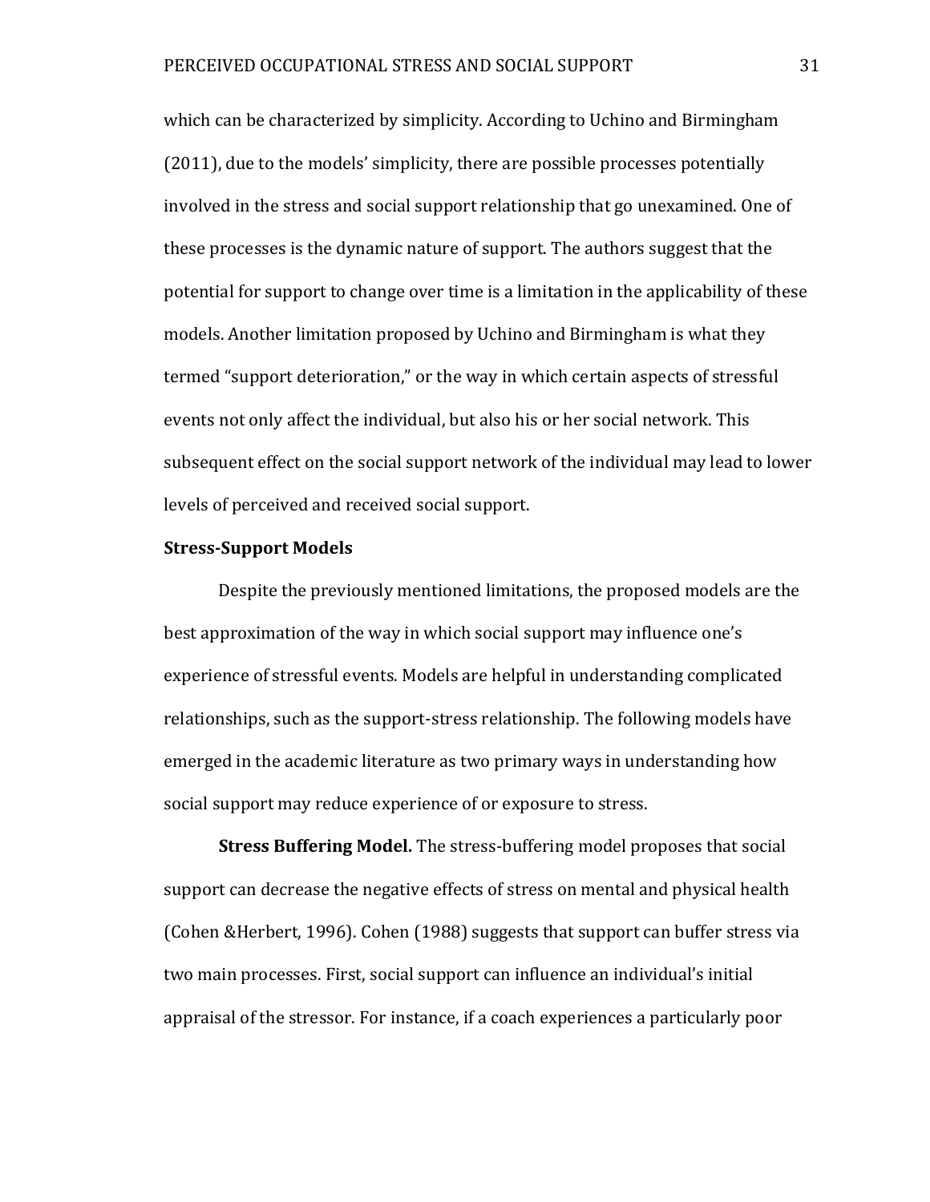which can be characterized by simplicity. According to Uchino and Birmingham (2011), due to the models' simplicity, there are possible processes potentially involved in the stress and social support relationship that go unexamined. One of these processes is the dynamic nature of support. The authors suggest that the potential for support to change over time is a limitation in the applicability of these models. Another limitation proposed by Uchino and Birmingham is what they termed "support deterioration," or the way in which certain aspects of stressful events not only affect the individual, but also his or her social network. This subsequent effect on the social support network of the individual may lead to lower levels of perceived and received social support.

## Stress-Support Models

Despite the previously mentioned limitations, the proposed models are the best approximation of the way in which social support may influence one's experience of stressful events. Models are helpful in understanding complicated relationships, such as the support-stress relationship. The following models have emerged in the academic literature as two primary ways in understanding how social support may reduce experience of or exposure to stress.

**Stress Buffering Model.** The stress-buffering model proposes that social support can decrease the negative effects of stress on mental and physical health (Cohen &Herbert, 1996). Cohen (1988) suggests that support can buffer stress via two main processes. First, social support can influence an individual's initial appraisal of the stressor. For instance, if a coach experiences a particularly poor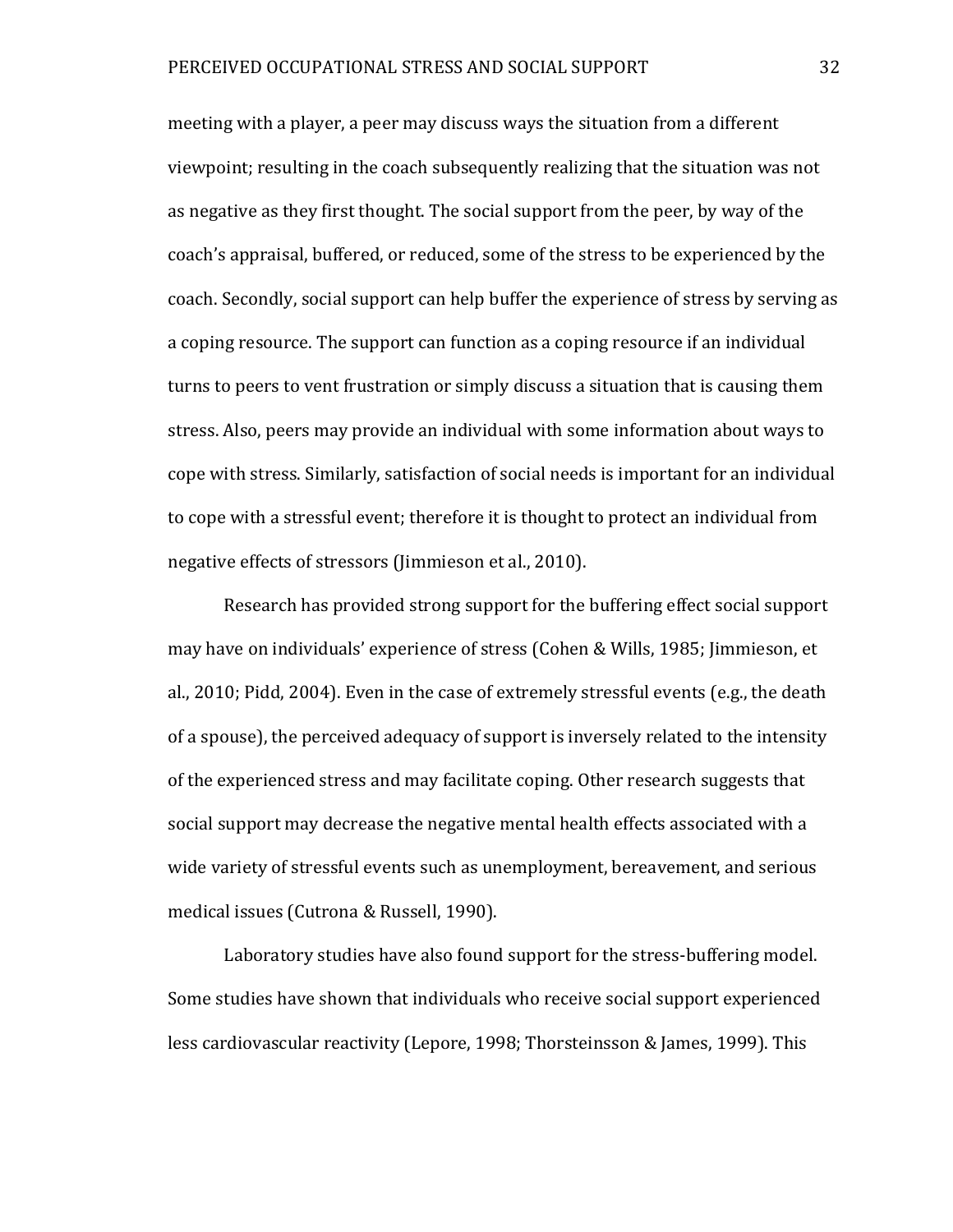meeting with a player, a peer may discuss ways the situation from a different viewpoint; resulting in the coach subsequently realizing that the situation was not as negative as they first thought. The social support from the peer, by way of the coach's appraisal, buffered, or reduced, some of the stress to be experienced by the coach. Secondly, social support can help buffer the experience of stress by serving as a coping resource. The support can function as a coping resource if an individual turns to peers to vent frustration or simply discuss a situation that is causing them stress. Also, peers may provide an individual with some information about ways to cope with stress. Similarly, satisfaction of social needs is important for an individual to cope with a stressful event; therefore it is thought to protect an individual from negative effects of stressors (Jimmieson et al., 2010).

Research has provided strong support for the buffering effect social support may have on individuals' experience of stress (Cohen & Wills, 1985; Jimmieson, et al., 2010; Pidd, 2004). Even in the case of extremely stressful events (e.g., the death of a spouse), the perceived adequacy of support is inversely related to the intensity of the experienced stress and may facilitate coping. Other research suggests that social support may decrease the negative mental health effects associated with a wide variety of stressful events such as unemployment, bereavement, and serious medical issues (Cutrona & Russell, 1990).

Laboratory studies have also found support for the stress-buffering model. Some studies have shown that individuals who receive social support experienced less cardiovascular reactivity (Lepore, 1998; Thorsteinsson & James, 1999). This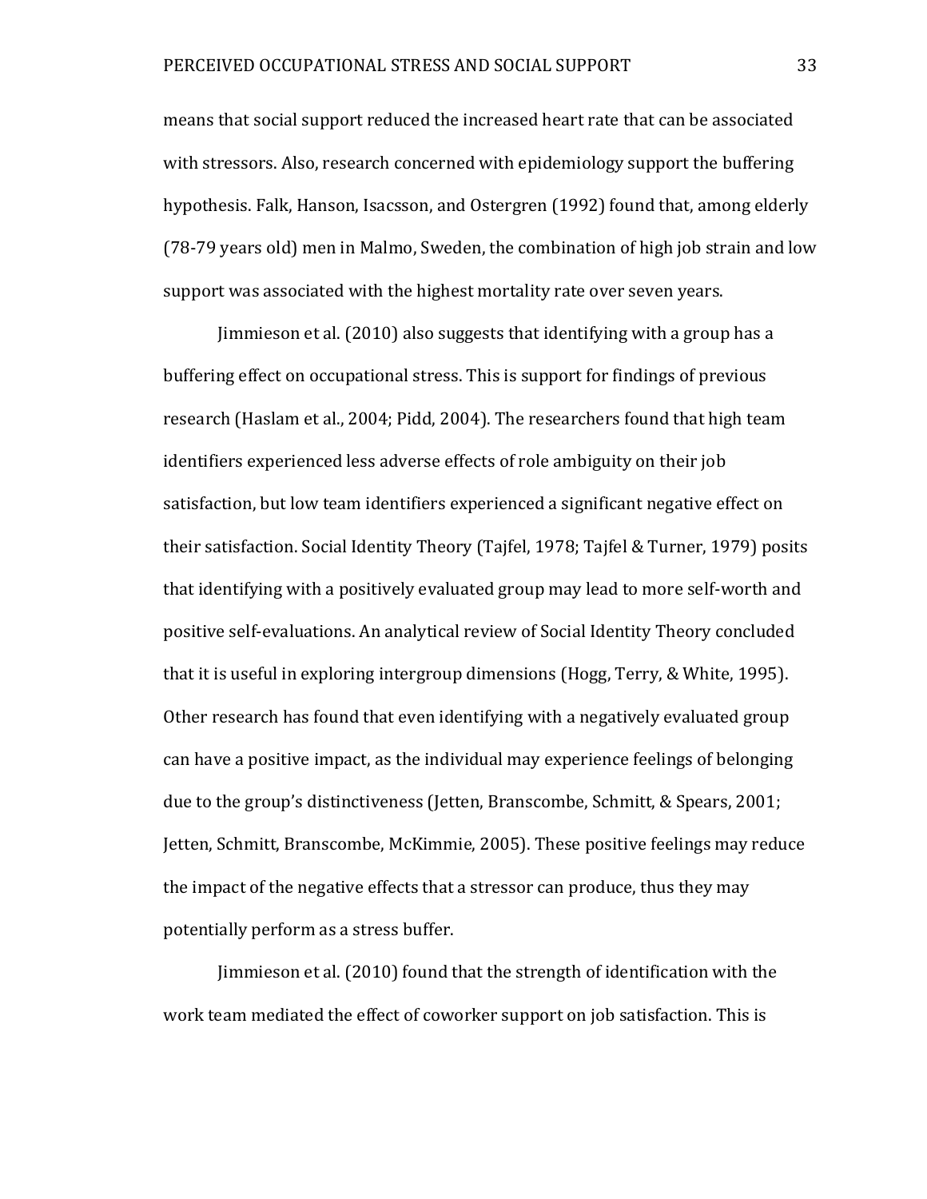means that social support reduced the increased heart rate that can be associated with stressors. Also, research concerned with epidemiology support the buffering hypothesis. Falk, Hanson, Isacsson, and Ostergren (1992) found that, among elderly (78-79 years old) men in Malmo, Sweden, the combination of high job strain and low support was associated with the highest mortality rate over seven years.

Jimmieson et al. (2010) also suggests that identifying with a group has a buffering effect on occupational stress. This is support for findings of previous research (Haslam et al., 2004; Pidd, 2004). The researchers found that high team identifiers experienced less adverse effects of role ambiguity on their job satisfaction, but low team identifiers experienced a significant negative effect on their satisfaction. Social Identity Theory (Tajfel, 1978; Tajfel & Turner, 1979) posits that identifying with a positively evaluated group may lead to more self-worth and positive self-evaluations. An analytical review of Social Identity Theory concluded that it is useful in exploring intergroup dimensions (Hogg, Terry, & White, 1995). Other research has found that even identifying with a negatively evaluated group can have a positive impact, as the individual may experience feelings of belonging due to the group's distinctiveness (Jetten, Branscombe, Schmitt, & Spears, 2001; Jetten, Schmitt, Branscombe, McKimmie, 2005). These positive feelings may reduce the impact of the negative effects that a stressor can produce, thus they may potentially perform as a stress buffer.

Jimmieson et al. (2010) found that the strength of identification with the work team mediated the effect of coworker support on job satisfaction. This is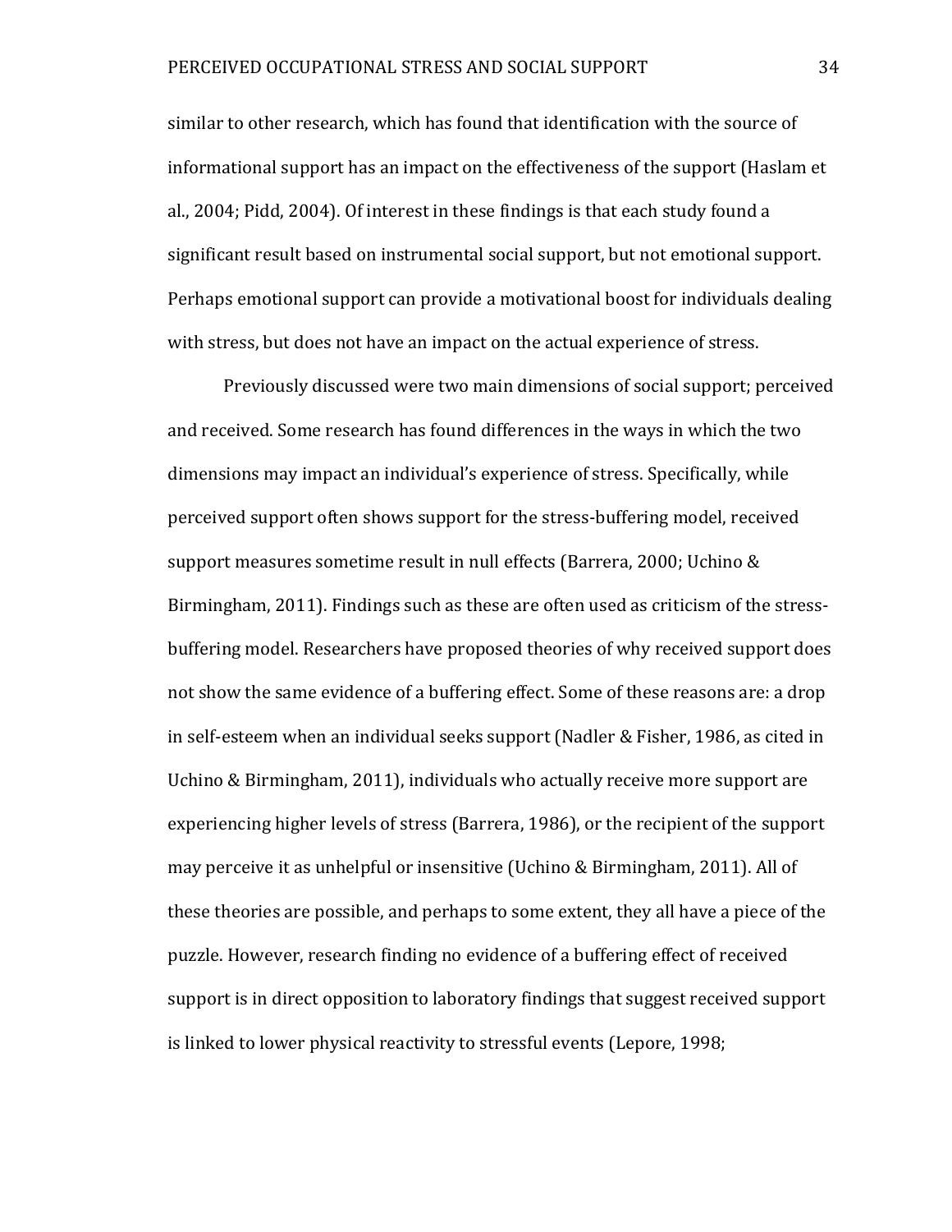similar to other research, which has found that identification with the source of informational support has an impact on the effectiveness of the support (Haslam et al., 2004; Pidd, 2004). Of interest in these findings is that each study found a significant result based on instrumental social support, but not emotional support. Perhaps emotional support can provide a motivational boost for individuals dealing with stress, but does not have an impact on the actual experience of stress.

Previously discussed were two main dimensions of social support; perceived and received. Some research has found differences in the ways in which the two dimensions may impact an individual's experience of stress. Specifically, while perceived support often shows support for the stress-buffering model, received support measures sometime result in null effects (Barrera, 2000; Uchino & Birmingham, 2011). Findings such as these are often used as criticism of the stress-buffering model. Researchers have proposed theories of why received support does not show the same evidence of a buffering effect. Some of these reasons are: a drop in self-esteem when an individual seeks support (Nadler & Fisher, 1986, as cited in Uchino & Birmingham, 2011), individuals who actually receive more support are experiencing higher levels of stress (Barrera, 1986), or the recipient of the support may perceive it as unhelpful or insensitive (Uchino & Birmingham, 2011). All of these theories are possible, and perhaps to some extent, they all have a piece of the puzzle. However, research finding no evidence of a buffering effect of received support is in direct opposition to laboratory findings that suggest received support is linked to lower physical reactivity to stressful events (Lepore, 1998;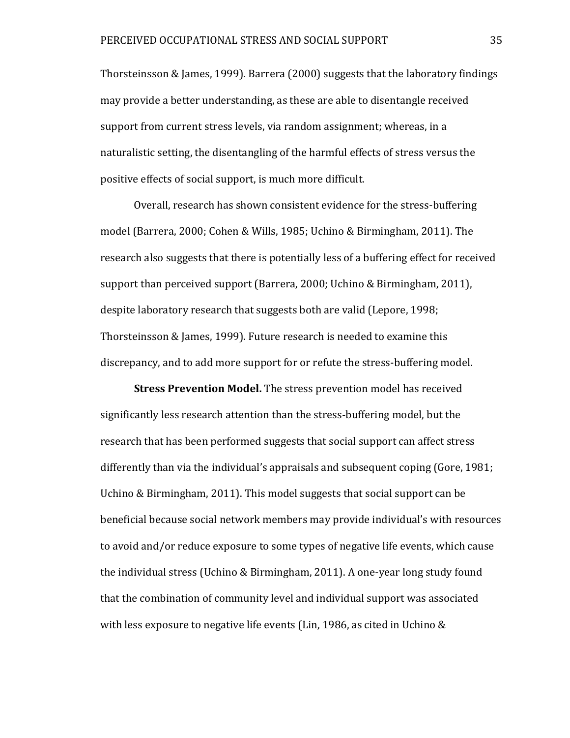Thorsteinsson & James, 1999). Barrera (2000) suggests that the laboratory findings may provide a better understanding, as these are able to disentangle received support from current stress levels, via random assignment; whereas, in a naturalistic setting, the disentangling of the harmful effects of stress versus the positive effects of social support, is much more difficult.

Overall, research has shown consistent evidence for the stress-buffering model (Barrera, 2000; Cohen & Wills, 1985; Uchino & Birmingham, 2011). The research also suggests that there is potentially less of a buffering effect for received support than perceived support (Barrera, 2000; Uchino & Birmingham, 2011), despite laboratory research that suggests both are valid (Lepore, 1998; Thorsteinsson & James, 1999). Future research is needed to examine this discrepancy, and to add more support for or refute the stress-buffering model.

**Stress Prevention Model.** The stress prevention model has received significantly less research attention than the stress-buffering model, but the research that has been performed suggests that social support can affect stress differently than via the individual's appraisals and subsequent coping (Gore, 1981; Uchino & Birmingham, 2011). This model suggests that social support can be beneficial because social network members may provide individual's with resources to avoid and/or reduce exposure to some types of negative life events, which cause the individual stress (Uchino & Birmingham, 2011). A one-year long study found that the combination of community level and individual support was associated with less exposure to negative life events (Lin, 1986, as cited in Uchino &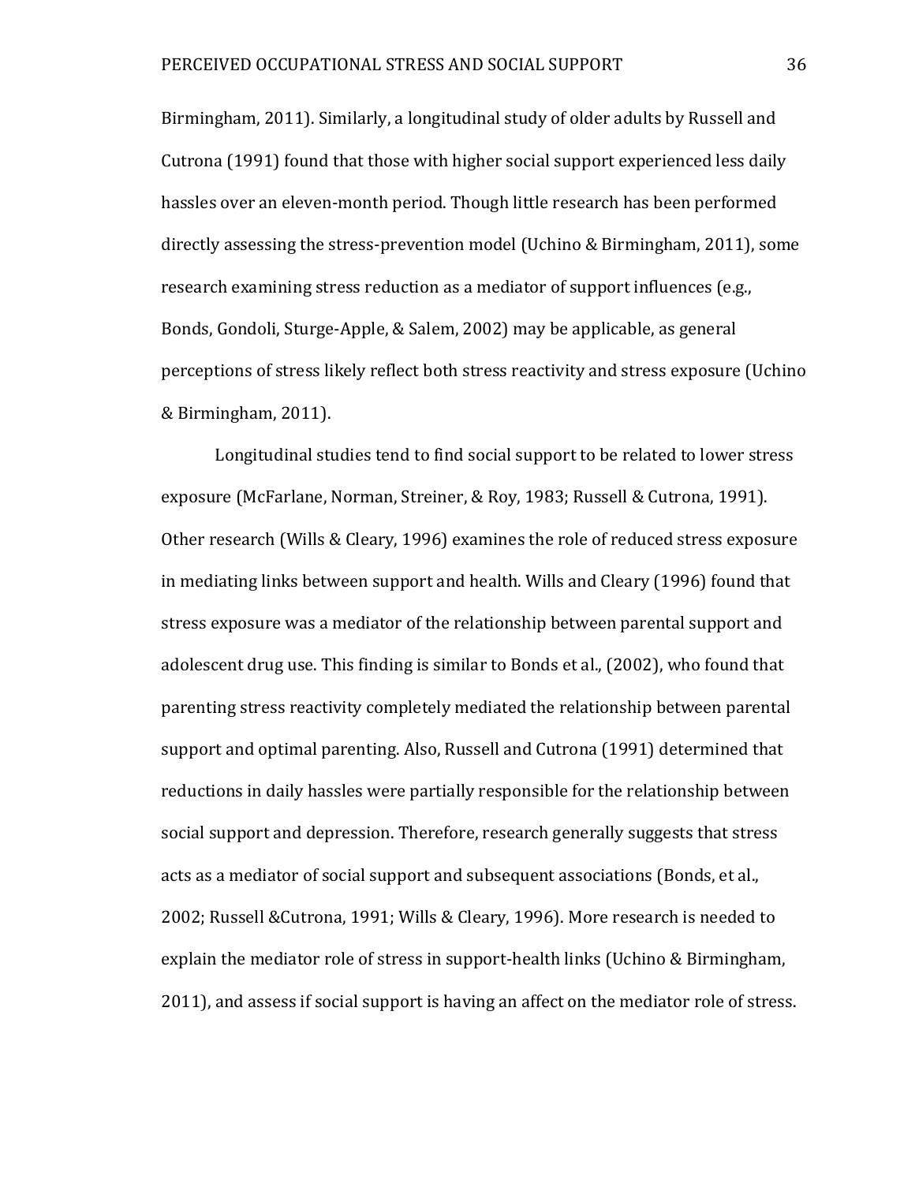Birmingham, 2011). Similarly, a longitudinal study of older adults by Russell and Cutrona (1991) found that those with higher social support experienced less daily hassles over an eleven-month period. Though little research has been performed directly assessing the stress-prevention model (Uchino & Birmingham, 2011), some research examining stress reduction as a mediator of support influences (e.g., Bonds, Gondoli, Sturge-Apple, & Salem, 2002) may be applicable, as general perceptions of stress likely reflect both stress reactivity and stress exposure (Uchino & Birmingham, 2011).

Longitudinal studies tend to find social support to be related to lower stress exposure (McFarlane, Norman, Streiner, & Roy, 1983; Russell & Cutrona, 1991). Other research (Wills & Cleary, 1996) examines the role of reduced stress exposure in mediating links between support and health. Wills and Cleary (1996) found that stress exposure was a mediator of the relationship between parental support and adolescent drug use. This finding is similar to Bonds et al., (2002), who found that parenting stress reactivity completely mediated the relationship between parental support and optimal parenting. Also, Russell and Cutrona (1991) determined that reductions in daily hassles were partially responsible for the relationship between social support and depression. Therefore, research generally suggests that stress acts as a mediator of social support and subsequent associations (Bonds, et al., 2002; Russell &Cutrona, 1991; Wills & Cleary, 1996). More research is needed to explain the mediator role of stress in support-health links (Uchino & Birmingham, 2011), and assess if social support is having an affect on the mediator role of stress.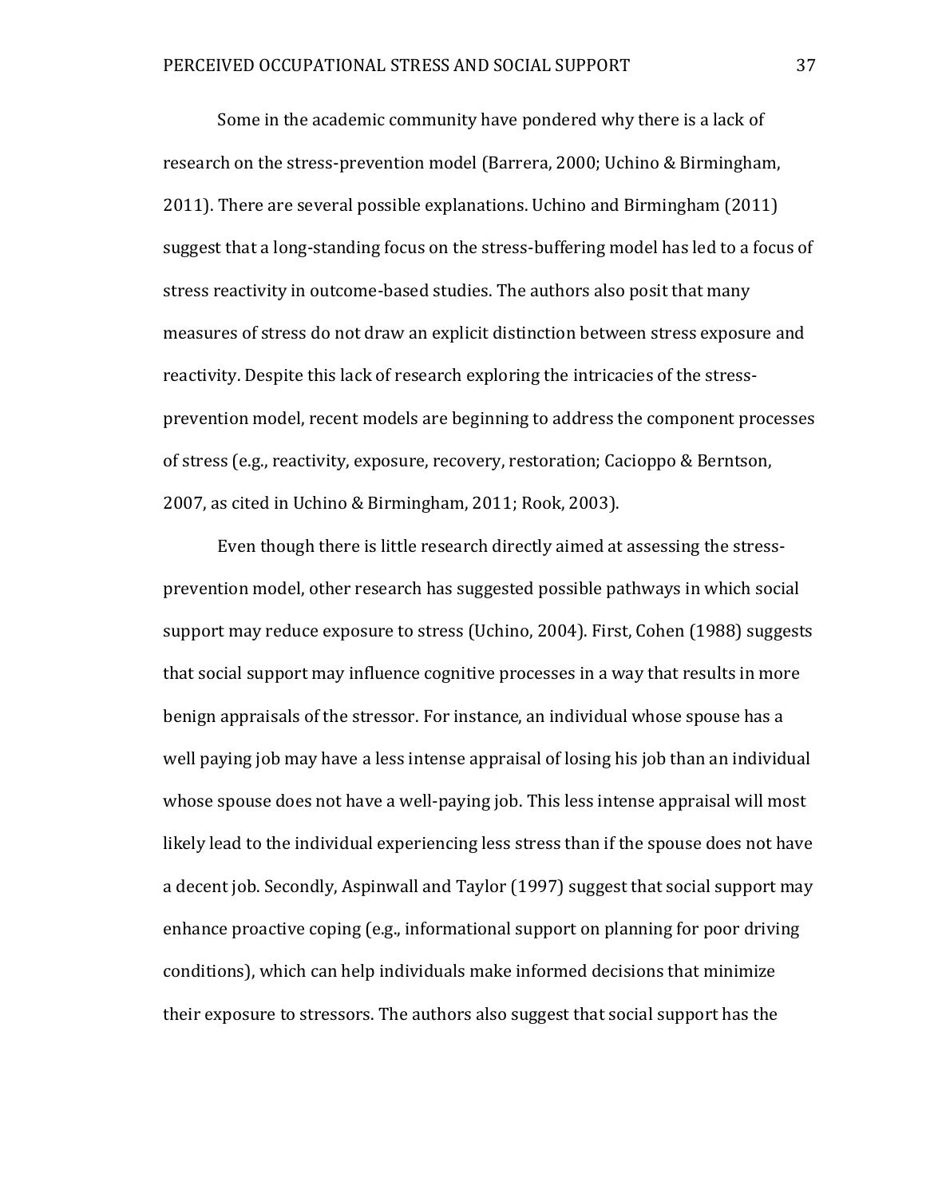Some in the academic community have pondered why there is a lack of research on the stress-prevention model (Barrera, 2000; Uchino & Birmingham, 2011). There are several possible explanations. Uchino and Birmingham (2011) suggest that a long-standing focus on the stress-buffering model has led to a focus of stress reactivity in outcome-based studies. The authors also posit that many measures of stress do not draw an explicit distinction between stress exposure and reactivity. Despite this lack of research exploring the intricacies of the stress-prevention model, recent models are beginning to address the component processes of stress (e.g., reactivity, exposure, recovery, restoration; Cacioppo & Berntson, 2007, as cited in Uchino & Birmingham, 2011; Rook, 2003).

Even though there is little research directly aimed at assessing the stress-prevention model, other research has suggested possible pathways in which social support may reduce exposure to stress (Uchino, 2004). First, Cohen (1988) suggests that social support may influence cognitive processes in a way that results in more benign appraisals of the stressor. For instance, an individual whose spouse has a well paying job may have a less intense appraisal of losing his job than an individual whose spouse does not have a well-paying job. This less intense appraisal will most likely lead to the individual experiencing less stress than if the spouse does not have a decent job. Secondly, Aspinwall and Taylor (1997) suggest that social support may enhance proactive coping (e.g., informational support on planning for poor driving conditions), which can help individuals make informed decisions that minimize their exposure to stressors. The authors also suggest that social support has the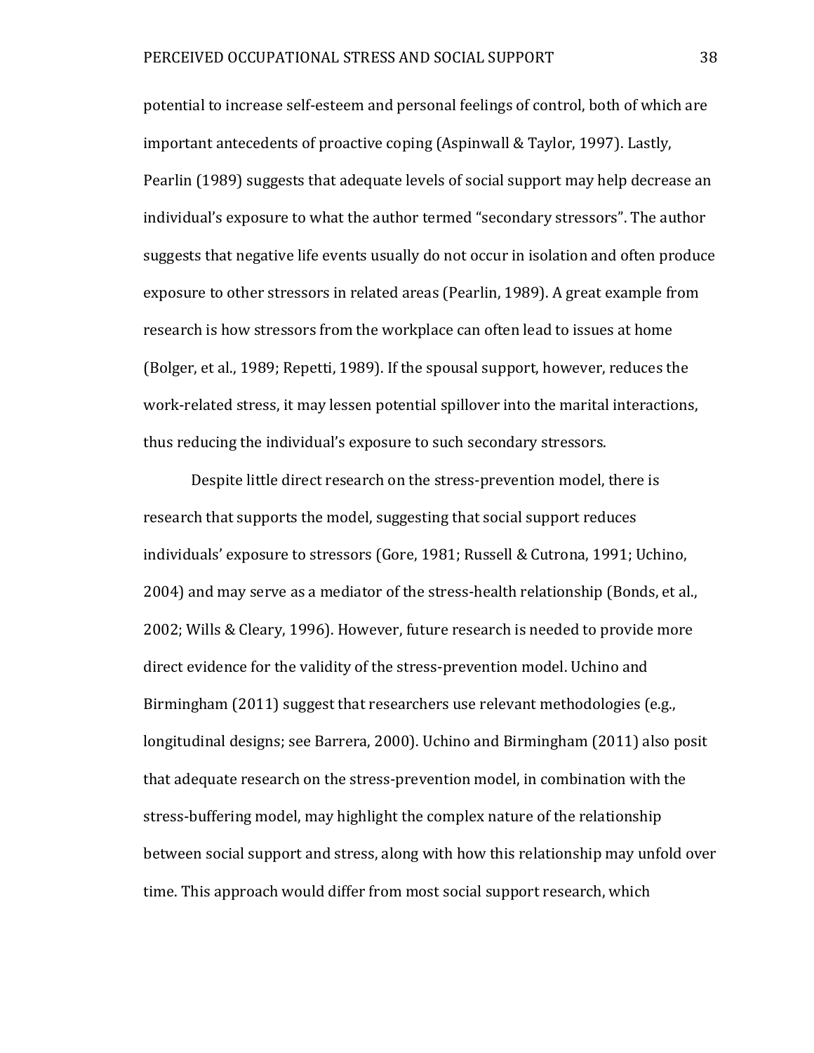potential to increase self-esteem and personal feelings of control, both of which are important antecedents of proactive coping (Aspinwall & Taylor, 1997). Lastly, Pearlin (1989) suggests that adequate levels of social support may help decrease an individual's exposure to what the author termed "secondary stressors". The author suggests that negative life events usually do not occur in isolation and often produce exposure to other stressors in related areas (Pearlin, 1989). A great example from research is how stressors from the workplace can often lead to issues at home (Bolger, et al., 1989; Repetti, 1989). If the spousal support, however, reduces the work-related stress, it may lessen potential spillover into the marital interactions, thus reducing the individual's exposure to such secondary stressors.

Despite little direct research on the stress-prevention model, there is research that supports the model, suggesting that social support reduces individuals' exposure to stressors (Gore, 1981; Russell & Cutrona, 1991; Uchino, 2004) and may serve as a mediator of the stress-health relationship (Bonds, et al., 2002; Wills & Cleary, 1996). However, future research is needed to provide more direct evidence for the validity of the stress-prevention model. Uchino and Birmingham (2011) suggest that researchers use relevant methodologies (e.g., longitudinal designs; see Barrera, 2000). Uchino and Birmingham (2011) also posit that adequate research on the stress-prevention model, in combination with the stress-buffering model, may highlight the complex nature of the relationship between social support and stress, along with how this relationship may unfold over time. This approach would differ from most social support research, which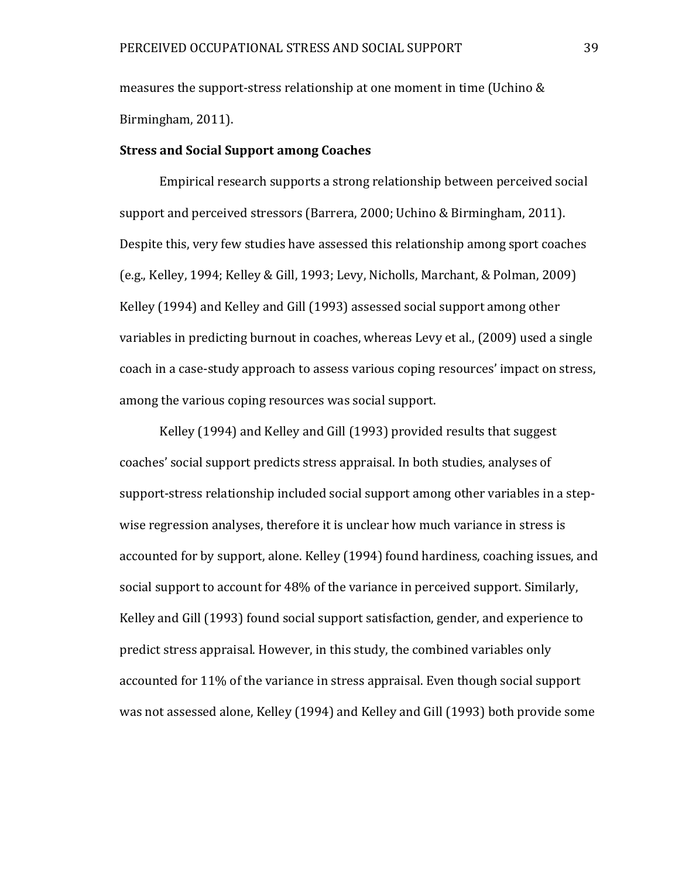measures the support-stress relationship at one moment in time (Uchino & Birmingham, 2011).

**Stress and Social Support among Coaches**

Empirical research supports a strong relationship between perceived social support and perceived stressors (Barrera, 2000; Uchino & Birmingham, 2011). Despite this, very few studies have assessed this relationship among sport coaches (e.g., Kelley, 1994; Kelley & Gill, 1993; Levy, Nicholls, Marchant, & Polman, 2009) Kelley (1994) and Kelley and Gill (1993) assessed social support among other variables in predicting burnout in coaches, whereas Levy et al., (2009) used a single coach in a case-study approach to assess various coping resources' impact on stress, among the various coping resources was social support.

Kelley (1994) and Kelley and Gill (1993) provided results that suggest coaches' social support predicts stress appraisal. In both studies, analyses of support-stress relationship included social support among other variables in a step-wise regression analyses, therefore it is unclear how much variance in stress is accounted for by support, alone. Kelley (1994) found hardiness, coaching issues, and social support to account for 48% of the variance in perceived support. Similarly, Kelley and Gill (1993) found social support satisfaction, gender, and experience to predict stress appraisal. However, in this study, the combined variables only accounted for 11% of the variance in stress appraisal. Even though social support was not assessed alone, Kelley (1994) and Kelley and Gill (1993) both provide some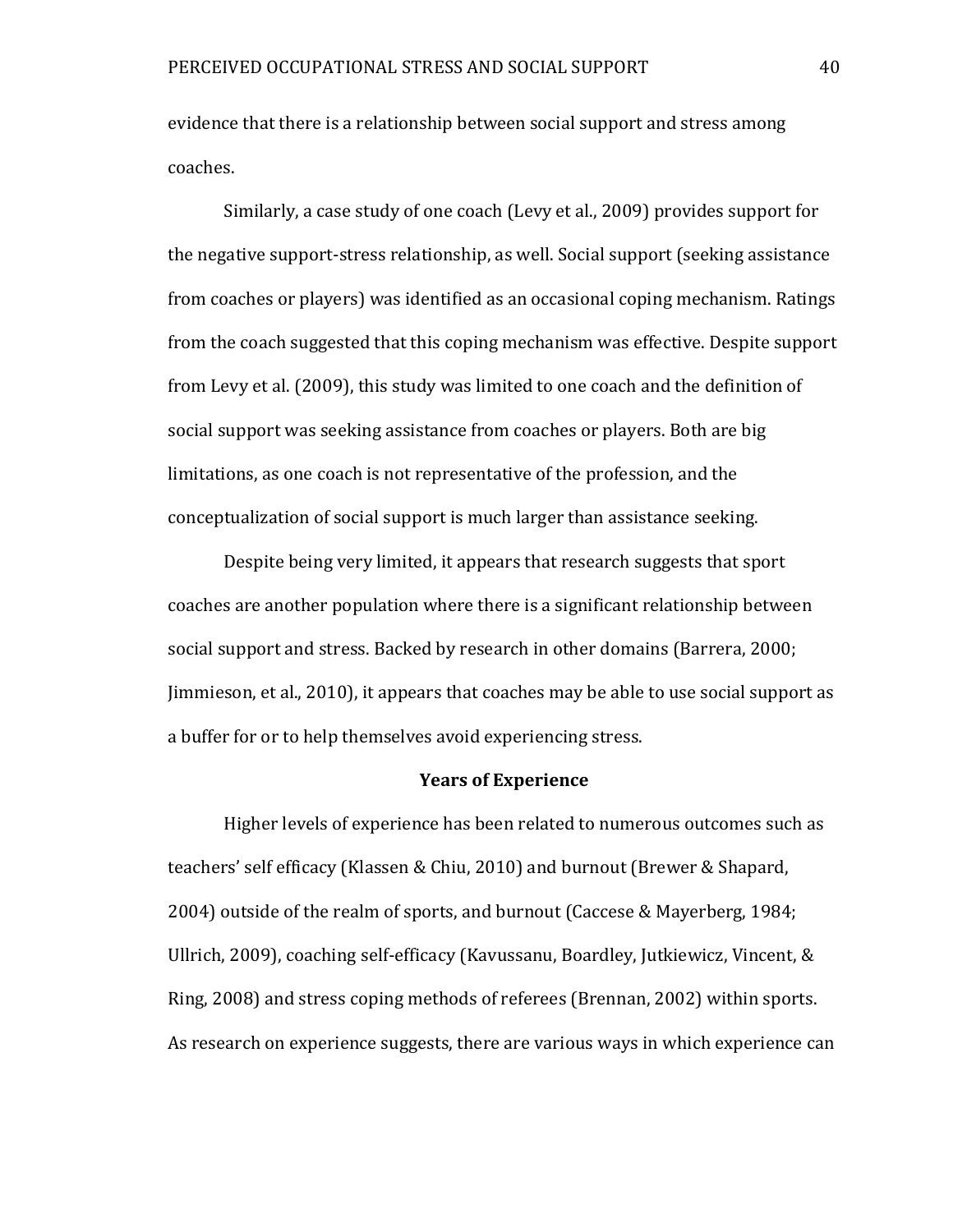evidence that there is a relationship between social support and stress among coaches.

Similarly, a case study of one coach (Levy et al., 2009) provides support for the negative support-stress relationship, as well. Social support (seeking assistance from coaches or players) was identified as an occasional coping mechanism. Ratings from the coach suggested that this coping mechanism was effective. Despite support from Levy et al. (2009), this study was limited to one coach and the definition of social support was seeking assistance from coaches or players. Both are big limitations, as one coach is not representative of the profession, and the conceptualization of social support is much larger than assistance seeking.

Despite being very limited, it appears that research suggests that sport coaches are another population where there is a significant relationship between social support and stress. Backed by research in other domains (Barrera, 2000; Jimmieson, et al., 2010), it appears that coaches may be able to use social support as a buffer for or to help themselves avoid experiencing stress.

## Years of Experience

Higher levels of experience has been related to numerous outcomes such as teachers' self efficacy (Klassen & Chiu, 2010) and burnout (Brewer & Shapard, 2004) outside of the realm of sports, and burnout (Caccese & Mayerberg, 1984; Ullrich, 2009), coaching self-efficacy (Kavussanu, Boardley, Jutkiewicz, Vincent, & Ring, 2008) and stress coping methods of referees (Brennan, 2002) within sports. As research on experience suggests, there are various ways in which experience can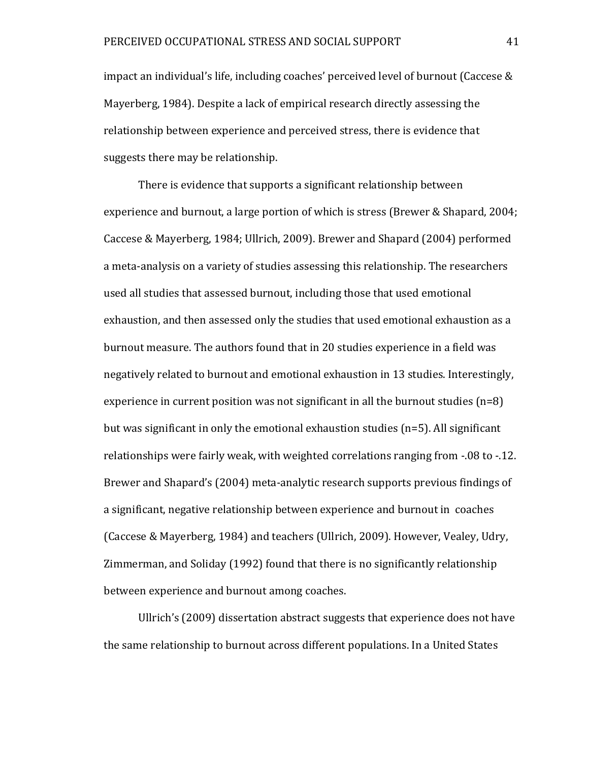impact an individual's life, including coaches' perceived level of burnout (Caccese & Mayerberg, 1984). Despite a lack of empirical research directly assessing the relationship between experience and perceived stress, there is evidence that suggests there may be relationship.

There is evidence that supports a significant relationship between experience and burnout, a large portion of which is stress (Brewer & Shapard, 2004; Caccese & Mayerberg, 1984; Ullrich, 2009). Brewer and Shapard (2004) performed a meta-analysis on a variety of studies assessing this relationship. The researchers used all studies that assessed burnout, including those that used emotional exhaustion, and then assessed only the studies that used emotional exhaustion as a burnout measure. The authors found that in 20 studies experience in a field was negatively related to burnout and emotional exhaustion in 13 studies. Interestingly, experience in current position was not significant in all the burnout studies (n=8) but was significant in only the emotional exhaustion studies (n=5). All significant relationships were fairly weak, with weighted correlations ranging from -.08 to -.12. Brewer and Shapard's (2004) meta-analytic research supports previous findings of a significant, negative relationship between experience and burnout in coaches (Caccese & Mayerberg, 1984) and teachers (Ullrich, 2009). However, Vealey, Udry, Zimmerman, and Soliday (1992) found that there is no significantly relationship between experience and burnout among coaches.

Ullrich's (2009) dissertation abstract suggests that experience does not have the same relationship to burnout across different populations. In a United States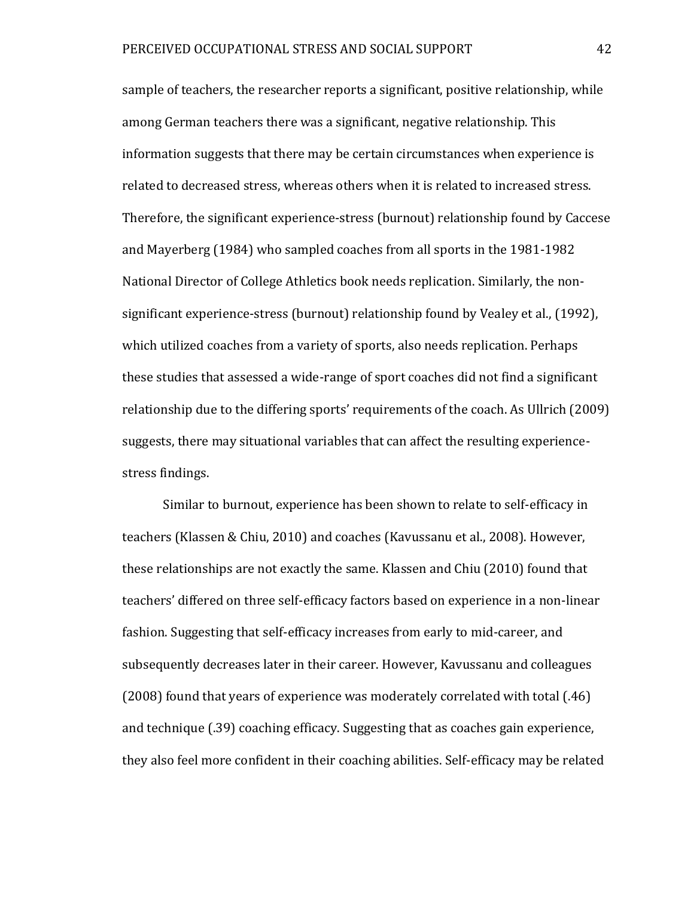sample of teachers, the researcher reports a significant, positive relationship, while among German teachers there was a significant, negative relationship. This information suggests that there may be certain circumstances when experience is related to decreased stress, whereas others when it is related to increased stress. Therefore, the significant experience-stress (burnout) relationship found by Caccese and Mayerberg (1984) who sampled coaches from all sports in the 1981-1982 National Director of College Athletics book needs replication. Similarly, the non-significant experience-stress (burnout) relationship found by Vealey et al., (1992), which utilized coaches from a variety of sports, also needs replication. Perhaps these studies that assessed a wide-range of sport coaches did not find a significant relationship due to the differing sports' requirements of the coach. As Ullrich (2009) suggests, there may situational variables that can affect the resulting experience-stress findings.

Similar to burnout, experience has been shown to relate to self-efficacy in teachers (Klassen & Chiu, 2010) and coaches (Kavussanu et al., 2008). However, these relationships are not exactly the same. Klassen and Chiu (2010) found that teachers' differed on three self-efficacy factors based on experience in a non-linear fashion. Suggesting that self-efficacy increases from early to mid-career, and subsequently decreases later in their career. However, Kavussanu and colleagues (2008) found that years of experience was moderately correlated with total (.46) and technique (.39) coaching efficacy. Suggesting that as coaches gain experience, they also feel more confident in their coaching abilities. Self-efficacy may be related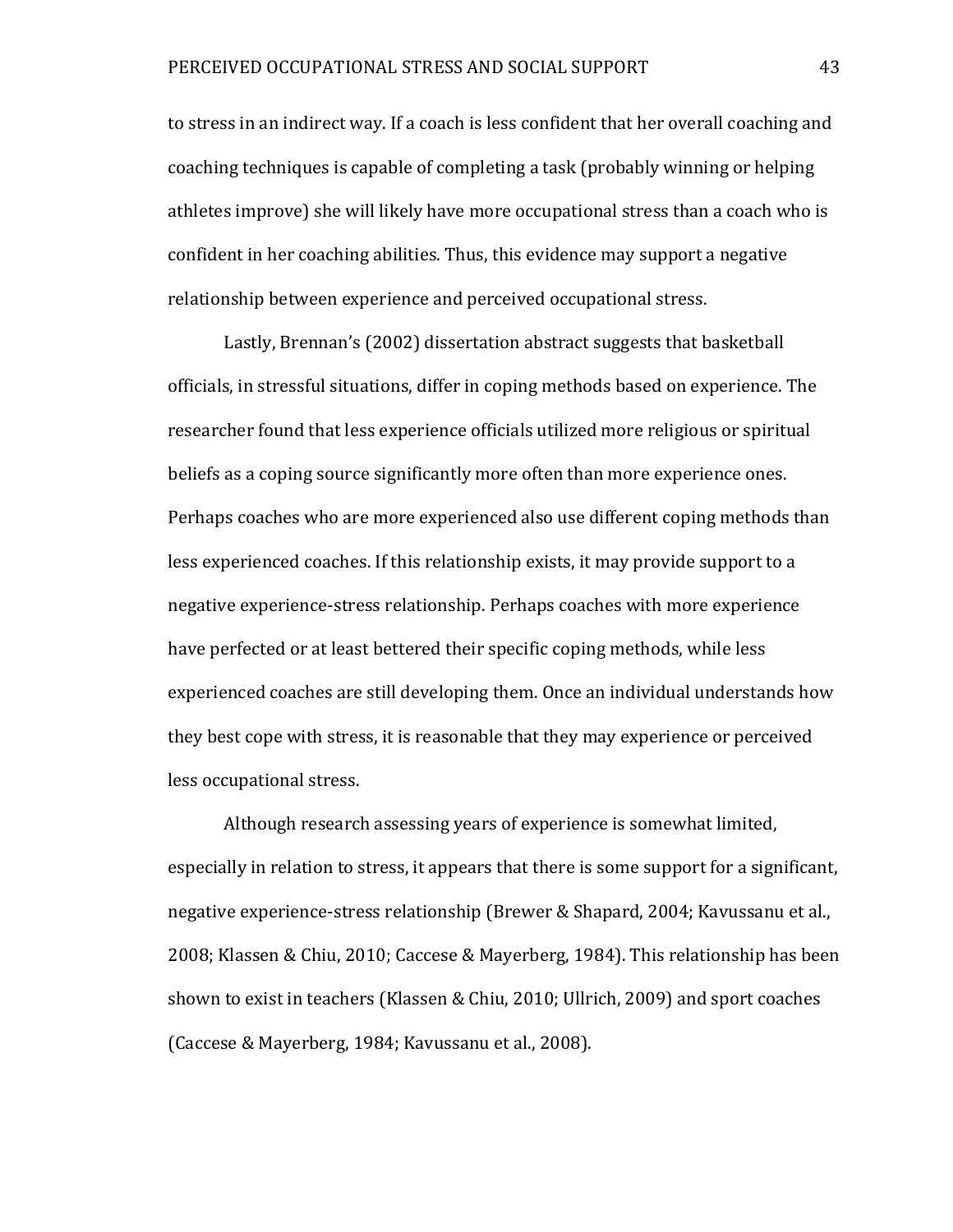to stress in an indirect way. If a coach is less confident that her overall coaching and coaching techniques is capable of completing a task (probably winning or helping athletes improve) she will likely have more occupational stress than a coach who is confident in her coaching abilities. Thus, this evidence may support a negative relationship between experience and perceived occupational stress.

Lastly, Brennan's (2002) dissertation abstract suggests that basketball officials, in stressful situations, differ in coping methods based on experience. The researcher found that less experience officials utilized more religious or spiritual beliefs as a coping source significantly more often than more experience ones. Perhaps coaches who are more experienced also use different coping methods than less experienced coaches. If this relationship exists, it may provide support to a negative experience-stress relationship. Perhaps coaches with more experience have perfected or at least bettered their specific coping methods, while less experienced coaches are still developing them. Once an individual understands how they best cope with stress, it is reasonable that they may experience or perceived less occupational stress.

Although research assessing years of experience is somewhat limited, especially in relation to stress, it appears that there is some support for a significant, negative experience-stress relationship (Brewer & Shapard, 2004; Kavussanu et al., 2008; Klassen & Chiu, 2010; Caccese & Mayerberg, 1984). This relationship has been shown to exist in teachers (Klassen & Chiu, 2010; Ullrich, 2009) and sport coaches (Caccese & Mayerberg, 1984; Kavussanu et al., 2008).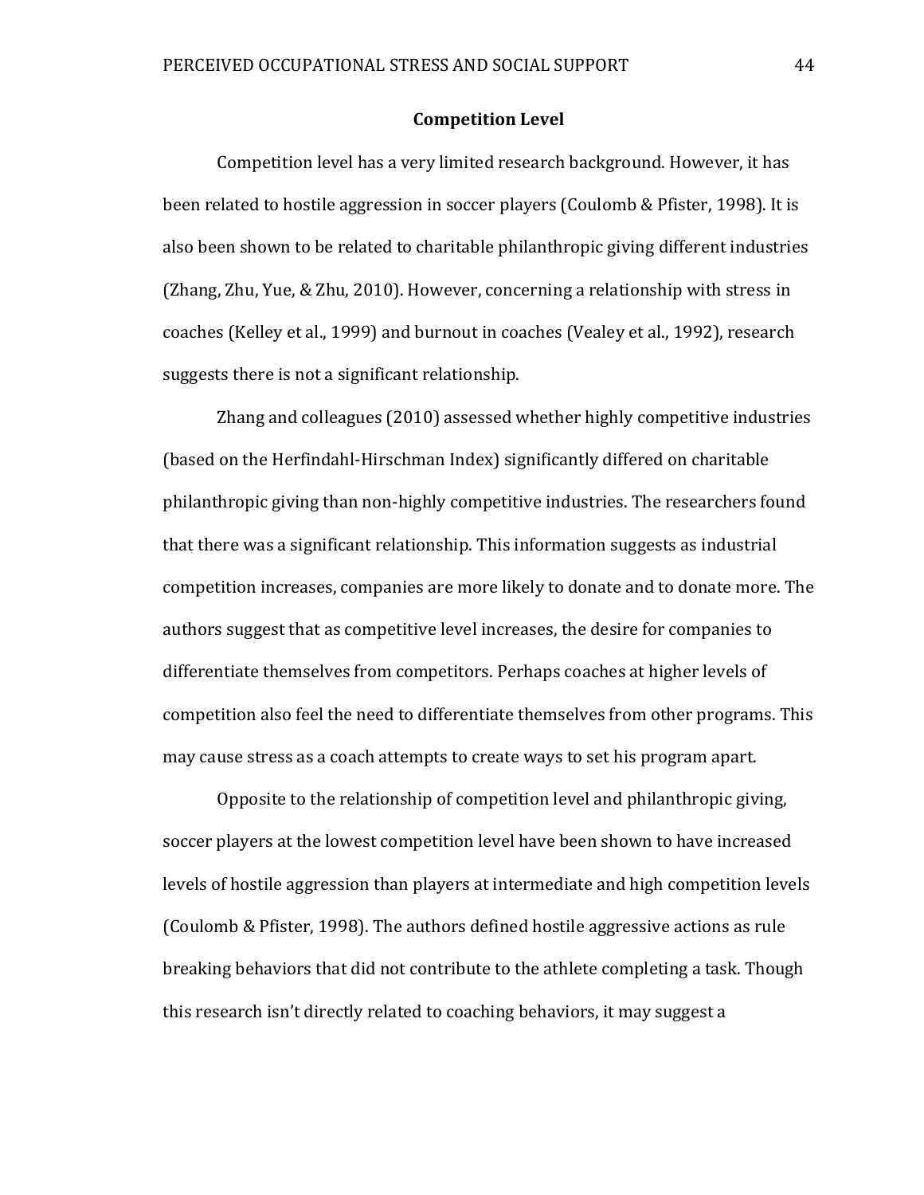## Competition Level

Competition level has a very limited research background. However, it has been related to hostile aggression in soccer players (Coulomb & Pfister, 1998). It is also been shown to be related to charitable philanthropic giving different industries (Zhang, Zhu, Yue, & Zhu, 2010). However, concerning a relationship with stress in coaches (Kelley et al., 1999) and burnout in coaches (Vealey et al., 1992), research suggests there is not a significant relationship.

Zhang and colleagues (2010) assessed whether highly competitive industries (based on the Herfindahl-Hirschman Index) significantly differed on charitable philanthropic giving than non-highly competitive industries. The researchers found that there was a significant relationship. This information suggests as industrial competition increases, companies are more likely to donate and to donate more. The authors suggest that as competitive level increases, the desire for companies to differentiate themselves from competitors. Perhaps coaches at higher levels of competition also feel the need to differentiate themselves from other programs. This may cause stress as a coach attempts to create ways to set his program apart.

Opposite to the relationship of competition level and philanthropic giving, soccer players at the lowest competition level have been shown to have increased levels of hostile aggression than players at intermediate and high competition levels (Coulomb & Pfister, 1998). The authors defined hostile aggressive actions as rule breaking behaviors that did not contribute to the athlete completing a task. Though this research isn't directly related to coaching behaviors, it may suggest a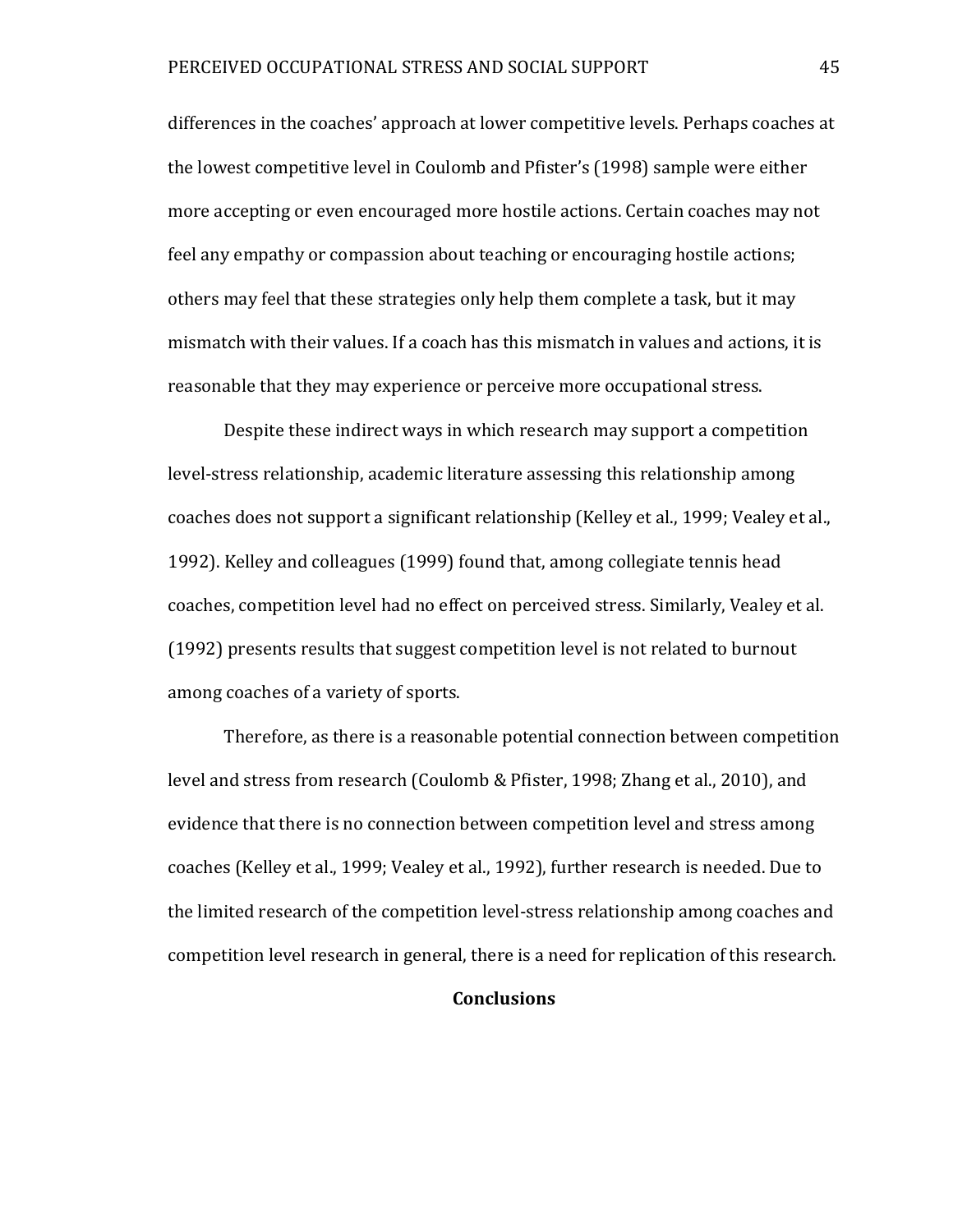differences in the coaches' approach at lower competitive levels. Perhaps coaches at the lowest competitive level in Coulomb and Pfister's (1998) sample were either more accepting or even encouraged more hostile actions. Certain coaches may not feel any empathy or compassion about teaching or encouraging hostile actions; others may feel that these strategies only help them complete a task, but it may mismatch with their values. If a coach has this mismatch in values and actions, it is reasonable that they may experience or perceive more occupational stress.

Despite these indirect ways in which research may support a competition level-stress relationship, academic literature assessing this relationship among coaches does not support a significant relationship (Kelley et al., 1999; Vealey et al., 1992). Kelley and colleagues (1999) found that, among collegiate tennis head coaches, competition level had no effect on perceived stress. Similarly, Vealey et al. (1992) presents results that suggest competition level is not related to burnout among coaches of a variety of sports.

Therefore, as there is a reasonable potential connection between competition level and stress from research (Coulomb & Pfister, 1998; Zhang et al., 2010), and evidence that there is no connection between competition level and stress among coaches (Kelley et al., 1999; Vealey et al., 1992), further research is needed. Due to the limited research of the competition level-stress relationship among coaches and competition level research in general, there is a need for replication of this research.

## Conclusions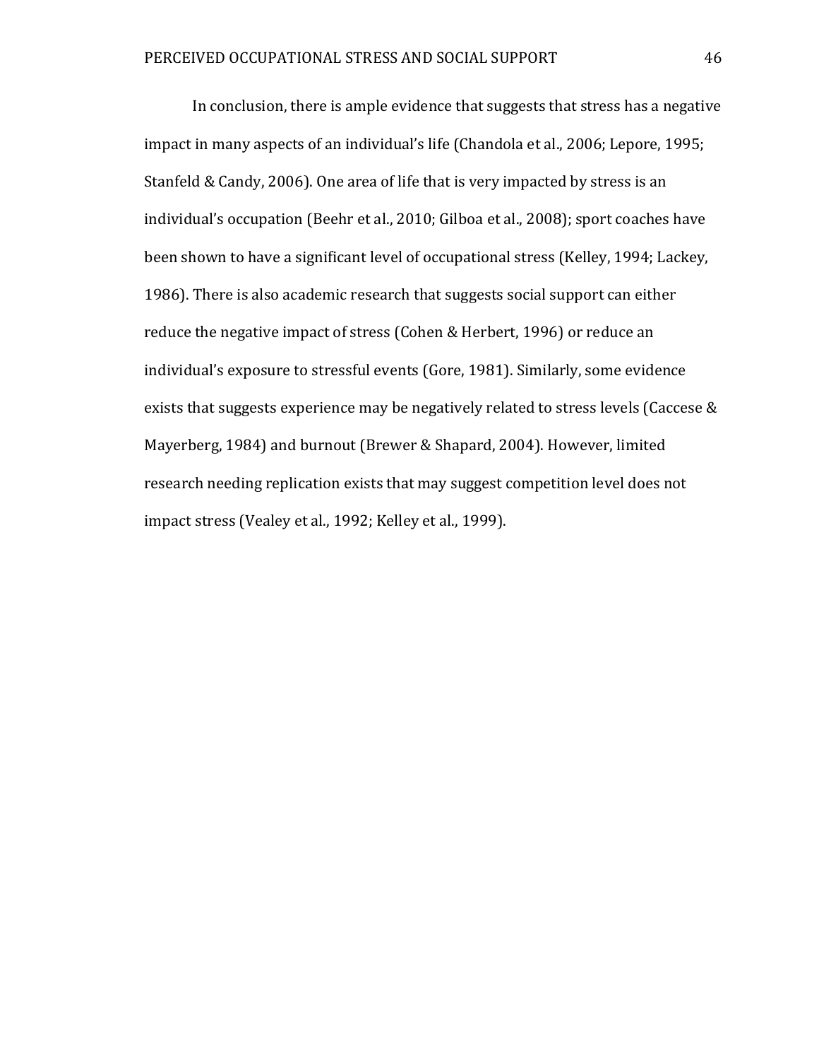In conclusion, there is ample evidence that suggests that stress has a negative impact in many aspects of an individual's life (Chandola et al., 2006; Lepore, 1995; Stanfeld & Candy, 2006). One area of life that is very impacted by stress is an individual's occupation (Beehr et al., 2010; Gilboa et al., 2008); sport coaches have been shown to have a significant level of occupational stress (Kelley, 1994; Lackey, 1986). There is also academic research that suggests social support can either reduce the negative impact of stress (Cohen & Herbert, 1996) or reduce an individual's exposure to stressful events (Gore, 1981). Similarly, some evidence exists that suggests experience may be negatively related to stress levels (Caccese & Mayerberg, 1984) and burnout (Brewer & Shapard, 2004). However, limited research needing replication exists that may suggest competition level does not impact stress (Vealey et al., 1992; Kelley et al., 1999).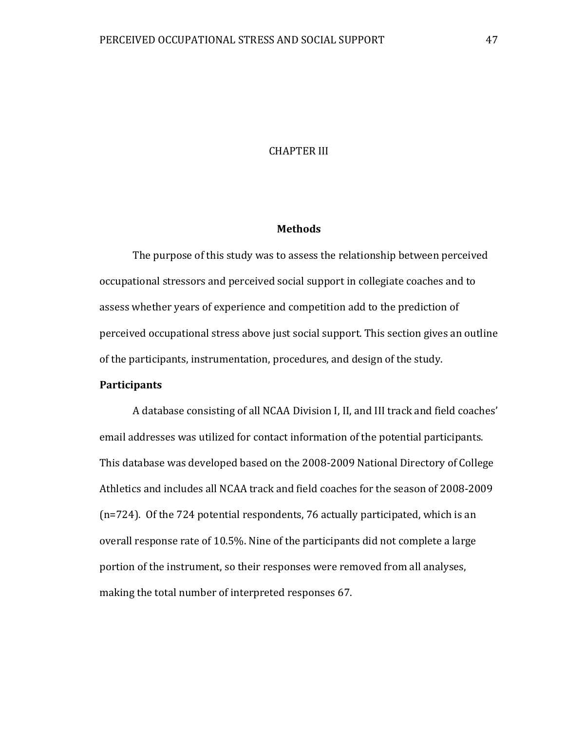# CHAPTER III

## Methods

The purpose of this study was to assess the relationship between perceived occupational stressors and perceived social support in collegiate coaches and to assess whether years of experience and competition add to the prediction of perceived occupational stress above just social support. This section gives an outline of the participants, instrumentation, procedures, and design of the study.

### Participants

A database consisting of all NCAA Division I, II, and III track and field coaches' email addresses was utilized for contact information of the potential participants. This database was developed based on the 2008-2009 National Directory of College Athletics and includes all NCAA track and field coaches for the season of 2008-2009 (n=724). Of the 724 potential respondents, 76 actually participated, which is an overall response rate of 10.5%. Nine of the participants did not complete a large portion of the instrument, so their responses were removed from all analyses, making the total number of interpreted responses 67.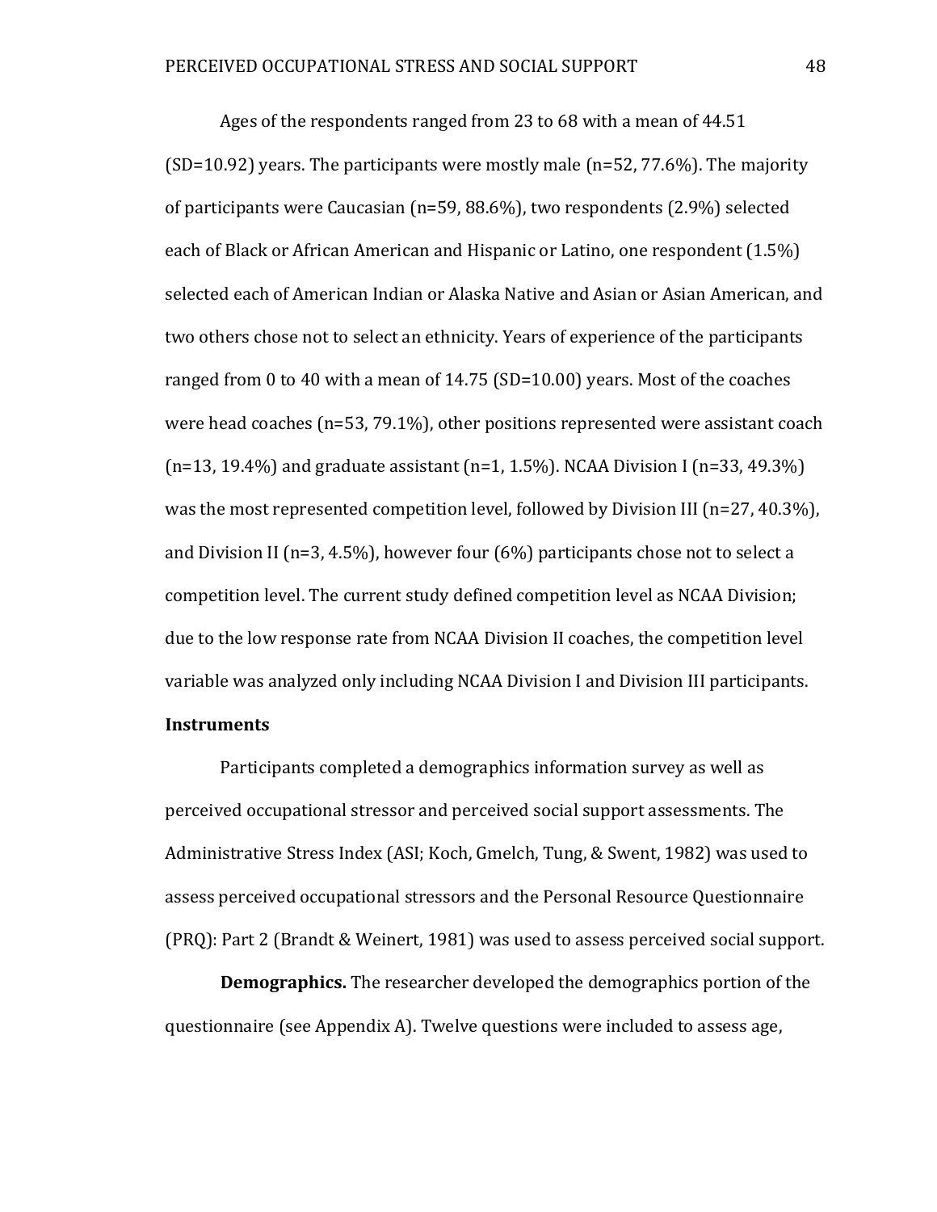Ages of the respondents ranged from 23 to 68 with a mean of 44.51 (SD=10.92) years. The participants were mostly male (n=52, 77.6%). The majority of participants were Caucasian (n=59, 88.6%), two respondents (2.9%) selected each of Black or African American and Hispanic or Latino, one respondent (1.5%) selected each of American Indian or Alaska Native and Asian or Asian American, and two others chose not to select an ethnicity. Years of experience of the participants ranged from 0 to 40 with a mean of 14.75 (SD=10.00) years. Most of the coaches were head coaches (n=53, 79.1%), other positions represented were assistant coach (n=13, 19.4%) and graduate assistant (n=1, 1.5%). NCAA Division I (n=33, 49.3%) was the most represented competition level, followed by Division III (n=27, 40.3%), and Division II (n=3, 4.5%), however four (6%) participants chose not to select a competition level. The current study defined competition level as NCAA Division; due to the low response rate from NCAA Division II coaches, the competition level variable was analyzed only including NCAA Division I and Division III participants.

## Instruments

Participants completed a demographics information survey as well as perceived occupational stressor and perceived social support assessments. The Administrative Stress Index (ASI; Koch, Gmelch, Tung, & Swent, 1982) was used to assess perceived occupational stressors and the Personal Resource Questionnaire (PRQ): Part 2 (Brandt & Weinert, 1981) was used to assess perceived social support.

**Demographics.** The researcher developed the demographics portion of the questionnaire (see Appendix A). Twelve questions were included to assess age,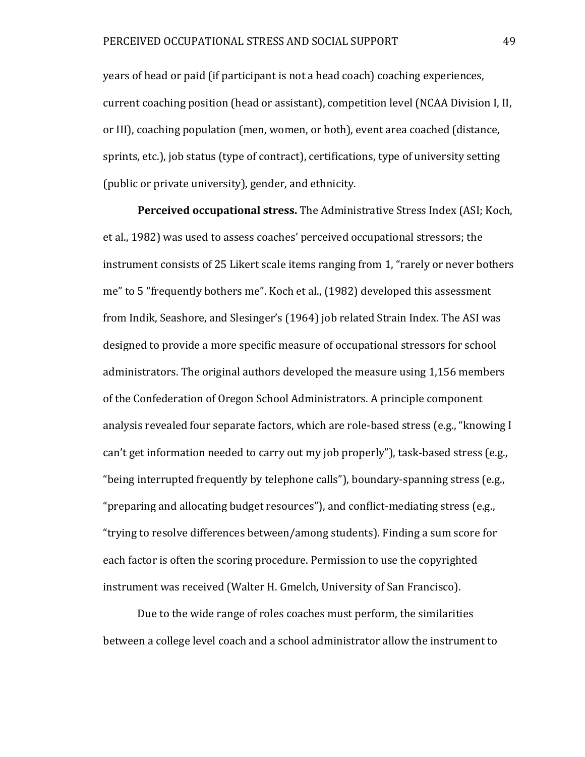years of head or paid (if participant is not a head coach) coaching experiences, current coaching position (head or assistant), competition level (NCAA Division I, II, or III), coaching population (men, women, or both), event area coached (distance, sprints, etc.), job status (type of contract), certifications, type of university setting (public or private university), gender, and ethnicity.

**Perceived occupational stress.** The Administrative Stress Index (ASI; Koch, et al., 1982) was used to assess coaches' perceived occupational stressors; the instrument consists of 25 Likert scale items ranging from 1, "rarely or never bothers me" to 5 "frequently bothers me". Koch et al., (1982) developed this assessment from Indik, Seashore, and Slesinger's (1964) job related Strain Index. The ASI was designed to provide a more specific measure of occupational stressors for school administrators. The original authors developed the measure using 1,156 members of the Confederation of Oregon School Administrators. A principle component analysis revealed four separate factors, which are role-based stress (e.g., "knowing I can't get information needed to carry out my job properly"), task-based stress (e.g., "being interrupted frequently by telephone calls"), boundary-spanning stress (e.g., "preparing and allocating budget resources"), and conflict-mediating stress (e.g., "trying to resolve differences between/among students). Finding a sum score for each factor is often the scoring procedure. Permission to use the copyrighted instrument was received (Walter H. Gmelch, University of San Francisco).

Due to the wide range of roles coaches must perform, the similarities between a college level coach and a school administrator allow the instrument to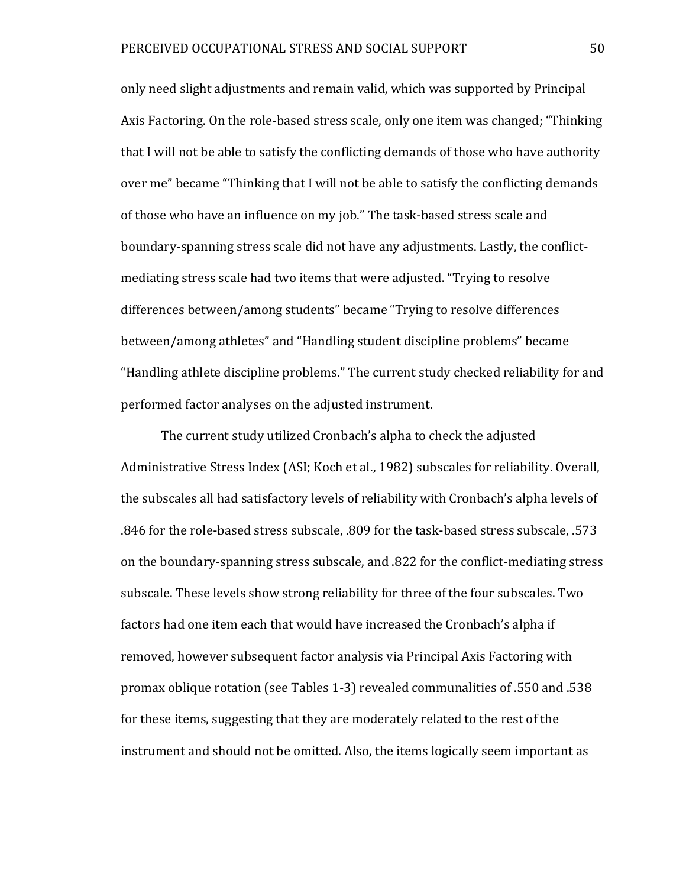only need slight adjustments and remain valid, which was supported by Principal Axis Factoring. On the role-based stress scale, only one item was changed; "Thinking that I will not be able to satisfy the conflicting demands of those who have authority over me" became "Thinking that I will not be able to satisfy the conflicting demands of those who have an influence on my job." The task-based stress scale and boundary-spanning stress scale did not have any adjustments. Lastly, the conflict-mediating stress scale had two items that were adjusted. "Trying to resolve differences between/among students" became "Trying to resolve differences between/among athletes" and "Handling student discipline problems" became "Handling athlete discipline problems." The current study checked reliability for and performed factor analyses on the adjusted instrument.

The current study utilized Cronbach's alpha to check the adjusted Administrative Stress Index (ASI; Koch et al., 1982) subscales for reliability. Overall, the subscales all had satisfactory levels of reliability with Cronbach's alpha levels of .846 for the role-based stress subscale, .809 for the task-based stress subscale, .573 on the boundary-spanning stress subscale, and .822 for the conflict-mediating stress subscale. These levels show strong reliability for three of the four subscales. Two factors had one item each that would have increased the Cronbach's alpha if removed, however subsequent factor analysis via Principal Axis Factoring with promax oblique rotation (see Tables 1-3) revealed communalities of .550 and .538 for these items, suggesting that they are moderately related to the rest of the instrument and should not be omitted. Also, the items logically seem important as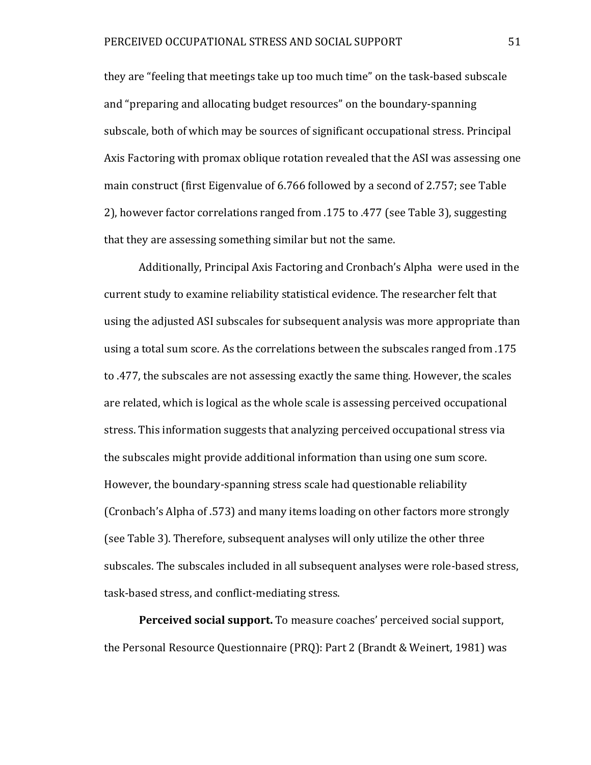they are "feeling that meetings take up too much time" on the task-based subscale and "preparing and allocating budget resources" on the boundary-spanning subscale, both of which may be sources of significant occupational stress. Principal Axis Factoring with promax oblique rotation revealed that the ASI was assessing one main construct (first Eigenvalue of 6.766 followed by a second of 2.757; see Table 2), however factor correlations ranged from .175 to .477 (see Table 3), suggesting that they are assessing something similar but not the same.

Additionally, Principal Axis Factoring and Cronbach's Alpha were used in the current study to examine reliability statistical evidence. The researcher felt that using the adjusted ASI subscales for subsequent analysis was more appropriate than using a total sum score. As the correlations between the subscales ranged from .175 to .477, the subscales are not assessing exactly the same thing. However, the scales are related, which is logical as the whole scale is assessing perceived occupational stress. This information suggests that analyzing perceived occupational stress via the subscales might provide additional information than using one sum score. However, the boundary-spanning stress scale had questionable reliability (Cronbach's Alpha of .573) and many items loading on other factors more strongly (see Table 3). Therefore, subsequent analyses will only utilize the other three subscales. The subscales included in all subsequent analyses were role-based stress, task-based stress, and conflict-mediating stress.

**Perceived social support.** To measure coaches' perceived social support, the Personal Resource Questionnaire (PRQ): Part 2 (Brandt & Weinert, 1981) was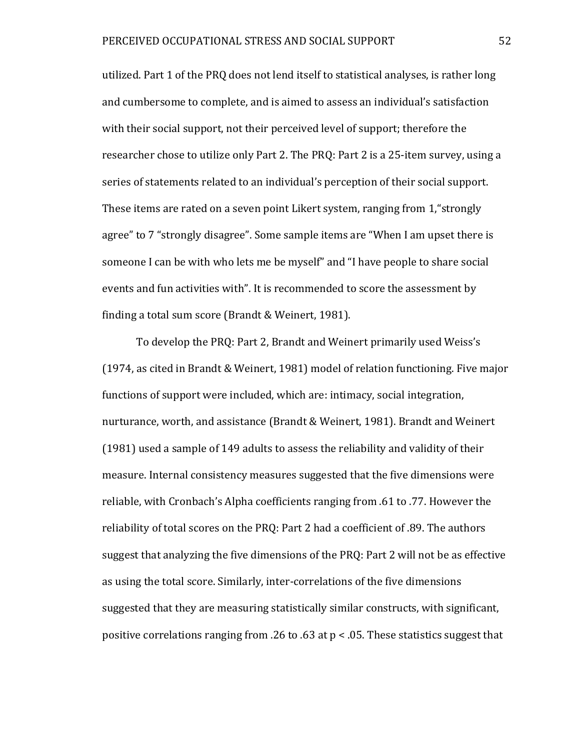utilized. Part 1 of the PRQ does not lend itself to statistical analyses, is rather long and cumbersome to complete, and is aimed to assess an individual's satisfaction with their social support, not their perceived level of support; therefore the researcher chose to utilize only Part 2. The PRQ: Part 2 is a 25-item survey, using a series of statements related to an individual's perception of their social support. These items are rated on a seven point Likert system, ranging from 1,"strongly agree" to 7 "strongly disagree". Some sample items are "When I am upset there is someone I can be with who lets me be myself" and "I have people to share social events and fun activities with". It is recommended to score the assessment by finding a total sum score (Brandt & Weinert, 1981).

To develop the PRQ: Part 2, Brandt and Weinert primarily used Weiss's (1974, as cited in Brandt & Weinert, 1981) model of relation functioning. Five major functions of support were included, which are: intimacy, social integration, nurturance, worth, and assistance (Brandt & Weinert, 1981). Brandt and Weinert (1981) used a sample of 149 adults to assess the reliability and validity of their measure. Internal consistency measures suggested that the five dimensions were reliable, with Cronbach's Alpha coefficients ranging from .61 to .77. However the reliability of total scores on the PRQ: Part 2 had a coefficient of .89. The authors suggest that analyzing the five dimensions of the PRQ: Part 2 will not be as effective as using the total score. Similarly, inter-correlations of the five dimensions suggested that they are measuring statistically similar constructs, with significant, positive correlations ranging from .26 to .63 at $p < .05$. These statistics suggest that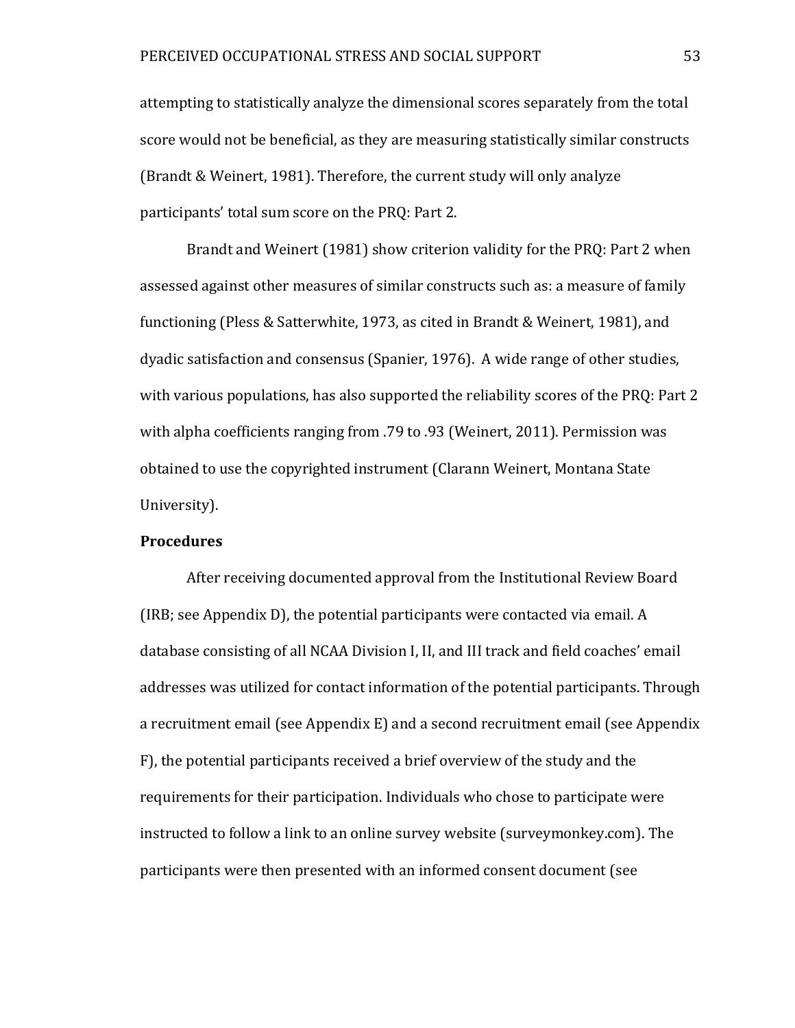attempting to statistically analyze the dimensional scores separately from the total score would not be beneficial, as they are measuring statistically similar constructs (Brandt & Weinert, 1981). Therefore, the current study will only analyze participants' total sum score on the PRQ: Part 2.

Brandt and Weinert (1981) show criterion validity for the PRQ: Part 2 when assessed against other measures of similar constructs such as: a measure of family functioning (Pless & Satterwhite, 1973, as cited in Brandt & Weinert, 1981), and dyadic satisfaction and consensus (Spanier, 1976). A wide range of other studies, with various populations, has also supported the reliability scores of the PRQ: Part 2 with alpha coefficients ranging from .79 to .93 (Weinert, 2011). Permission was obtained to use the copyrighted instrument (Clarann Weinert, Montana State University).

**Procedures**

After receiving documented approval from the Institutional Review Board (IRB; see Appendix D), the potential participants were contacted via email. A database consisting of all NCAA Division I, II, and III track and field coaches' email addresses was utilized for contact information of the potential participants. Through a recruitment email (see Appendix E) and a second recruitment email (see Appendix F), the potential participants received a brief overview of the study and the requirements for their participation. Individuals who chose to participate were instructed to follow a link to an online survey website (surveymonkey.com). The participants were then presented with an informed consent document (see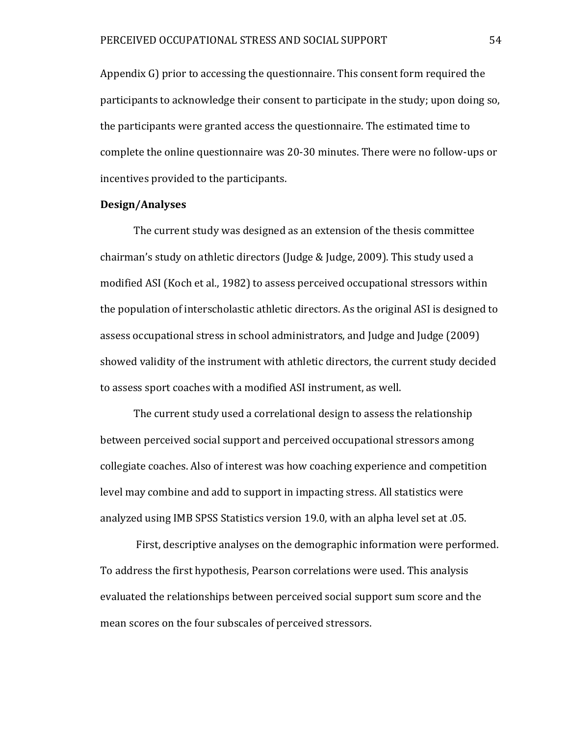Appendix G) prior to accessing the questionnaire. This consent form required the participants to acknowledge their consent to participate in the study; upon doing so, the participants were granted access the questionnaire. The estimated time to complete the online questionnaire was 20-30 minutes. There were no follow-ups or incentives provided to the participants.

**Design/Analyses**

The current study was designed as an extension of the thesis committee chairman's study on athletic directors (Judge & Judge, 2009). This study used a modified ASI (Koch et al., 1982) to assess perceived occupational stressors within the population of interscholastic athletic directors. As the original ASI is designed to assess occupational stress in school administrators, and Judge and Judge (2009) showed validity of the instrument with athletic directors, the current study decided to assess sport coaches with a modified ASI instrument, as well.

The current study used a correlational design to assess the relationship between perceived social support and perceived occupational stressors among collegiate coaches. Also of interest was how coaching experience and competition level may combine and add to support in impacting stress. All statistics were analyzed using IMB SPSS Statistics version 19.0, with an alpha level set at .05.

First, descriptive analyses on the demographic information were performed. To address the first hypothesis, Pearson correlations were used. This analysis evaluated the relationships between perceived social support sum score and the mean scores on the four subscales of perceived stressors.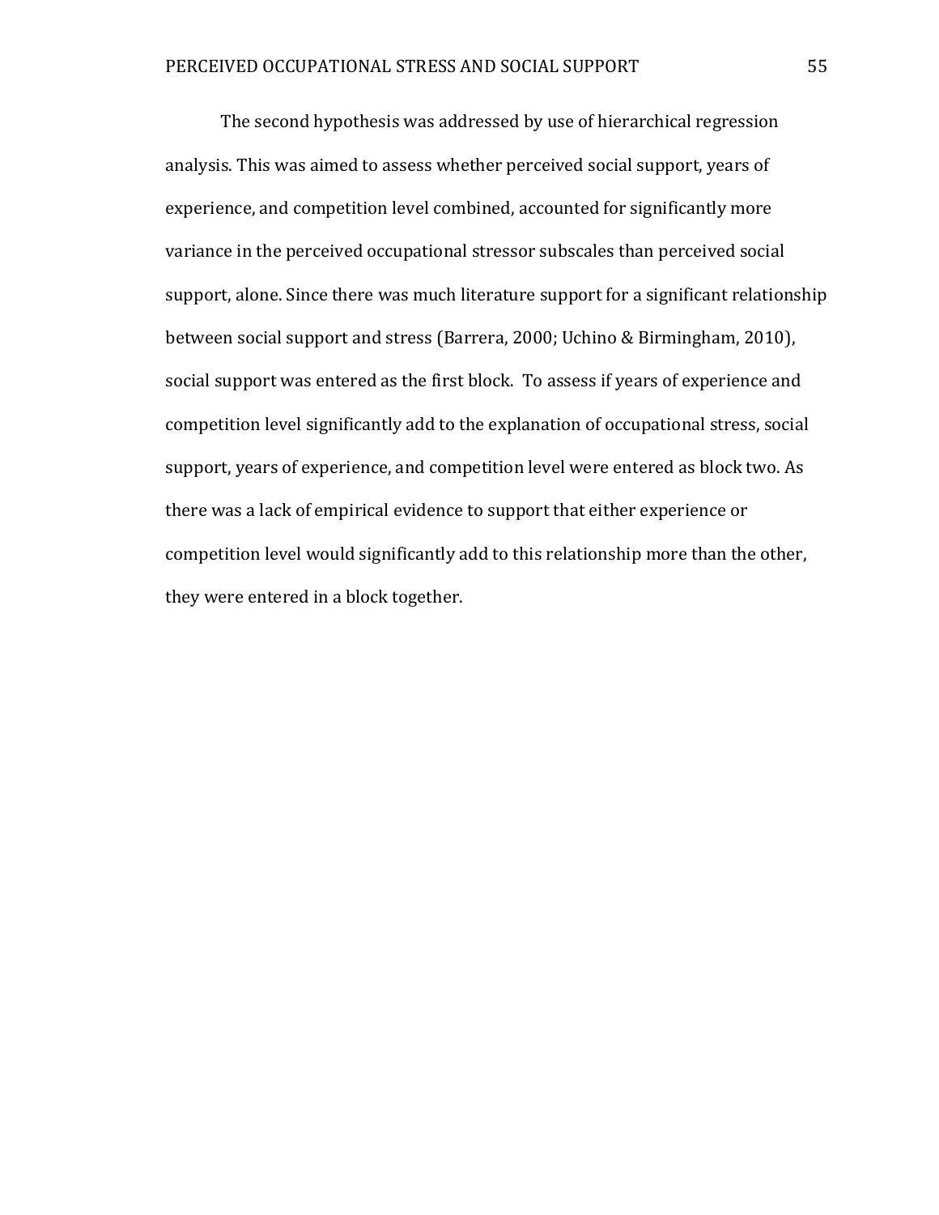The second hypothesis was addressed by use of hierarchical regression analysis. This was aimed to assess whether perceived social support, years of experience, and competition level combined, accounted for significantly more variance in the perceived occupational stressor subscales than perceived social support, alone. Since there was much literature support for a significant relationship between social support and stress (Barrera, 2000; Uchino & Birmingham, 2010), social support was entered as the first block. To assess if years of experience and competition level significantly add to the explanation of occupational stress, social support, years of experience, and competition level were entered as block two. As there was a lack of empirical evidence to support that either experience or competition level would significantly add to this relationship more than the other, they were entered in a block together.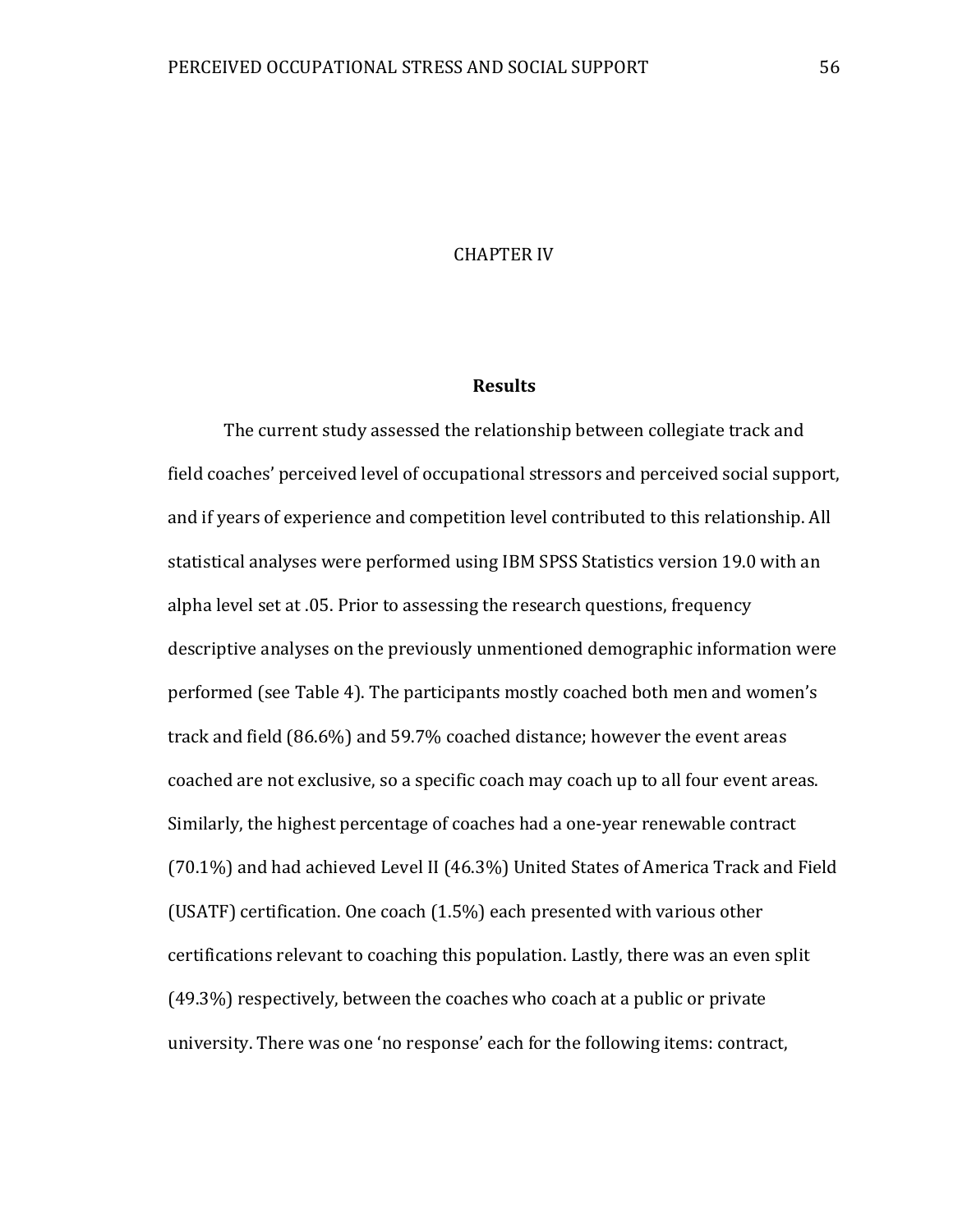# CHAPTER IV

## Results

The current study assessed the relationship between collegiate track and field coaches' perceived level of occupational stressors and perceived social support, and if years of experience and competition level contributed to this relationship. All statistical analyses were performed using IBM SPSS Statistics version 19.0 with an alpha level set at .05. Prior to assessing the research questions, frequency descriptive analyses on the previously unmentioned demographic information were performed (see Table 4). The participants mostly coached both men and women's track and field (86.6%) and 59.7% coached distance; however the event areas coached are not exclusive, so a specific coach may coach up to all four event areas. Similarly, the highest percentage of coaches had a one-year renewable contract (70.1%) and had achieved Level II (46.3%) United States of America Track and Field (USATF) certification. One coach (1.5%) each presented with various other certifications relevant to coaching this population. Lastly, there was an even split (49.3%) respectively, between the coaches who coach at a public or private university. There was one 'no response' each for the following items: contract,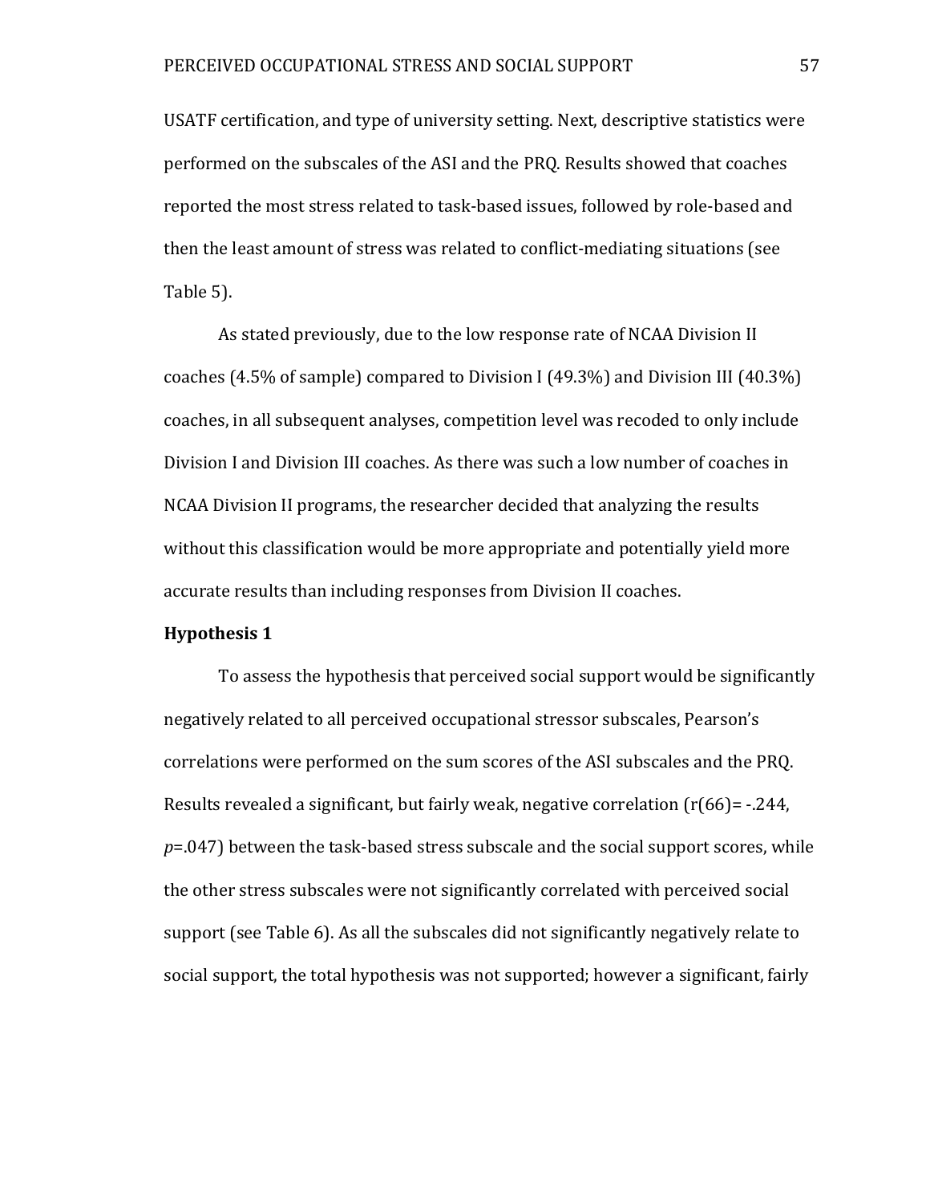USATF certification, and type of university setting. Next, descriptive statistics were performed on the subscales of the ASI and the PRQ. Results showed that coaches reported the most stress related to task-based issues, followed by role-based and then the least amount of stress was related to conflict-mediating situations (see Table 5).

As stated previously, due to the low response rate of NCAA Division II coaches (4.5% of sample) compared to Division I (49.3%) and Division III (40.3%) coaches, in all subsequent analyses, competition level was recoded to only include Division I and Division III coaches. As there was such a low number of coaches in NCAA Division II programs, the researcher decided that analyzing the results without this classification would be more appropriate and potentially yield more accurate results than including responses from Division II coaches.

**Hypothesis 1**

To assess the hypothesis that perceived social support would be significantly negatively related to all perceived occupational stressor subscales, Pearson's correlations were performed on the sum scores of the ASI subscales and the PRQ. Results revealed a significant, but fairly weak, negative correlation ($r(66) = -.244$, $p = .047$) between the task-based stress subscale and the social support scores, while the other stress subscales were not significantly correlated with perceived social support (see Table 6). As all the subscales did not significantly negatively relate to social support, the total hypothesis was not supported; however a significant, fairly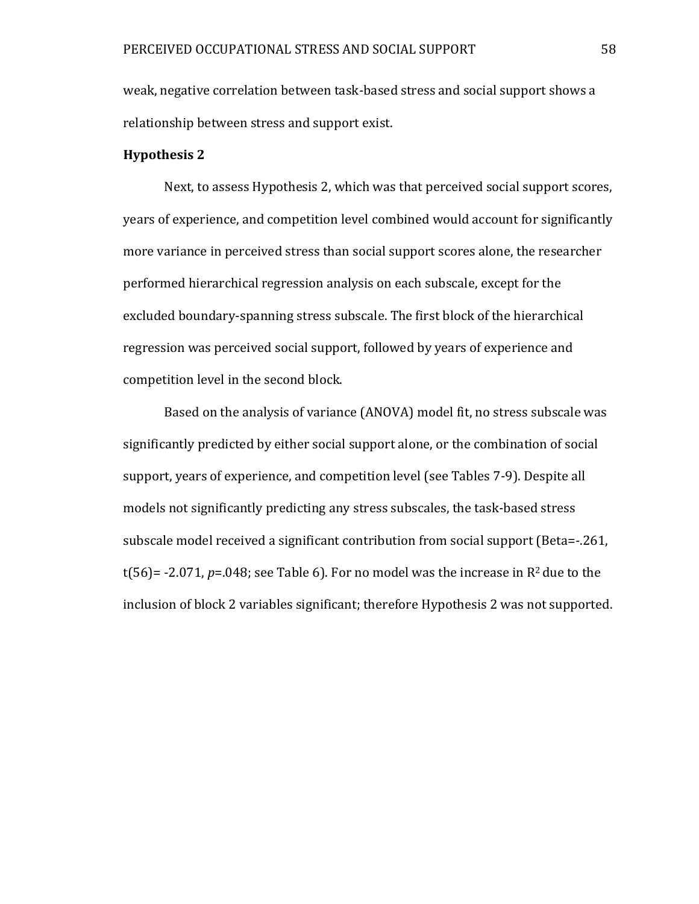weak, negative correlation between task-based stress and social support shows a relationship between stress and support exist.

**Hypothesis 2**

Next, to assess Hypothesis 2, which was that perceived social support scores, years of experience, and competition level combined would account for significantly more variance in perceived stress than social support scores alone, the researcher performed hierarchical regression analysis on each subscale, except for the excluded boundary-spanning stress subscale. The first block of the hierarchical regression was perceived social support, followed by years of experience and competition level in the second block.

Based on the analysis of variance (ANOVA) model fit, no stress subscale was significantly predicted by either social support alone, or the combination of social support, years of experience, and competition level (see Tables 7-9). Despite all models not significantly predicting any stress subscales, the task-based stress subscale model received a significant contribution from social support (Beta=-.261, $t(56)$= -2.071, $p$=.048; see Table 6). For no model was the increase in $R^2$ due to the inclusion of block 2 variables significant; therefore Hypothesis 2 was not supported.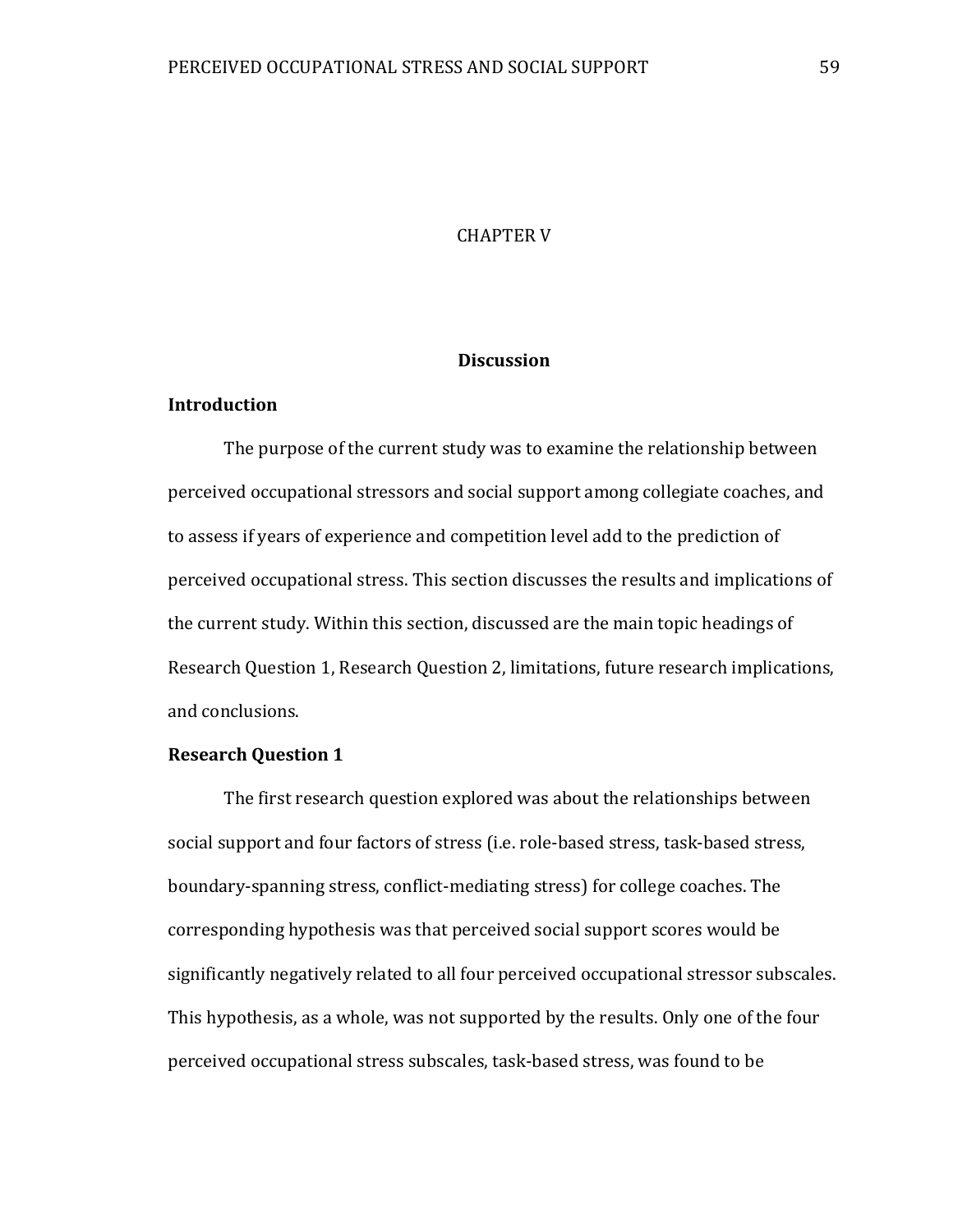# CHAPTER V

## Discussion

### Introduction

The purpose of the current study was to examine the relationship between perceived occupational stressors and social support among collegiate coaches, and to assess if years of experience and competition level add to the prediction of perceived occupational stress. This section discusses the results and implications of the current study. Within this section, discussed are the main topic headings of Research Question 1, Research Question 2, limitations, future research implications, and conclusions.

### Research Question 1

The first research question explored was about the relationships between social support and four factors of stress (i.e. role-based stress, task-based stress, boundary-spanning stress, conflict-mediating stress) for college coaches. The corresponding hypothesis was that perceived social support scores would be significantly negatively related to all four perceived occupational stressor subscales. This hypothesis, as a whole, was not supported by the results. Only one of the four perceived occupational stress subscales, task-based stress, was found to be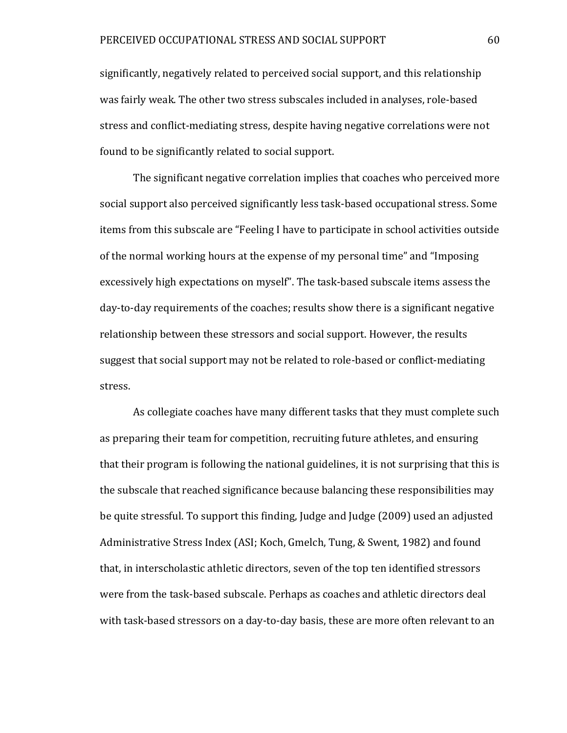significantly, negatively related to perceived social support, and this relationship was fairly weak. The other two stress subscales included in analyses, role-based stress and conflict-mediating stress, despite having negative correlations were not found to be significantly related to social support.

The significant negative correlation implies that coaches who perceived more social support also perceived significantly less task-based occupational stress. Some items from this subscale are "Feeling I have to participate in school activities outside of the normal working hours at the expense of my personal time" and "Imposing excessively high expectations on myself". The task-based subscale items assess the day-to-day requirements of the coaches; results show there is a significant negative relationship between these stressors and social support. However, the results suggest that social support may not be related to role-based or conflict-mediating stress.

As collegiate coaches have many different tasks that they must complete such as preparing their team for competition, recruiting future athletes, and ensuring that their program is following the national guidelines, it is not surprising that this is the subscale that reached significance because balancing these responsibilities may be quite stressful. To support this finding, Judge and Judge (2009) used an adjusted Administrative Stress Index (ASI; Koch, Gmelch, Tung, & Swent, 1982) and found that, in interscholastic athletic directors, seven of the top ten identified stressors were from the task-based subscale. Perhaps as coaches and athletic directors deal with task-based stressors on a day-to-day basis, these are more often relevant to an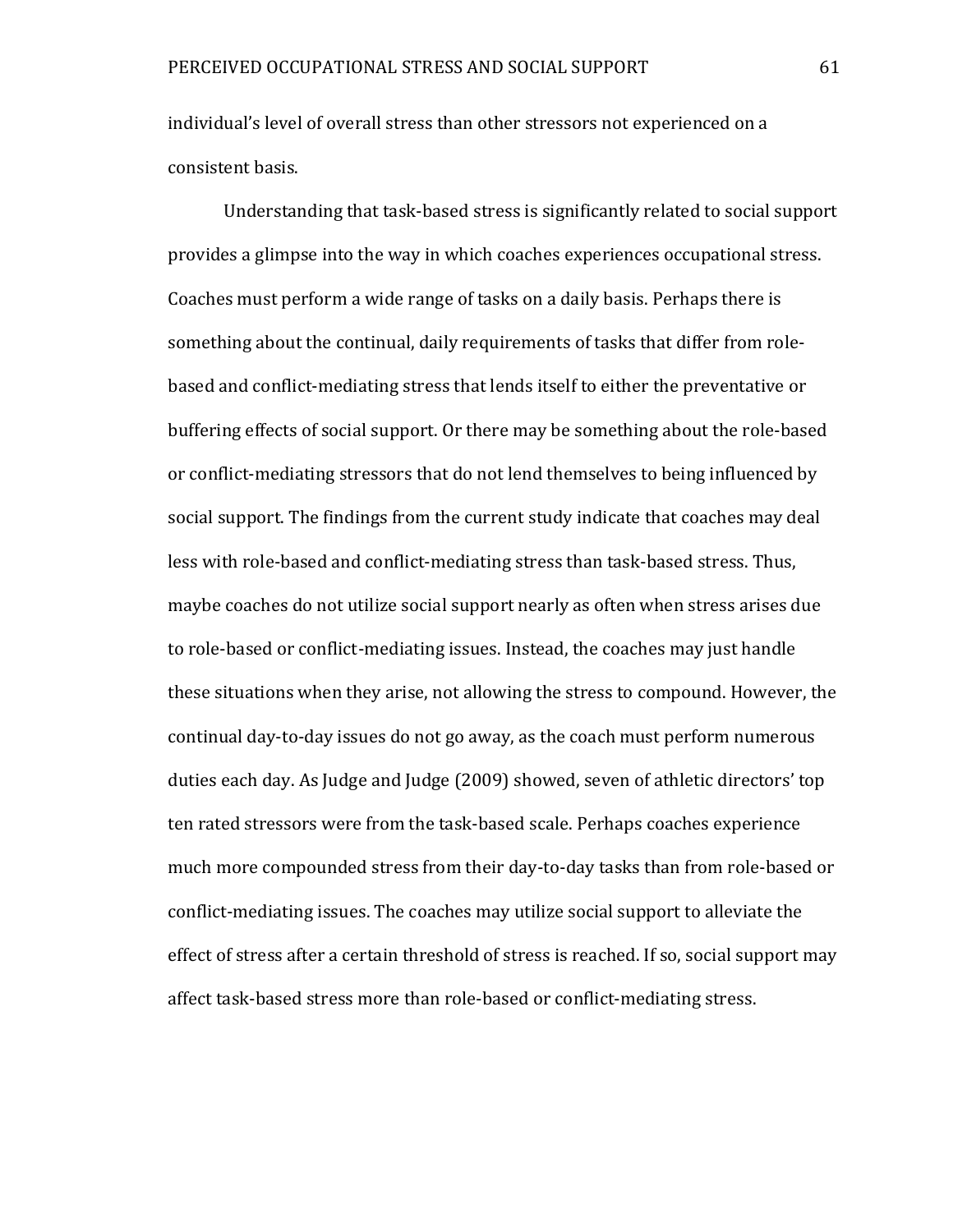individual's level of overall stress than other stressors not experienced on a consistent basis.

Understanding that task-based stress is significantly related to social support provides a glimpse into the way in which coaches experiences occupational stress. Coaches must perform a wide range of tasks on a daily basis. Perhaps there is something about the continual, daily requirements of tasks that differ from role-based and conflict-mediating stress that lends itself to either the preventative or buffering effects of social support. Or there may be something about the role-based or conflict-mediating stressors that do not lend themselves to being influenced by social support. The findings from the current study indicate that coaches may deal less with role-based and conflict-mediating stress than task-based stress. Thus, maybe coaches do not utilize social support nearly as often when stress arises due to role-based or conflict-mediating issues. Instead, the coaches may just handle these situations when they arise, not allowing the stress to compound. However, the continual day-to-day issues do not go away, as the coach must perform numerous duties each day. As Judge and Judge (2009) showed, seven of athletic directors' top ten rated stressors were from the task-based scale. Perhaps coaches experience much more compounded stress from their day-to-day tasks than from role-based or conflict-mediating issues. The coaches may utilize social support to alleviate the effect of stress after a certain threshold of stress is reached. If so, social support may affect task-based stress more than role-based or conflict-mediating stress.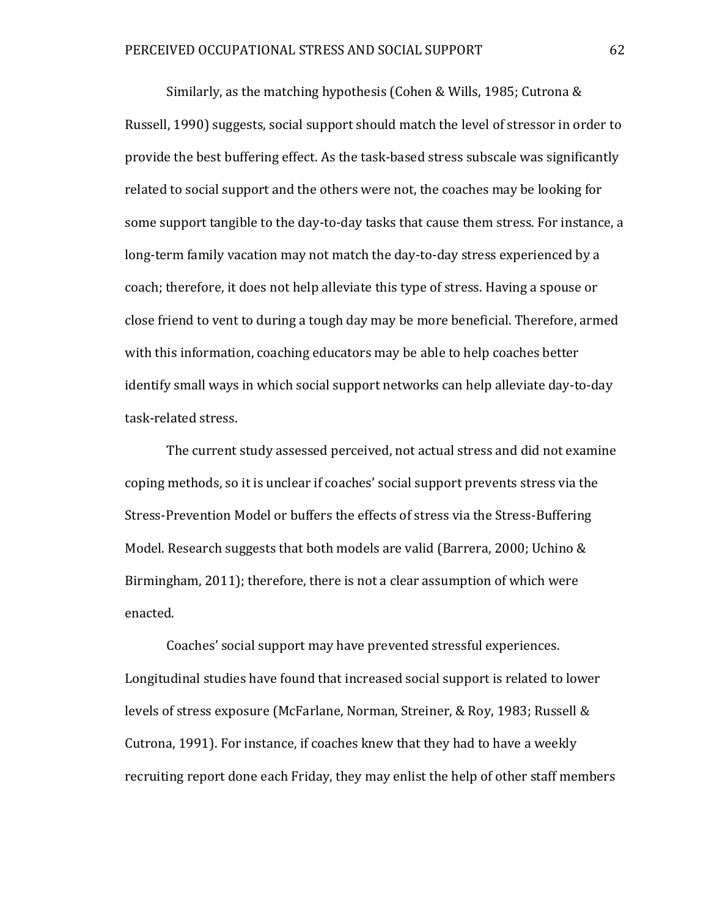Similarly, as the matching hypothesis (Cohen & Wills, 1985; Cutrona & Russell, 1990) suggests, social support should match the level of stressor in order to provide the best buffering effect. As the task-based stress subscale was significantly related to social support and the others were not, the coaches may be looking for some support tangible to the day-to-day tasks that cause them stress. For instance, a long-term family vacation may not match the day-to-day stress experienced by a coach; therefore, it does not help alleviate this type of stress. Having a spouse or close friend to vent to during a tough day may be more beneficial. Therefore, armed with this information, coaching educators may be able to help coaches better identify small ways in which social support networks can help alleviate day-to-day task-related stress.

The current study assessed perceived, not actual stress and did not examine coping methods, so it is unclear if coaches' social support prevents stress via the Stress-Prevention Model or buffers the effects of stress via the Stress-Buffering Model. Research suggests that both models are valid (Barrera, 2000; Uchino & Birmingham, 2011); therefore, there is not a clear assumption of which were enacted.

Coaches' social support may have prevented stressful experiences. Longitudinal studies have found that increased social support is related to lower levels of stress exposure (McFarlane, Norman, Streiner, & Roy, 1983; Russell & Cutrona, 1991). For instance, if coaches knew that they had to have a weekly recruiting report done each Friday, they may enlist the help of other staff members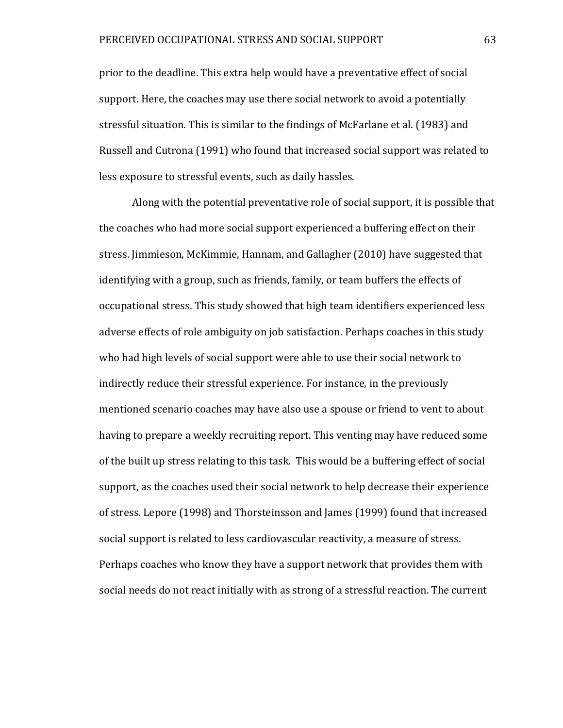prior to the deadline. This extra help would have a preventative effect of social support. Here, the coaches may use there social network to avoid a potentially stressful situation. This is similar to the findings of McFarlane et al. (1983) and Russell and Cutrona (1991) who found that increased social support was related to less exposure to stressful events, such as daily hassles.

Along with the potential preventative role of social support, it is possible that the coaches who had more social support experienced a buffering effect on their stress. Jimmieson, McKimmie, Hannam, and Gallagher (2010) have suggested that identifying with a group, such as friends, family, or team buffers the effects of occupational stress. This study showed that high team identifiers experienced less adverse effects of role ambiguity on job satisfaction. Perhaps coaches in this study who had high levels of social support were able to use their social network to indirectly reduce their stressful experience. For instance, in the previously mentioned scenario coaches may have also use a spouse or friend to vent to about having to prepare a weekly recruiting report. This venting may have reduced some of the built up stress relating to this task. This would be a buffering effect of social support, as the coaches used their social network to help decrease their experience of stress. Lepore (1998) and Thorsteinsson and James (1999) found that increased social support is related to less cardiovascular reactivity, a measure of stress. Perhaps coaches who know they have a support network that provides them with social needs do not react initially with as strong of a stressful reaction. The current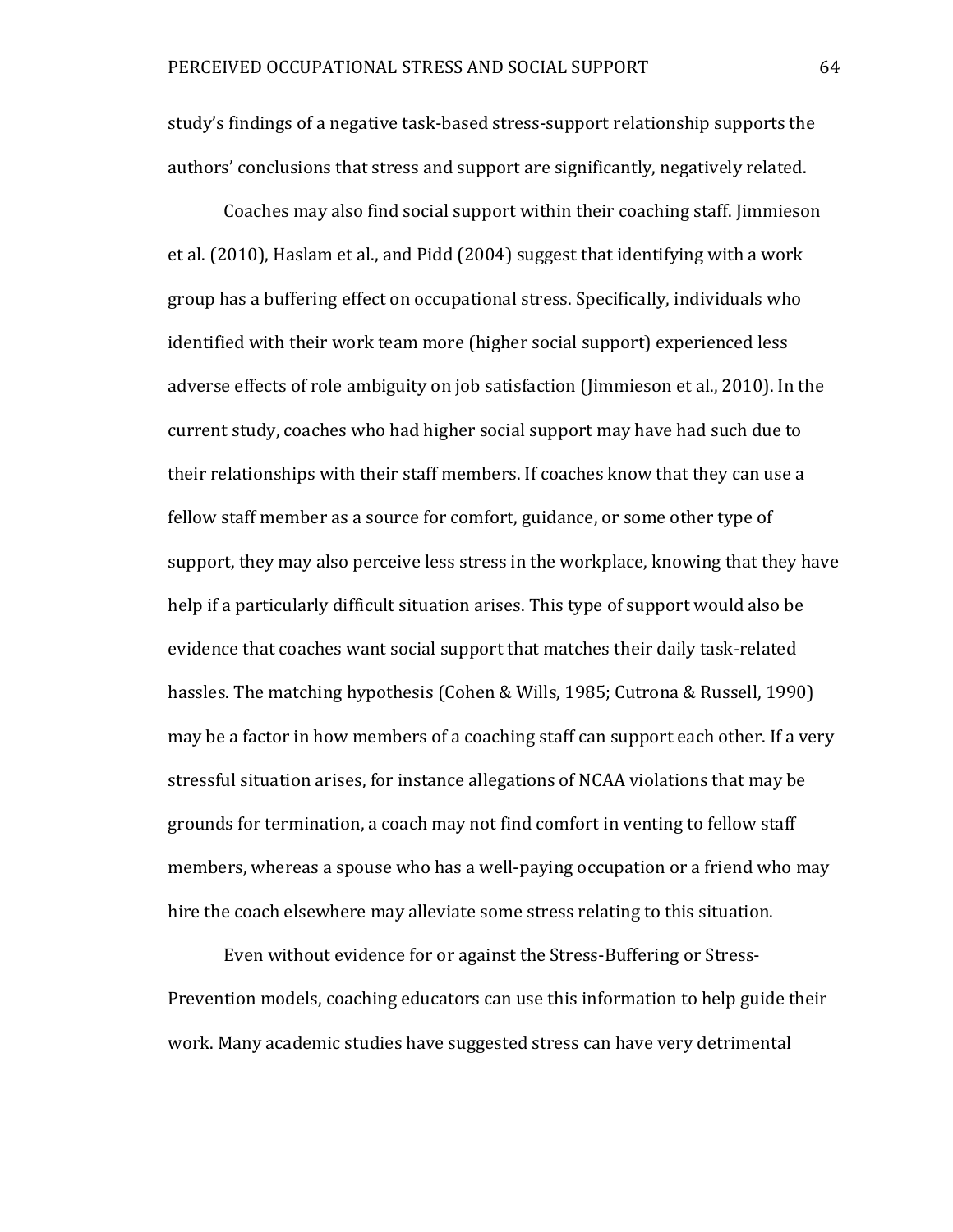study's findings of a negative task-based stress-support relationship supports the authors' conclusions that stress and support are significantly, negatively related.

Coaches may also find social support within their coaching staff. Jimmieson et al. (2010), Haslam et al., and Pidd (2004) suggest that identifying with a work group has a buffering effect on occupational stress. Specifically, individuals who identified with their work team more (higher social support) experienced less adverse effects of role ambiguity on job satisfaction (Jimmieson et al., 2010). In the current study, coaches who had higher social support may have had such due to their relationships with their staff members. If coaches know that they can use a fellow staff member as a source for comfort, guidance, or some other type of support, they may also perceive less stress in the workplace, knowing that they have help if a particularly difficult situation arises. This type of support would also be evidence that coaches want social support that matches their daily task-related hassles. The matching hypothesis (Cohen & Wills, 1985; Cutrona & Russell, 1990) may be a factor in how members of a coaching staff can support each other. If a very stressful situation arises, for instance allegations of NCAA violations that may be grounds for termination, a coach may not find comfort in venting to fellow staff members, whereas a spouse who has a well-paying occupation or a friend who may hire the coach elsewhere may alleviate some stress relating to this situation.

Even without evidence for or against the Stress-Buffering or Stress-Prevention models, coaching educators can use this information to help guide their work. Many academic studies have suggested stress can have very detrimental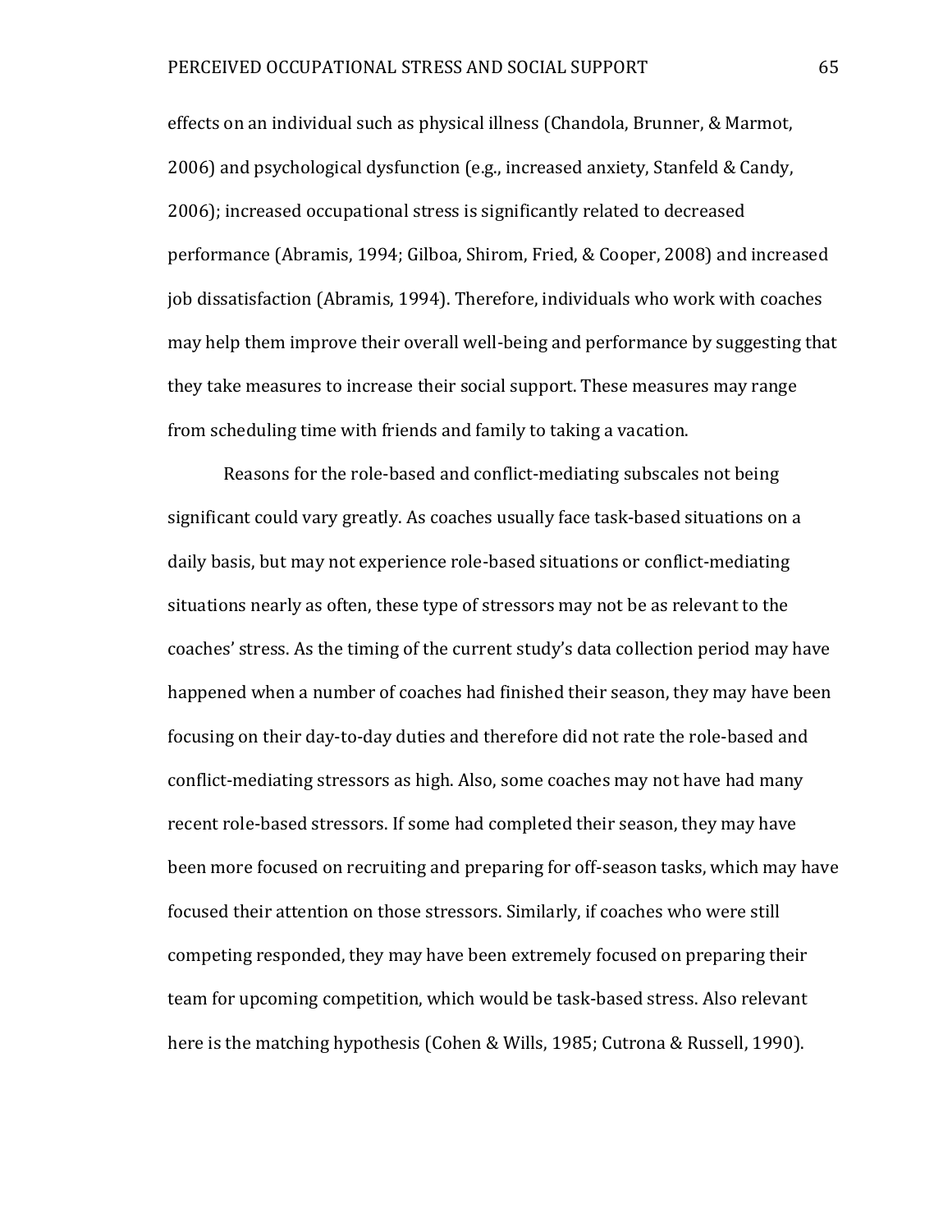effects on an individual such as physical illness (Chandola, Brunner, & Marmot, 2006) and psychological dysfunction (e.g., increased anxiety, Stanfeld & Candy, 2006); increased occupational stress is significantly related to decreased performance (Abramis, 1994; Gilboa, Shirom, Fried, & Cooper, 2008) and increased job dissatisfaction (Abramis, 1994). Therefore, individuals who work with coaches may help them improve their overall well-being and performance by suggesting that they take measures to increase their social support. These measures may range from scheduling time with friends and family to taking a vacation.

Reasons for the role-based and conflict-mediating subscales not being significant could vary greatly. As coaches usually face task-based situations on a daily basis, but may not experience role-based situations or conflict-mediating situations nearly as often, these type of stressors may not be as relevant to the coaches' stress. As the timing of the current study's data collection period may have happened when a number of coaches had finished their season, they may have been focusing on their day-to-day duties and therefore did not rate the role-based and conflict-mediating stressors as high. Also, some coaches may not have had many recent role-based stressors. If some had completed their season, they may have been more focused on recruiting and preparing for off-season tasks, which may have focused their attention on those stressors. Similarly, if coaches who were still competing responded, they may have been extremely focused on preparing their team for upcoming competition, which would be task-based stress. Also relevant here is the matching hypothesis (Cohen & Wills, 1985; Cutrona & Russell, 1990).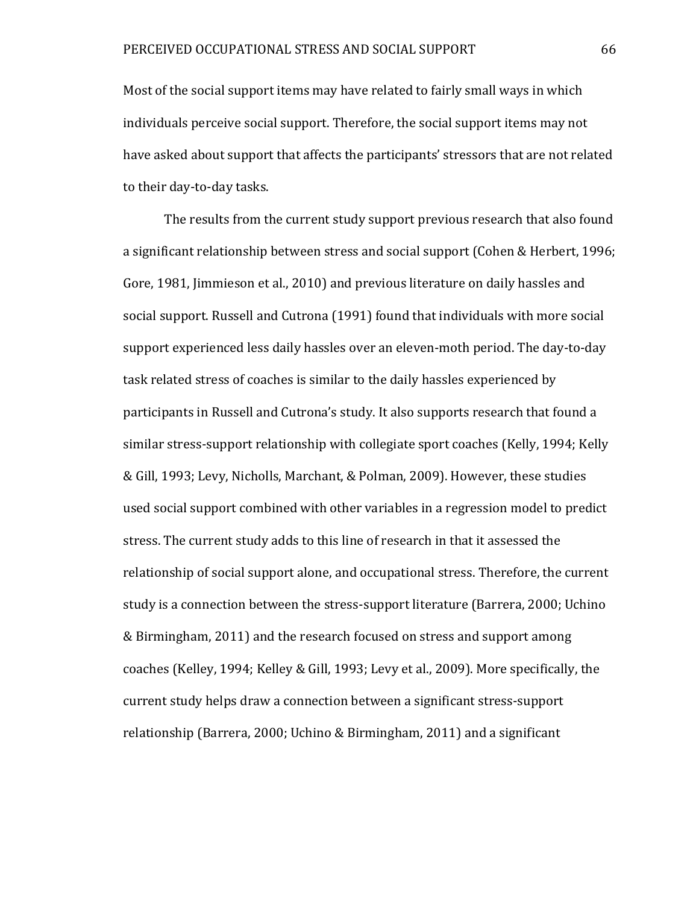Most of the social support items may have related to fairly small ways in which individuals perceive social support. Therefore, the social support items may not have asked about support that affects the participants' stressors that are not related to their day-to-day tasks.

The results from the current study support previous research that also found a significant relationship between stress and social support (Cohen & Herbert, 1996; Gore, 1981, Jimmieson et al., 2010) and previous literature on daily hassles and social support. Russell and Cutrona (1991) found that individuals with more social support experienced less daily hassles over an eleven-moth period. The day-to-day task related stress of coaches is similar to the daily hassles experienced by participants in Russell and Cutrona's study. It also supports research that found a similar stress-support relationship with collegiate sport coaches (Kelly, 1994; Kelly & Gill, 1993; Levy, Nicholls, Marchant, & Polman, 2009). However, these studies used social support combined with other variables in a regression model to predict stress. The current study adds to this line of research in that it assessed the relationship of social support alone, and occupational stress. Therefore, the current study is a connection between the stress-support literature (Barrera, 2000; Uchino & Birmingham, 2011) and the research focused on stress and support among coaches (Kelley, 1994; Kelley & Gill, 1993; Levy et al., 2009). More specifically, the current study helps draw a connection between a significant stress-support relationship (Barrera, 2000; Uchino & Birmingham, 2011) and a significant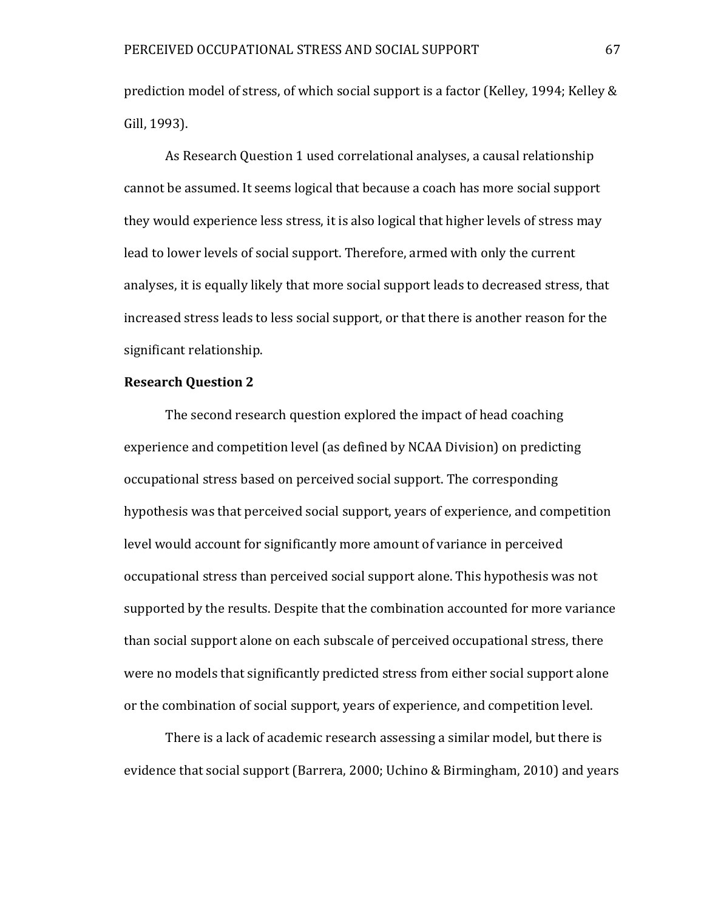prediction model of stress, of which social support is a factor (Kelley, 1994; Kelley & Gill, 1993).

As Research Question 1 used correlational analyses, a causal relationship cannot be assumed. It seems logical that because a coach has more social support they would experience less stress, it is also logical that higher levels of stress may lead to lower levels of social support. Therefore, armed with only the current analyses, it is equally likely that more social support leads to decreased stress, that increased stress leads to less social support, or that there is another reason for the significant relationship.

**Research Question 2**

The second research question explored the impact of head coaching experience and competition level (as defined by NCAA Division) on predicting occupational stress based on perceived social support. The corresponding hypothesis was that perceived social support, years of experience, and competition level would account for significantly more amount of variance in perceived occupational stress than perceived social support alone. This hypothesis was not supported by the results. Despite that the combination accounted for more variance than social support alone on each subscale of perceived occupational stress, there were no models that significantly predicted stress from either social support alone or the combination of social support, years of experience, and competition level.

There is a lack of academic research assessing a similar model, but there is evidence that social support (Barrera, 2000; Uchino & Birmingham, 2010) and years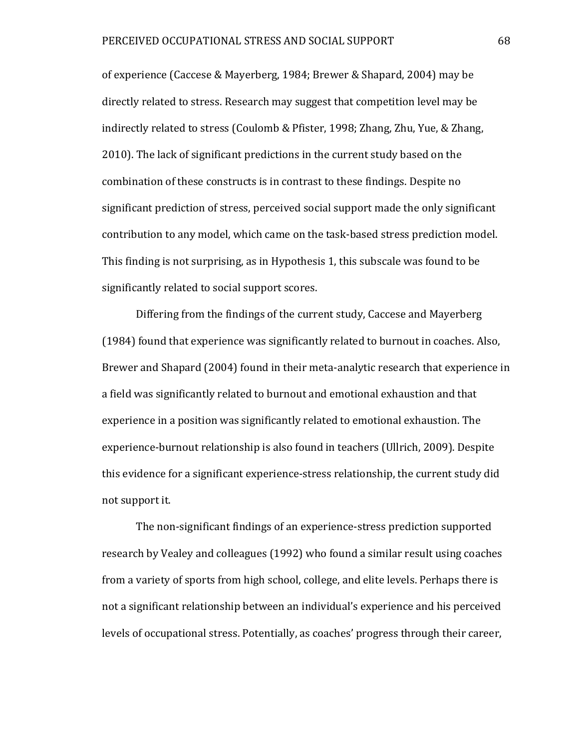of experience (Caccese & Mayerberg, 1984; Brewer & Shapard, 2004) may be directly related to stress. Research may suggest that competition level may be indirectly related to stress (Coulomb & Pfister, 1998; Zhang, Zhu, Yue, & Zhang, 2010). The lack of significant predictions in the current study based on the combination of these constructs is in contrast to these findings. Despite no significant prediction of stress, perceived social support made the only significant contribution to any model, which came on the task-based stress prediction model. This finding is not surprising, as in Hypothesis 1, this subscale was found to be significantly related to social support scores.

Differing from the findings of the current study, Caccese and Mayerberg (1984) found that experience was significantly related to burnout in coaches. Also, Brewer and Shapard (2004) found in their meta-analytic research that experience in a field was significantly related to burnout and emotional exhaustion and that experience in a position was significantly related to emotional exhaustion. The experience-burnout relationship is also found in teachers (Ullrich, 2009). Despite this evidence for a significant experience-stress relationship, the current study did not support it.

The non-significant findings of an experience-stress prediction supported research by Vealey and colleagues (1992) who found a similar result using coaches from a variety of sports from high school, college, and elite levels. Perhaps there is not a significant relationship between an individual's experience and his perceived levels of occupational stress. Potentially, as coaches' progress through their career,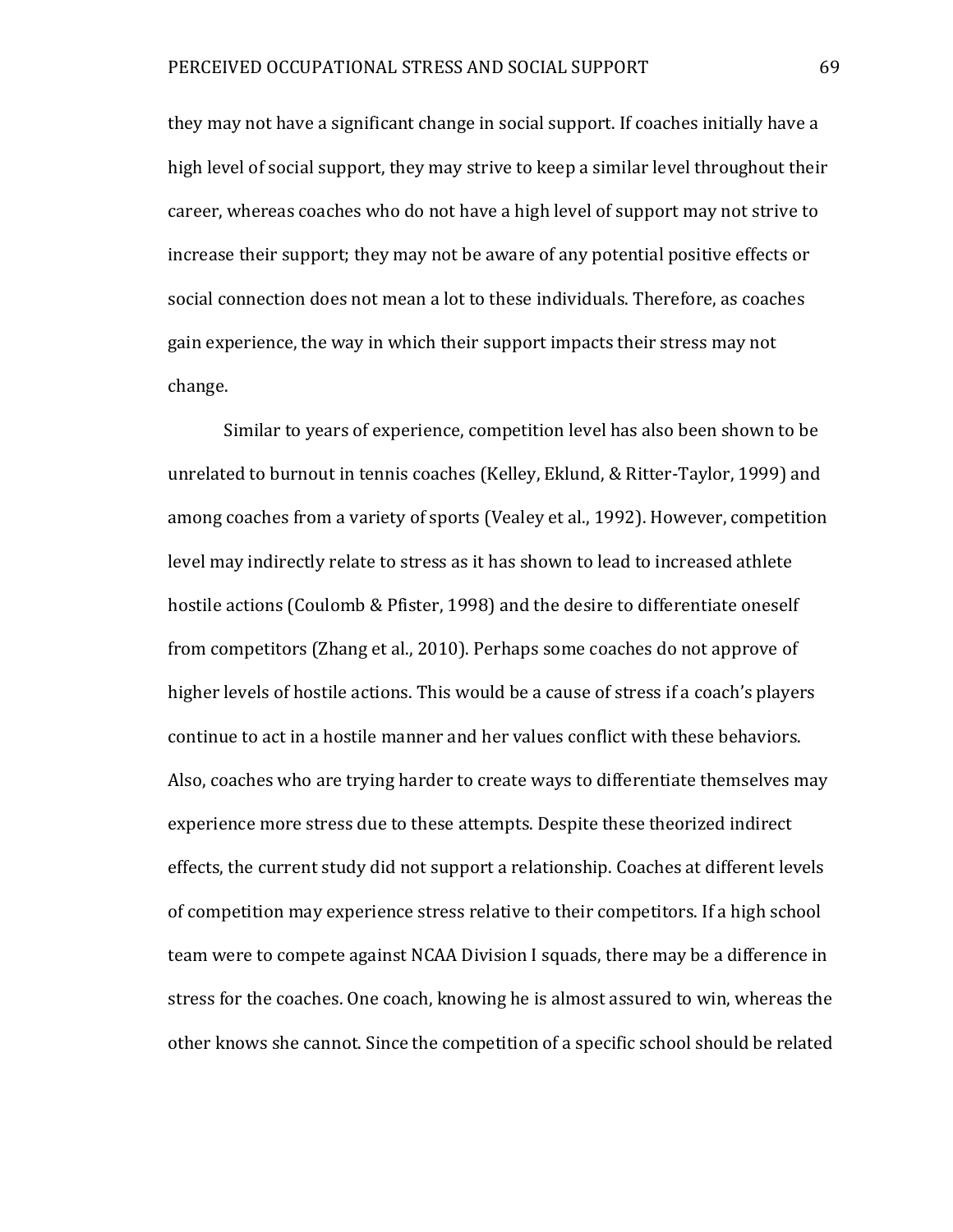they may not have a significant change in social support. If coaches initially have a high level of social support, they may strive to keep a similar level throughout their career, whereas coaches who do not have a high level of support may not strive to increase their support; they may not be aware of any potential positive effects or social connection does not mean a lot to these individuals. Therefore, as coaches gain experience, the way in which their support impacts their stress may not change.

Similar to years of experience, competition level has also been shown to be unrelated to burnout in tennis coaches (Kelley, Eklund, & Ritter-Taylor, 1999) and among coaches from a variety of sports (Vealey et al., 1992). However, competition level may indirectly relate to stress as it has shown to lead to increased athlete hostile actions (Coulomb & Pfister, 1998) and the desire to differentiate oneself from competitors (Zhang et al., 2010). Perhaps some coaches do not approve of higher levels of hostile actions. This would be a cause of stress if a coach's players continue to act in a hostile manner and her values conflict with these behaviors. Also, coaches who are trying harder to create ways to differentiate themselves may experience more stress due to these attempts. Despite these theorized indirect effects, the current study did not support a relationship. Coaches at different levels of competition may experience stress relative to their competitors. If a high school team were to compete against NCAA Division I squads, there may be a difference in stress for the coaches. One coach, knowing he is almost assured to win, whereas the other knows she cannot. Since the competition of a specific school should be related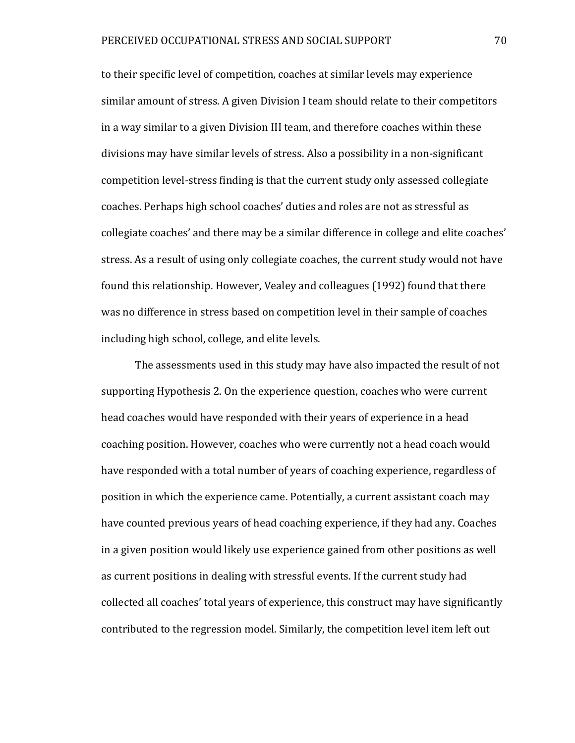to their specific level of competition, coaches at similar levels may experience similar amount of stress. A given Division I team should relate to their competitors in a way similar to a given Division III team, and therefore coaches within these divisions may have similar levels of stress. Also a possibility in a non-significant competition level-stress finding is that the current study only assessed collegiate coaches. Perhaps high school coaches' duties and roles are not as stressful as collegiate coaches' and there may be a similar difference in college and elite coaches' stress. As a result of using only collegiate coaches, the current study would not have found this relationship. However, Vealey and colleagues (1992) found that there was no difference in stress based on competition level in their sample of coaches including high school, college, and elite levels.

The assessments used in this study may have also impacted the result of not supporting Hypothesis 2. On the experience question, coaches who were current head coaches would have responded with their years of experience in a head coaching position. However, coaches who were currently not a head coach would have responded with a total number of years of coaching experience, regardless of position in which the experience came. Potentially, a current assistant coach may have counted previous years of head coaching experience, if they had any. Coaches in a given position would likely use experience gained from other positions as well as current positions in dealing with stressful events. If the current study had collected all coaches' total years of experience, this construct may have significantly contributed to the regression model. Similarly, the competition level item left out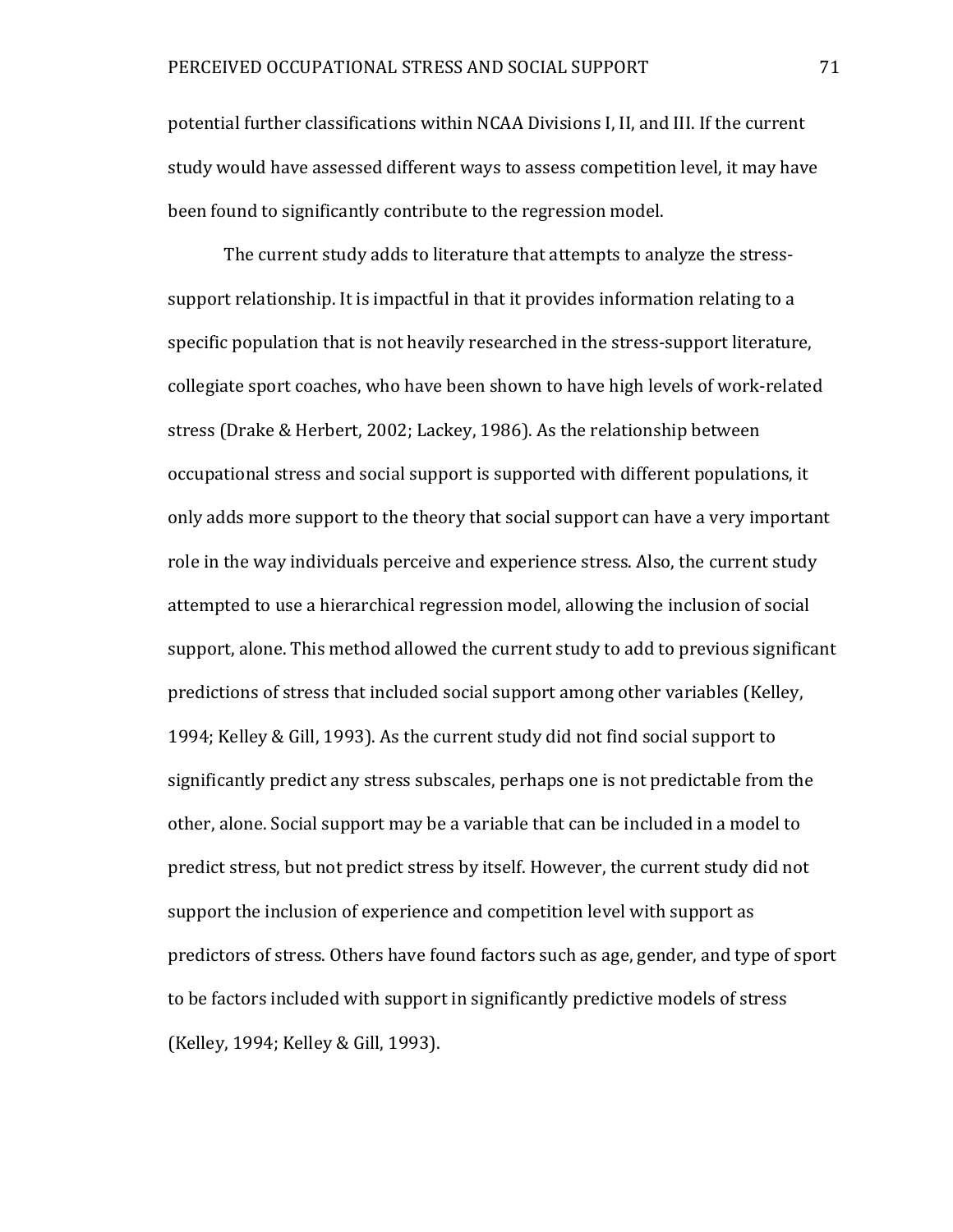potential further classifications within NCAA Divisions I, II, and III. If the current study would have assessed different ways to assess competition level, it may have been found to significantly contribute to the regression model.

The current study adds to literature that attempts to analyze the stress-support relationship. It is impactful in that it provides information relating to a specific population that is not heavily researched in the stress-support literature, collegiate sport coaches, who have been shown to have high levels of work-related stress (Drake & Herbert, 2002; Lackey, 1986). As the relationship between occupational stress and social support is supported with different populations, it only adds more support to the theory that social support can have a very important role in the way individuals perceive and experience stress. Also, the current study attempted to use a hierarchical regression model, allowing the inclusion of social support, alone. This method allowed the current study to add to previous significant predictions of stress that included social support among other variables (Kelley, 1994; Kelley & Gill, 1993). As the current study did not find social support to significantly predict any stress subscales, perhaps one is not predictable from the other, alone. Social support may be a variable that can be included in a model to predict stress, but not predict stress by itself. However, the current study did not support the inclusion of experience and competition level with support as predictors of stress. Others have found factors such as age, gender, and type of sport to be factors included with support in significantly predictive models of stress (Kelley, 1994; Kelley & Gill, 1993).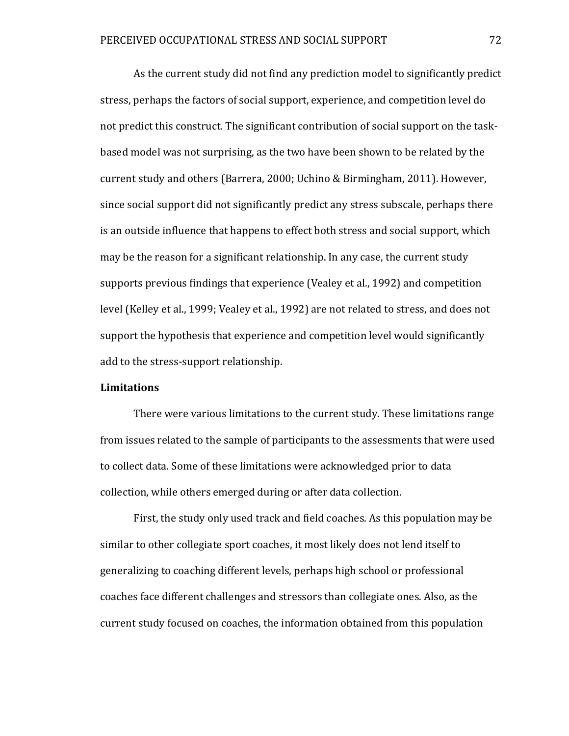As the current study did not find any prediction model to significantly predict stress, perhaps the factors of social support, experience, and competition level do not predict this construct. The significant contribution of social support on the task-based model was not surprising, as the two have been shown to be related by the current study and others (Barrera, 2000; Uchino & Birmingham, 2011). However, since social support did not significantly predict any stress subscale, perhaps there is an outside influence that happens to effect both stress and social support, which may be the reason for a significant relationship. In any case, the current study supports previous findings that experience (Vealey et al., 1992) and competition level (Kelley et al., 1999; Vealey et al., 1992) are not related to stress, and does not support the hypothesis that experience and competition level would significantly add to the stress-support relationship.

**Limitations**

There were various limitations to the current study. These limitations range from issues related to the sample of participants to the assessments that were used to collect data. Some of these limitations were acknowledged prior to data collection, while others emerged during or after data collection.

First, the study only used track and field coaches. As this population may be similar to other collegiate sport coaches, it most likely does not lend itself to generalizing to coaching different levels, perhaps high school or professional coaches face different challenges and stressors than collegiate ones. Also, as the current study focused on coaches, the information obtained from this population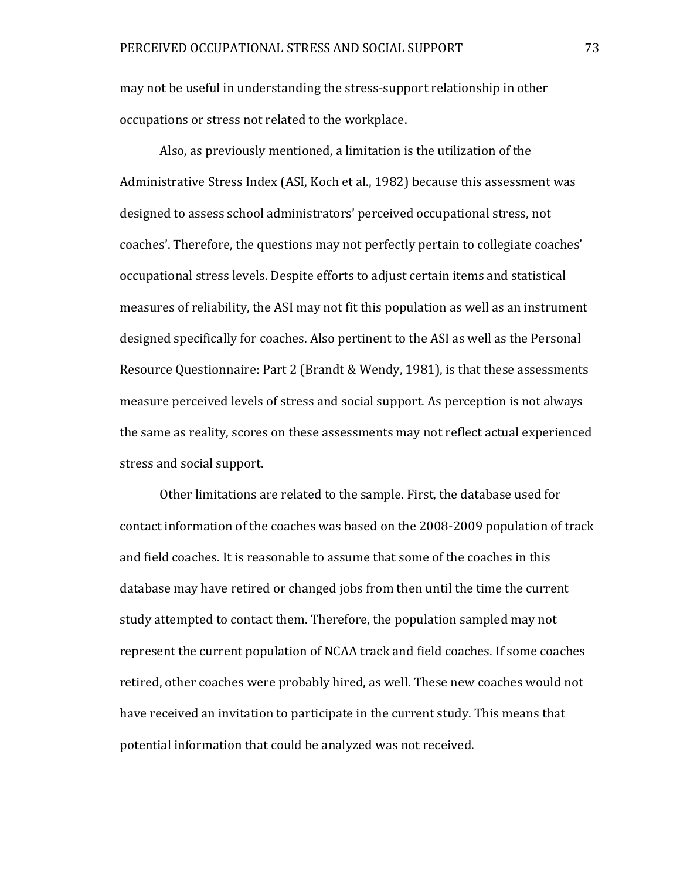may not be useful in understanding the stress-support relationship in other occupations or stress not related to the workplace.

Also, as previously mentioned, a limitation is the utilization of the Administrative Stress Index (ASI, Koch et al., 1982) because this assessment was designed to assess school administrators' perceived occupational stress, not coaches'. Therefore, the questions may not perfectly pertain to collegiate coaches' occupational stress levels. Despite efforts to adjust certain items and statistical measures of reliability, the ASI may not fit this population as well as an instrument designed specifically for coaches. Also pertinent to the ASI as well as the Personal Resource Questionnaire: Part 2 (Brandt & Wendy, 1981), is that these assessments measure perceived levels of stress and social support. As perception is not always the same as reality, scores on these assessments may not reflect actual experienced stress and social support.

Other limitations are related to the sample. First, the database used for contact information of the coaches was based on the 2008-2009 population of track and field coaches. It is reasonable to assume that some of the coaches in this database may have retired or changed jobs from then until the time the current study attempted to contact them. Therefore, the population sampled may not represent the current population of NCAA track and field coaches. If some coaches retired, other coaches were probably hired, as well. These new coaches would not have received an invitation to participate in the current study. This means that potential information that could be analyzed was not received.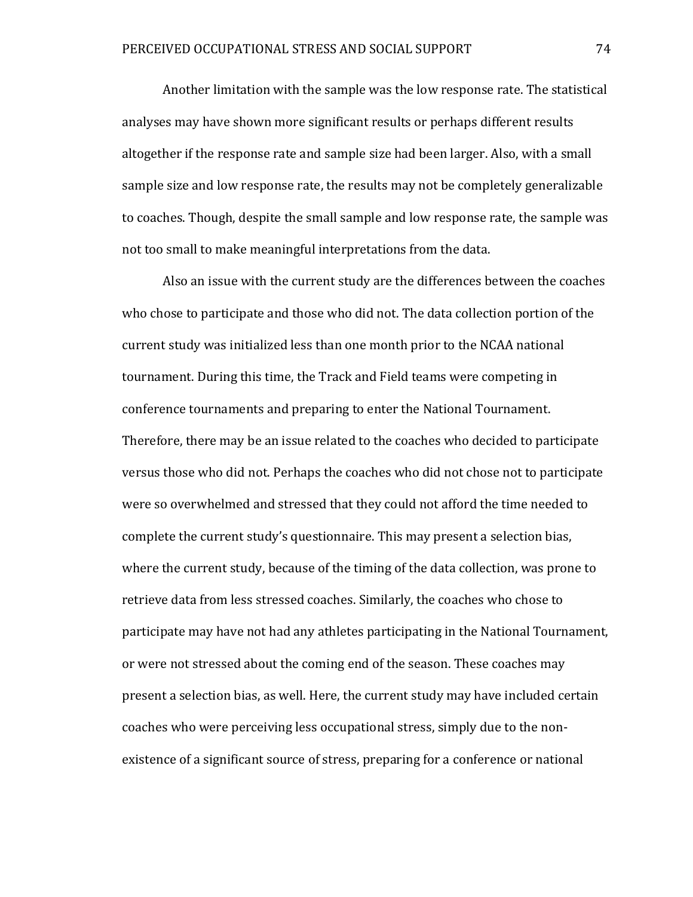Another limitation with the sample was the low response rate. The statistical analyses may have shown more significant results or perhaps different results altogether if the response rate and sample size had been larger. Also, with a small sample size and low response rate, the results may not be completely generalizable to coaches. Though, despite the small sample and low response rate, the sample was not too small to make meaningful interpretations from the data.

Also an issue with the current study are the differences between the coaches who chose to participate and those who did not. The data collection portion of the current study was initialized less than one month prior to the NCAA national tournament. During this time, the Track and Field teams were competing in conference tournaments and preparing to enter the National Tournament. Therefore, there may be an issue related to the coaches who decided to participate versus those who did not. Perhaps the coaches who did not chose not to participate were so overwhelmed and stressed that they could not afford the time needed to complete the current study's questionnaire. This may present a selection bias, where the current study, because of the timing of the data collection, was prone to retrieve data from less stressed coaches. Similarly, the coaches who chose to participate may have not had any athletes participating in the National Tournament, or were not stressed about the coming end of the season. These coaches may present a selection bias, as well. Here, the current study may have included certain coaches who were perceiving less occupational stress, simply due to the non-existence of a significant source of stress, preparing for a conference or national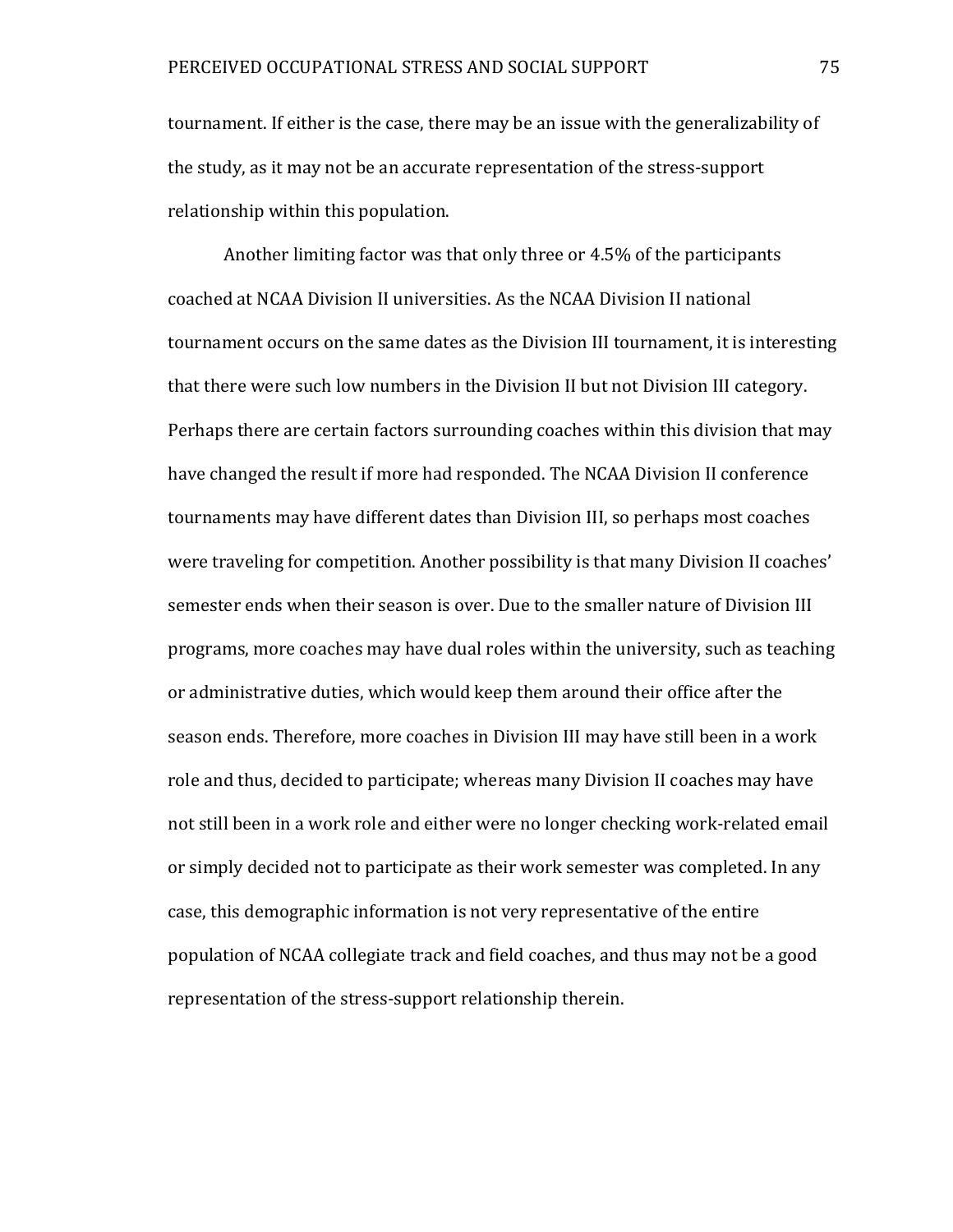tournament. If either is the case, there may be an issue with the generalizability of the study, as it may not be an accurate representation of the stress-support relationship within this population.

Another limiting factor was that only three or 4.5% of the participants coached at NCAA Division II universities. As the NCAA Division II national tournament occurs on the same dates as the Division III tournament, it is interesting that there were such low numbers in the Division II but not Division III category. Perhaps there are certain factors surrounding coaches within this division that may have changed the result if more had responded. The NCAA Division II conference tournaments may have different dates than Division III, so perhaps most coaches were traveling for competition. Another possibility is that many Division II coaches' semester ends when their season is over. Due to the smaller nature of Division III programs, more coaches may have dual roles within the university, such as teaching or administrative duties, which would keep them around their office after the season ends. Therefore, more coaches in Division III may have still been in a work role and thus, decided to participate; whereas many Division II coaches may have not still been in a work role and either were no longer checking work-related email or simply decided not to participate as their work semester was completed. In any case, this demographic information is not very representative of the entire population of NCAA collegiate track and field coaches, and thus may not be a good representation of the stress-support relationship therein.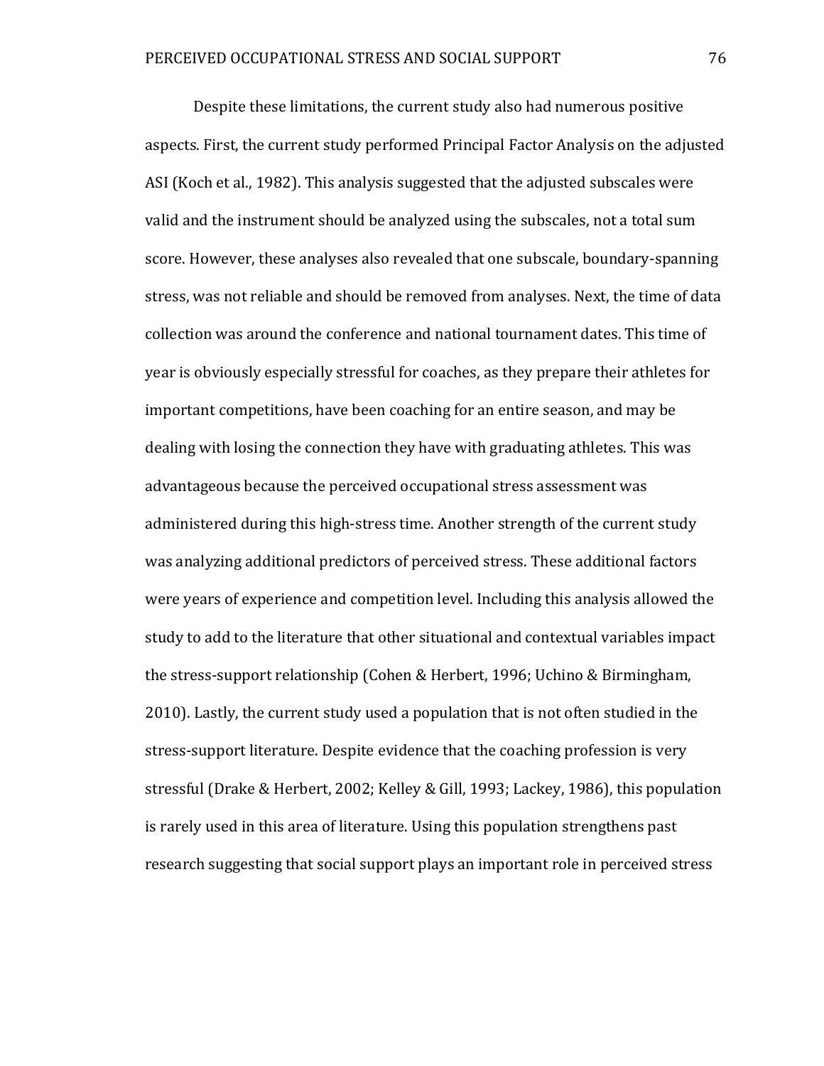Despite these limitations, the current study also had numerous positive aspects. First, the current study performed Principal Factor Analysis on the adjusted ASI (Koch et al., 1982). This analysis suggested that the adjusted subscales were valid and the instrument should be analyzed using the subscales, not a total sum score. However, these analyses also revealed that one subscale, boundary-spanning stress, was not reliable and should be removed from analyses. Next, the time of data collection was around the conference and national tournament dates. This time of year is obviously especially stressful for coaches, as they prepare their athletes for important competitions, have been coaching for an entire season, and may be dealing with losing the connection they have with graduating athletes. This was advantageous because the perceived occupational stress assessment was administered during this high-stress time. Another strength of the current study was analyzing additional predictors of perceived stress. These additional factors were years of experience and competition level. Including this analysis allowed the study to add to the literature that other situational and contextual variables impact the stress-support relationship (Cohen & Herbert, 1996; Uchino & Birmingham, 2010). Lastly, the current study used a population that is not often studied in the stress-support literature. Despite evidence that the coaching profession is very stressful (Drake & Herbert, 2002; Kelley & Gill, 1993; Lackey, 1986), this population is rarely used in this area of literature. Using this population strengthens past research suggesting that social support plays an important role in perceived stress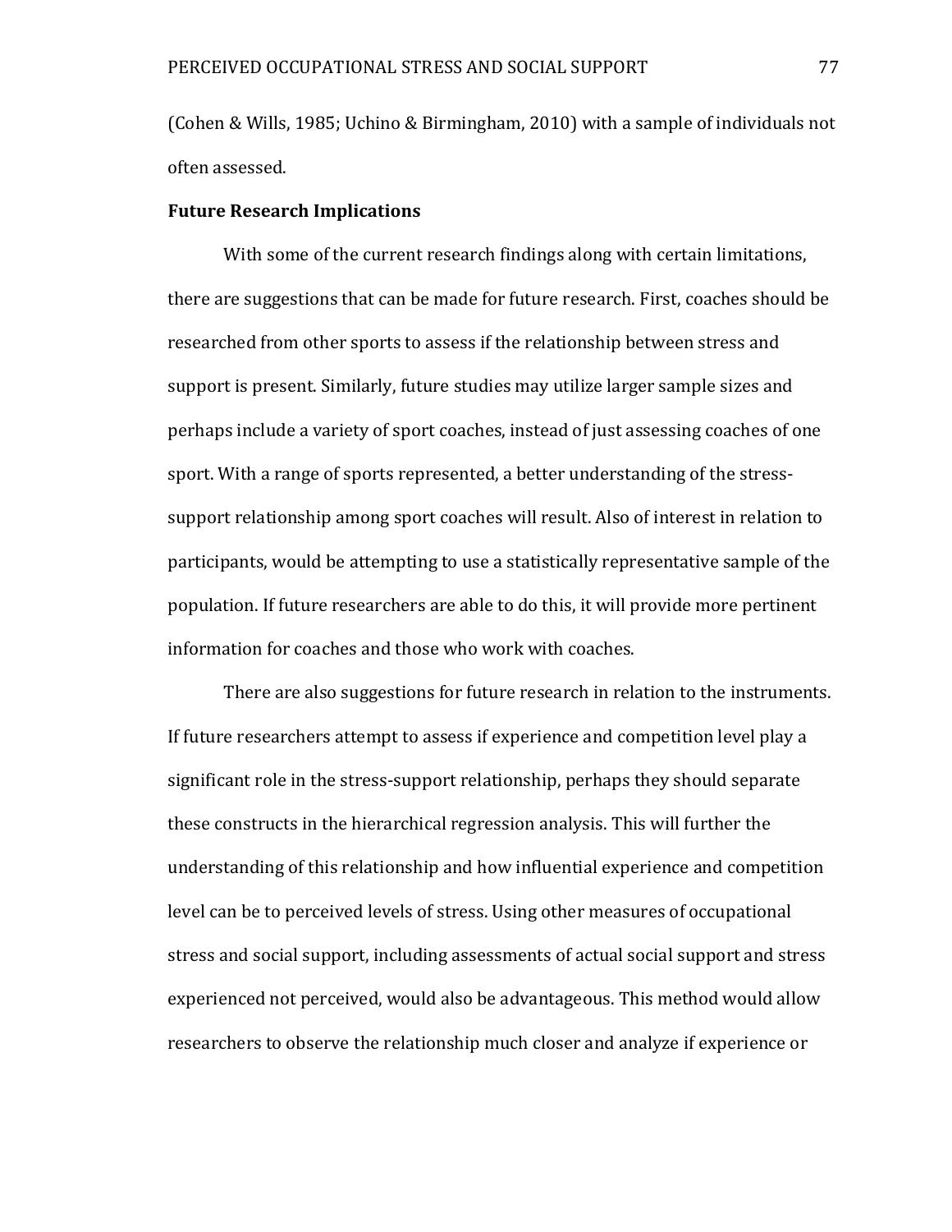(Cohen & Wills, 1985; Uchino & Birmingham, 2010) with a sample of individuals not often assessed.

**Future Research Implications**

With some of the current research findings along with certain limitations, there are suggestions that can be made for future research. First, coaches should be researched from other sports to assess if the relationship between stress and support is present. Similarly, future studies may utilize larger sample sizes and perhaps include a variety of sport coaches, instead of just assessing coaches of one sport. With a range of sports represented, a better understanding of the stress-support relationship among sport coaches will result. Also of interest in relation to participants, would be attempting to use a statistically representative sample of the population. If future researchers are able to do this, it will provide more pertinent information for coaches and those who work with coaches.

There are also suggestions for future research in relation to the instruments. If future researchers attempt to assess if experience and competition level play a significant role in the stress-support relationship, perhaps they should separate these constructs in the hierarchical regression analysis. This will further the understanding of this relationship and how influential experience and competition level can be to perceived levels of stress. Using other measures of occupational stress and social support, including assessments of actual social support and stress experienced not perceived, would also be advantageous. This method would allow researchers to observe the relationship much closer and analyze if experience or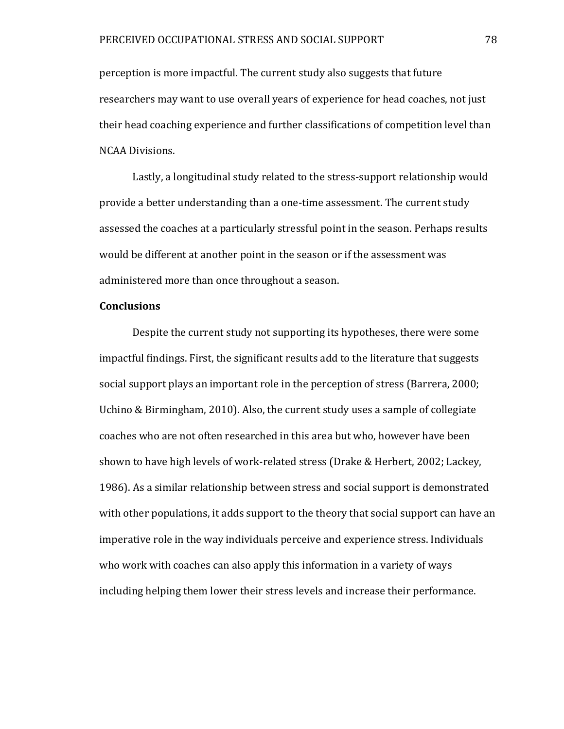perception is more impactful. The current study also suggests that future researchers may want to use overall years of experience for head coaches, not just their head coaching experience and further classifications of competition level than NCAA Divisions.

Lastly, a longitudinal study related to the stress-support relationship would provide a better understanding than a one-time assessment. The current study assessed the coaches at a particularly stressful point in the season. Perhaps results would be different at another point in the season or if the assessment was administered more than once throughout a season.

## Conclusions

Despite the current study not supporting its hypotheses, there were some impactful findings. First, the significant results add to the literature that suggests social support plays an important role in the perception of stress (Barrera, 2000; Uchino & Birmingham, 2010). Also, the current study uses a sample of collegiate coaches who are not often researched in this area but who, however have been shown to have high levels of work-related stress (Drake & Herbert, 2002; Lackey, 1986). As a similar relationship between stress and social support is demonstrated with other populations, it adds support to the theory that social support can have an imperative role in the way individuals perceive and experience stress. Individuals who work with coaches can also apply this information in a variety of ways including helping them lower their stress levels and increase their performance.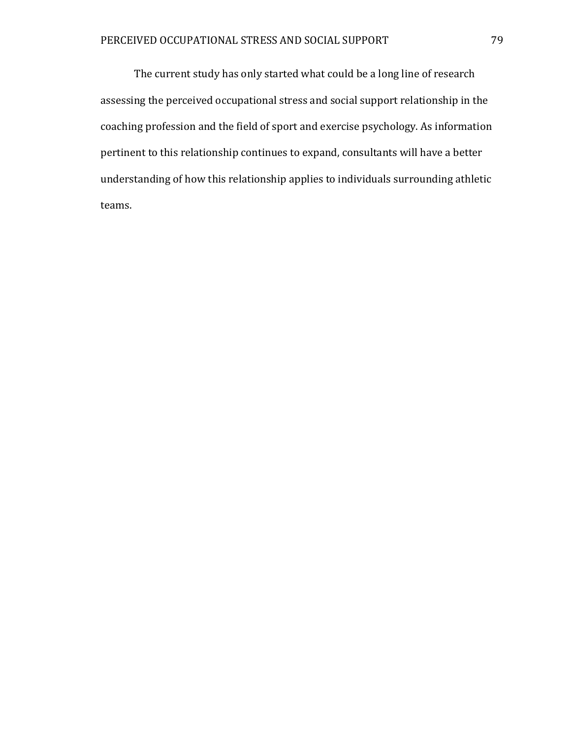The current study has only started what could be a long line of research assessing the perceived occupational stress and social support relationship in the coaching profession and the field of sport and exercise psychology. As information pertinent to this relationship continues to expand, consultants will have a better understanding of how this relationship applies to individuals surrounding athletic teams.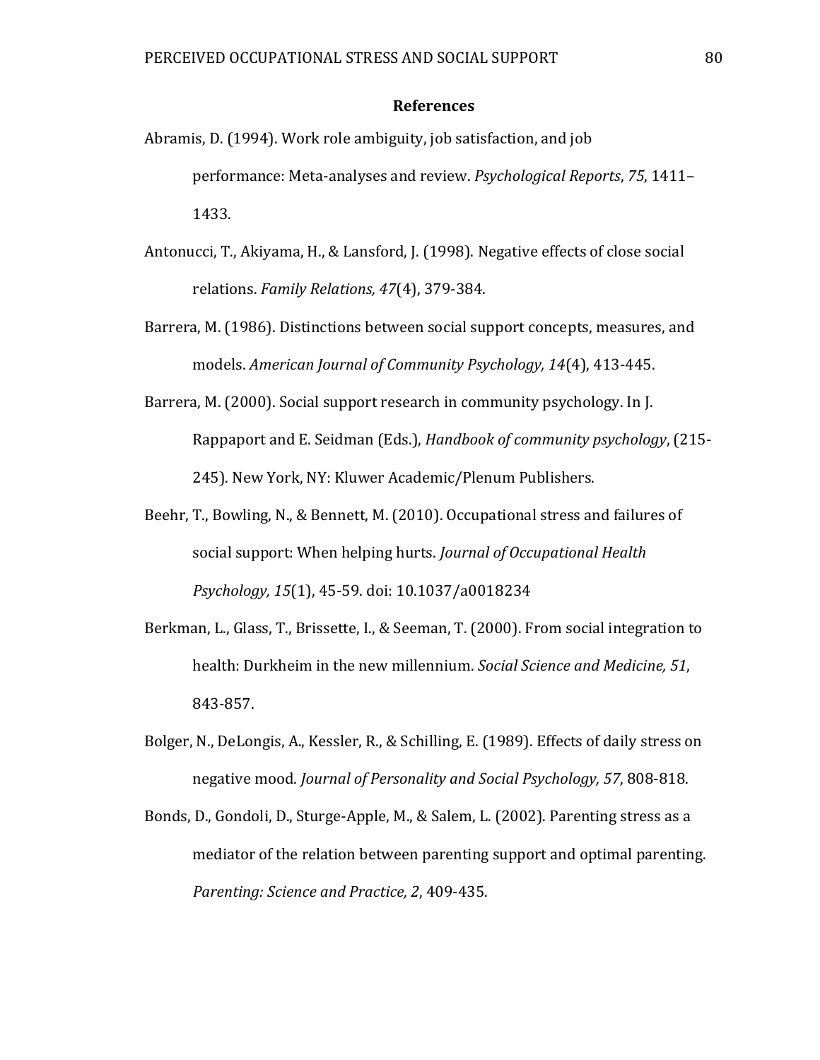# References

Abramis, D. (1994). Work role ambiguity, job satisfaction, and job performance: Meta-analyses and review. *Psychological Reports*, *75*, 1411–1433.

Antonucci, T., Akiyama, H., & Lansford, J. (1998). Negative effects of close social relations. *Family Relations, 47*(4), 379-384.

Barrera, M. (1986). Distinctions between social support concepts, measures, and models. *American Journal of Community Psychology, 14*(4), 413-445.

Barrera, M. (2000). Social support research in community psychology. In J. Rappaport and E. Seidman (Eds.), *Handbook of community psychology*, (215-245). New York, NY: Kluwer Academic/Plenum Publishers.

Beehr, T., Bowling, N., & Bennett, M. (2010). Occupational stress and failures of social support: When helping hurts. *Journal of Occupational Health Psychology, 15*(1), 45-59. doi: 10.1037/a0018234

Berkman, L., Glass, T., Brissette, I., & Seeman, T. (2000). From social integration to health: Durkheim in the new millennium. *Social Science and Medicine, 51*, 843-857.

Bolger, N., DeLongis, A., Kessler, R., & Schilling, E. (1989). Effects of daily stress on negative mood. *Journal of Personality and Social Psychology, 57*, 808-818.

Bonds, D., Gondoli, D., Sturge-Apple, M., & Salem, L. (2002). Parenting stress as a mediator of the relation between parenting support and optimal parenting. *Parenting: Science and Practice, 2*, 409-435.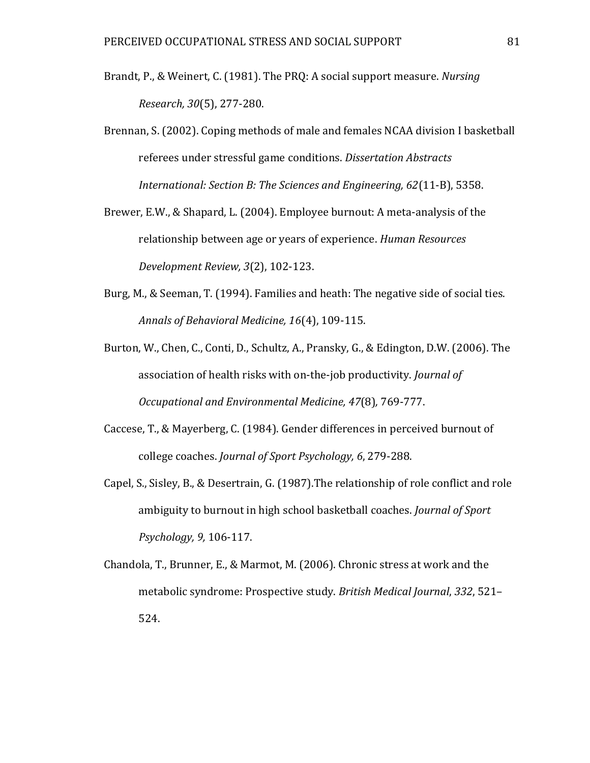Brandt, P., & Weinert, C. (1981). The PRQ: A social support measure. *Nursing Research, 30*(5), 277-280.

Brennan, S. (2002). Coping methods of male and females NCAA division I basketball referees under stressful game conditions. *Dissertation Abstracts International: Section B: The Sciences and Engineering, 62*(11-B), 5358.

Brewer, E.W., & Shapard, L. (2004). Employee burnout: A meta-analysis of the relationship between age or years of experience. *Human Resources Development Review, 3*(2), 102-123.

Burg, M., & Seeman, T. (1994). Families and heath: The negative side of social ties. *Annals of Behavioral Medicine, 16*(4), 109-115.

Burton, W., Chen, C., Conti, D., Schultz, A., Pransky, G., & Edington, D.W. (2006). The association of health risks with on-the-job productivity. *Journal of Occupational and Environmental Medicine, 47*(8)*,* 769-777.

Caccese, T., & Mayerberg, C. (1984). Gender differences in perceived burnout of college coaches. *Journal of Sport Psychology, 6*, 279-288.

Capel, S., Sisley, B., & Desertrain, G. (1987).The relationship of role conflict and role ambiguity to burnout in high school basketball coaches. *Journal of Sport Psychology, 9,* 106-117.

Chandola, T., Brunner, E., & Marmot, M. (2006). Chronic stress at work and the metabolic syndrome: Prospective study. *British Medical Journal*, *332*, 521–524.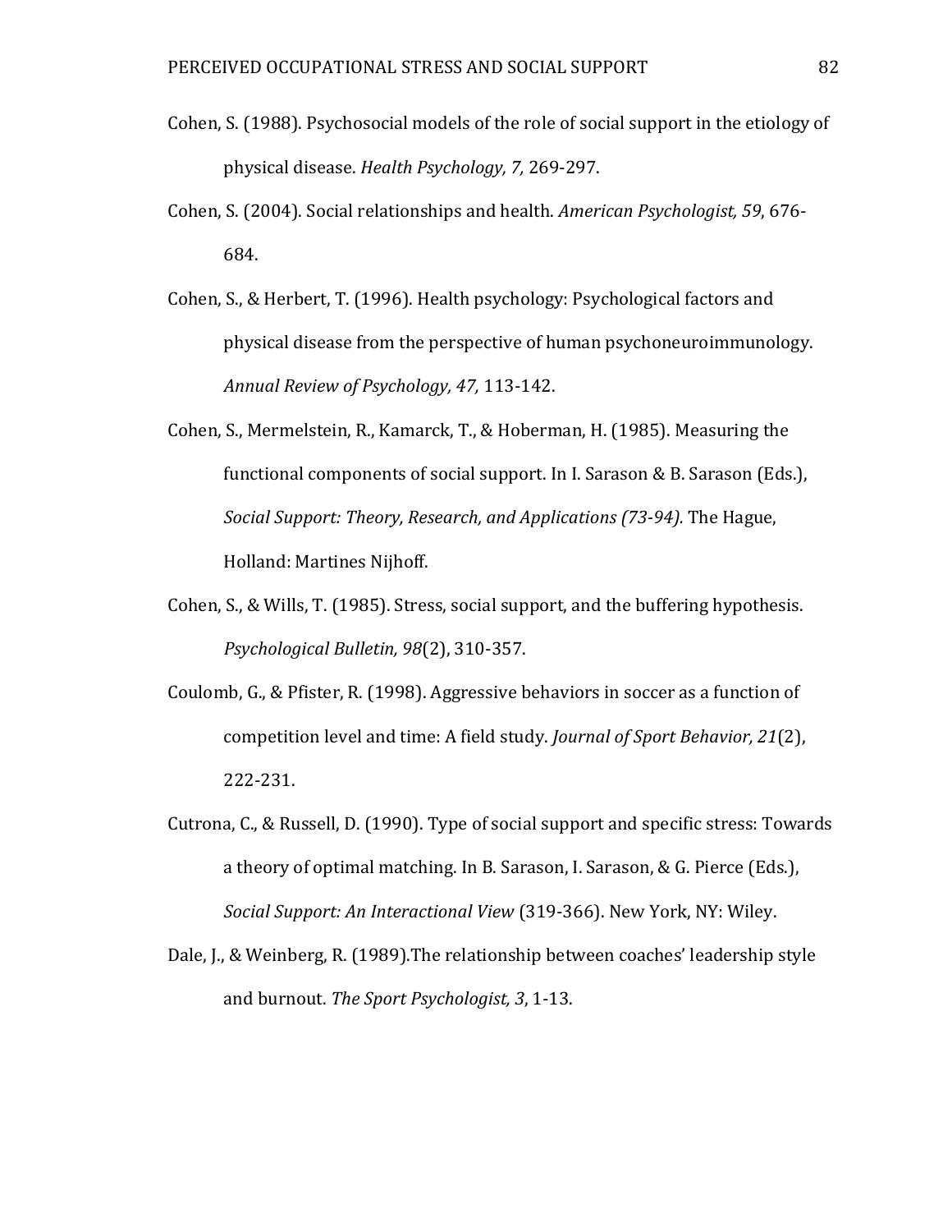Cohen, S. (1988). Psychosocial models of the role of social support in the etiology of physical disease. *Health Psychology, 7,* 269-297.

Cohen, S. (2004). Social relationships and health. *American Psychologist, 59*, 676-684.

Cohen, S., & Herbert, T. (1996). Health psychology: Psychological factors and physical disease from the perspective of human psychoneuroimmunology. *Annual Review of Psychology, 47,* 113-142.

Cohen, S., Mermelstein, R., Kamarck, T., & Hoberman, H. (1985). Measuring the functional components of social support. In I. Sarason & B. Sarason (Eds.), *Social Support: Theory, Research, and Applications (73-94).* The Hague, Holland: Martines Nijhoff.

Cohen, S., & Wills, T. (1985). Stress, social support, and the buffering hypothesis. *Psychological Bulletin, 98*(2), 310-357.

Coulomb, G., & Pfister, R. (1998). Aggressive behaviors in soccer as a function of competition level and time: A field study. *Journal of Sport Behavior, 21*(2), 222-231.

Cutrona, C., & Russell, D. (1990). Type of social support and specific stress: Towards a theory of optimal matching. In B. Sarason, I. Sarason, & G. Pierce (Eds.), *Social Support: An Interactional View* (319-366). New York, NY: Wiley.

Dale, J., & Weinberg, R. (1989).The relationship between coaches' leadership style and burnout. *The Sport Psychologist, 3*, 1-13.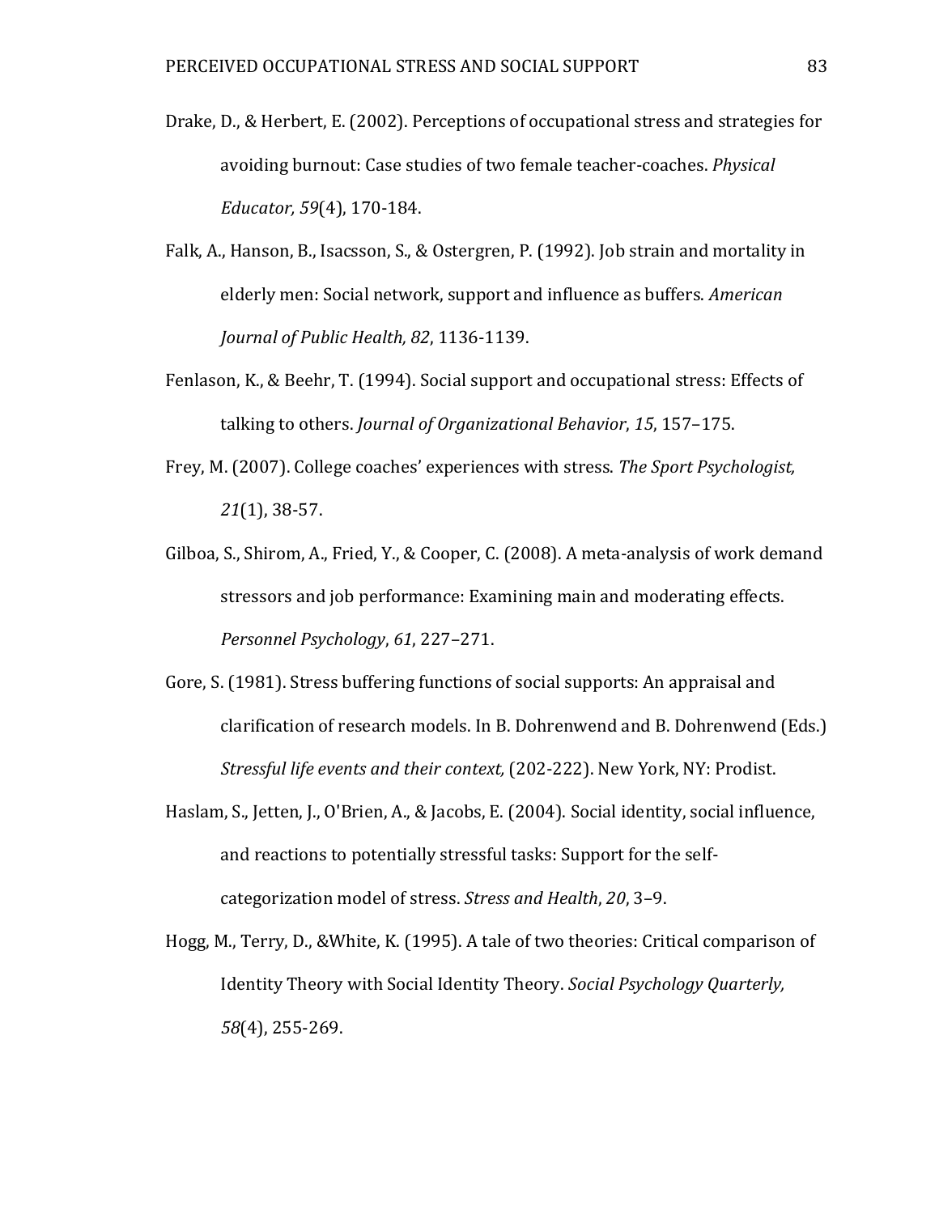Drake, D., & Herbert, E. (2002). Perceptions of occupational stress and strategies for avoiding burnout: Case studies of two female teacher-coaches. *Physical Educator, 59*(4), 170-184.

Falk, A., Hanson, B., Isacsson, S., & Ostergren, P. (1992). Job strain and mortality in elderly men: Social network, support and influence as buffers. *American Journal of Public Health, 82*, 1136-1139.

Fenlason, K., & Beehr, T. (1994). Social support and occupational stress: Effects of talking to others. *Journal of Organizational Behavior*, *15*, 157–175.

Frey, M. (2007). College coaches' experiences with stress. *The Sport Psychologist, 21*(1), 38-57.

Gilboa, S., Shirom, A., Fried, Y., & Cooper, C. (2008). A meta-analysis of work demand stressors and job performance: Examining main and moderating effects. *Personnel Psychology*, *61*, 227–271.

Gore, S. (1981). Stress buffering functions of social supports: An appraisal and clarification of research models. In B. Dohrenwend and B. Dohrenwend (Eds.) *Stressful life events and their context,* (202-222). New York, NY: Prodist.

Haslam, S., Jetten, J., O'Brien, A., & Jacobs, E. (2004). Social identity, social influence, and reactions to potentially stressful tasks: Support for the self-categorization model of stress. *Stress and Health*, *20*, 3–9.

Hogg, M., Terry, D., &White, K. (1995). A tale of two theories: Critical comparison of Identity Theory with Social Identity Theory. *Social Psychology Quarterly, 58*(4), 255-269.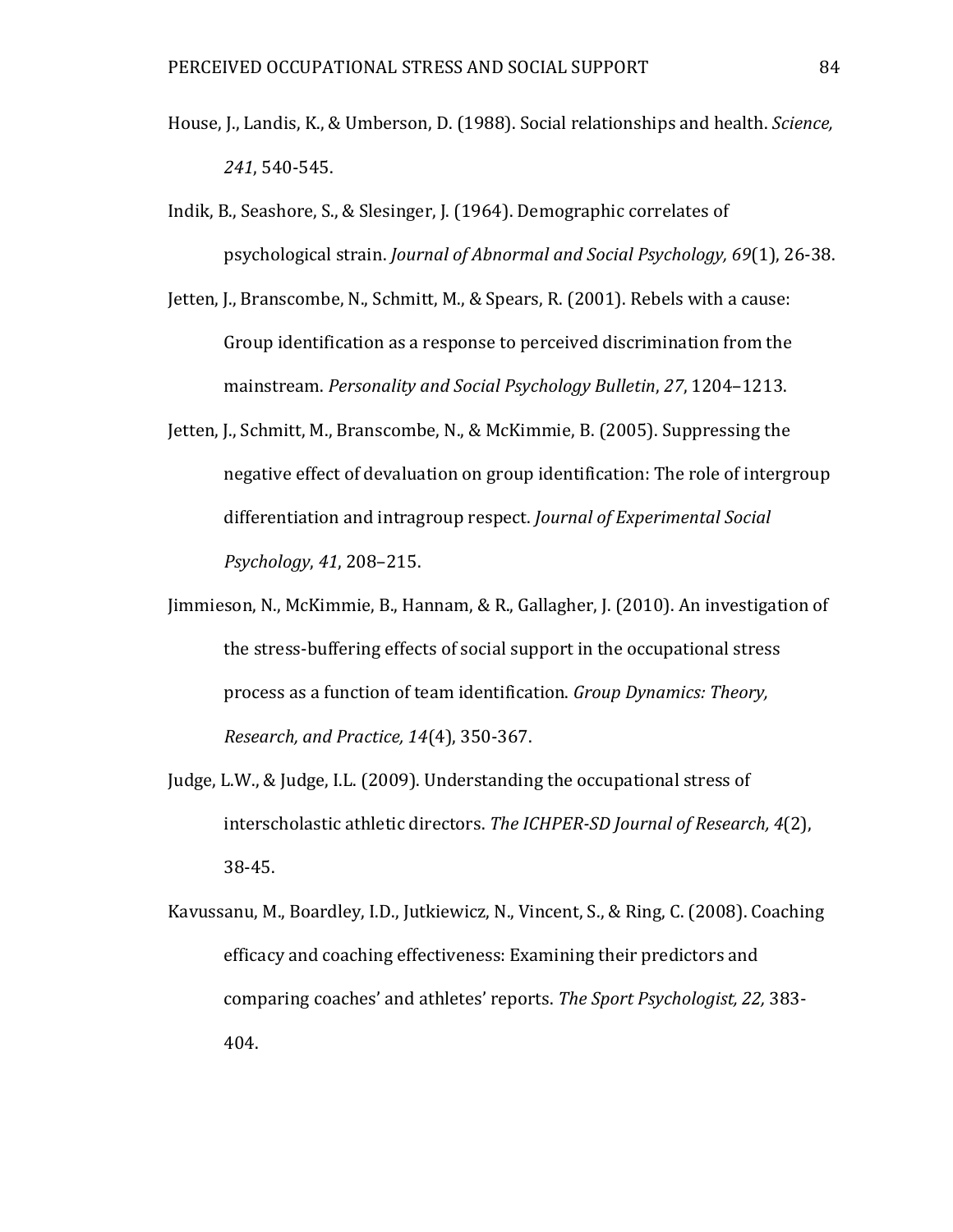House, J., Landis, K., & Umberson, D. (1988). Social relationships and health. *Science, 241*, 540-545.

Indik, B., Seashore, S., & Slesinger, J. (1964). Demographic correlates of psychological strain. *Journal of Abnormal and Social Psychology, 69*(1), 26-38.

Jetten, J., Branscombe, N., Schmitt, M., & Spears, R. (2001). Rebels with a cause: Group identification as a response to perceived discrimination from the mainstream. *Personality and Social Psychology Bulletin*, *27*, 1204–1213.

Jetten, J., Schmitt, M., Branscombe, N., & McKimmie, B. (2005). Suppressing the negative effect of devaluation on group identification: The role of intergroup differentiation and intragroup respect. *Journal of Experimental Social Psychology*, *41*, 208–215.

Jimmieson, N., McKimmie, B., Hannam, & R., Gallagher, J. (2010). An investigation of the stress-buffering effects of social support in the occupational stress process as a function of team identification. *Group Dynamics: Theory, Research, and Practice, 14*(4), 350-367.

Judge, L.W., & Judge, I.L. (2009). Understanding the occupational stress of interscholastic athletic directors. *The ICHPER-SD Journal of Research, 4*(2), 38-45.

Kavussanu, M., Boardley, I.D., Jutkiewicz, N., Vincent, S., & Ring, C. (2008). Coaching efficacy and coaching effectiveness: Examining their predictors and comparing coaches' and athletes' reports. *The Sport Psychologist, 22,* 383-404.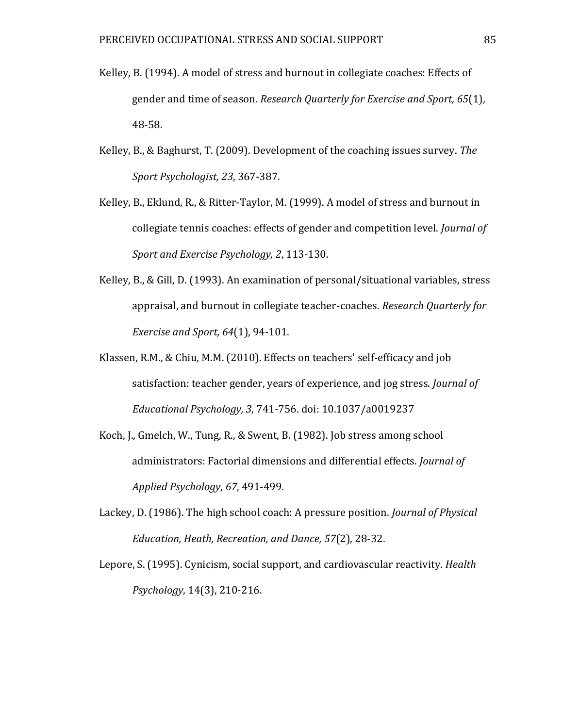Kelley, B. (1994). A model of stress and burnout in collegiate coaches: Effects of gender and time of season. *Research Quarterly for Exercise and Sport, 65*(1), 48-58.

Kelley, B., & Baghurst, T. (2009). Development of the coaching issues survey. *The Sport Psychologist, 23*, 367-387.

Kelley, B., Eklund, R., & Ritter-Taylor, M. (1999). A model of stress and burnout in collegiate tennis coaches: effects of gender and competition level. *Journal of Sport and Exercise Psychology, 2*, 113-130.

Kelley, B., & Gill, D. (1993). An examination of personal/situational variables, stress appraisal, and burnout in collegiate teacher-coaches. *Research Quarterly for Exercise and Sport, 64*(1), 94-101.

Klassen, R.M., & Chiu, M.M. (2010). Effects on teachers' self-efficacy and job satisfaction: teacher gender, years of experience, and jog stress. *Journal of Educational Psychology, 3*, 741-756. doi: 10.1037/a0019237

Koch, J., Gmelch, W., Tung, R., & Swent, B. (1982). Job stress among school administrators: Factorial dimensions and differential effects. *Journal of Applied Psychology*, *67*, 491-499.

Lackey, D. (1986). The high school coach: A pressure position. *Journal of Physical Education, Heath, Recreation, and Dance, 57*(2), 28-32.

Lepore, S. (1995). Cynicism, social support, and cardiovascular reactivity. *Health Psychology*, 14(3), 210-216.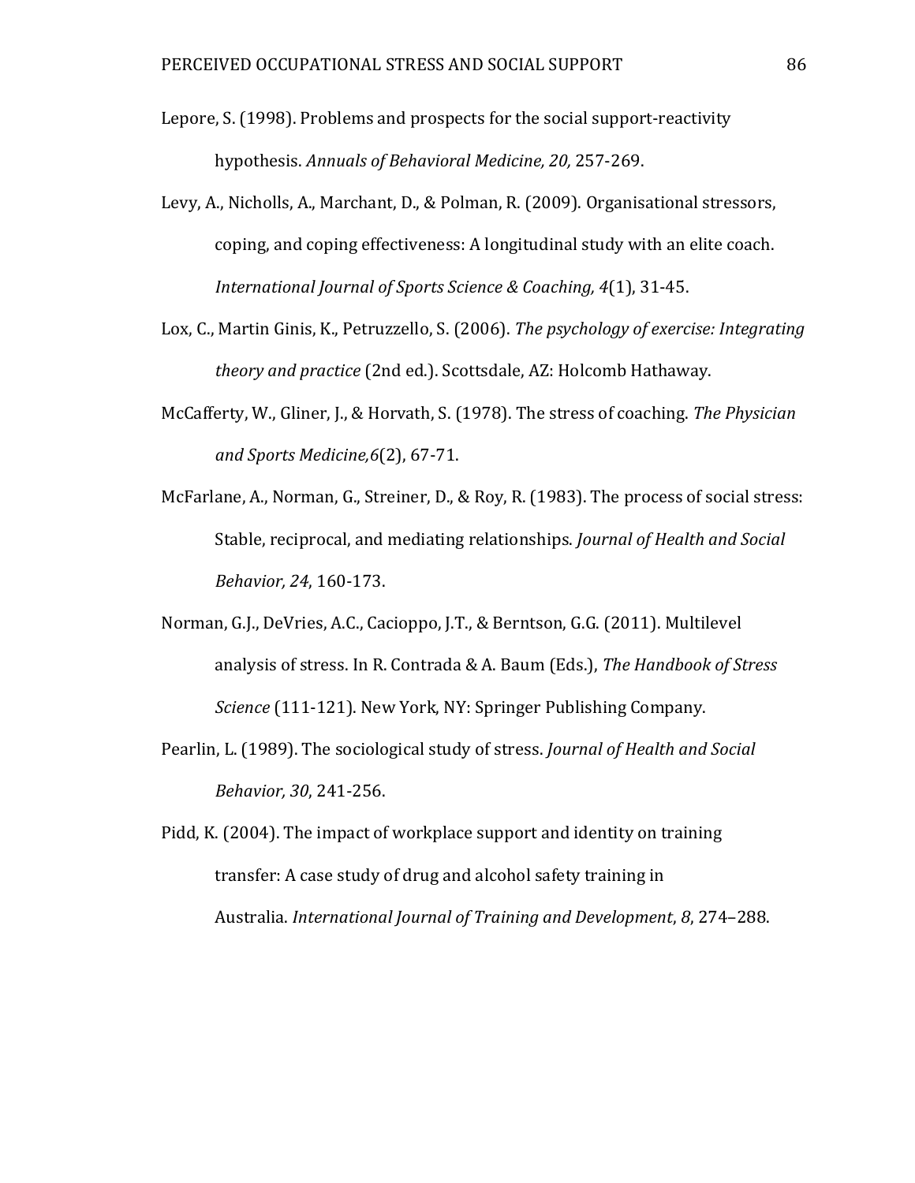Lepore, S. (1998). Problems and prospects for the social support-reactivity hypothesis. *Annuals of Behavioral Medicine, 20,* 257-269.

Levy, A., Nicholls, A., Marchant, D., & Polman, R. (2009). Organisational stressors, coping, and coping effectiveness: A longitudinal study with an elite coach. *International Journal of Sports Science & Coaching, 4*(1), 31-45.

Lox, C., Martin Ginis, K., Petruzzello, S. (2006). *The psychology of exercise: Integrating theory and practice* (2nd ed.). Scottsdale, AZ: Holcomb Hathaway.

McCafferty, W., Gliner, J., & Horvath, S. (1978). The stress of coaching. *The Physician and Sports Medicine,6*(2), 67-71.

McFarlane, A., Norman, G., Streiner, D., & Roy, R. (1983). The process of social stress: Stable, reciprocal, and mediating relationships. *Journal of Health and Social Behavior, 24*, 160-173.

Norman, G.J., DeVries, A.C., Cacioppo, J.T., & Berntson, G.G. (2011). Multilevel analysis of stress. In R. Contrada & A. Baum (Eds.), *The Handbook of Stress Science* (111-121). New York, NY: Springer Publishing Company.

Pearlin, L. (1989). The sociological study of stress. *Journal of Health and Social Behavior, 30*, 241-256.

Pidd, K. (2004). The impact of workplace support and identity on training transfer: A case study of drug and alcohol safety training in Australia. *International Journal of Training and Development*, *8*, 274–288.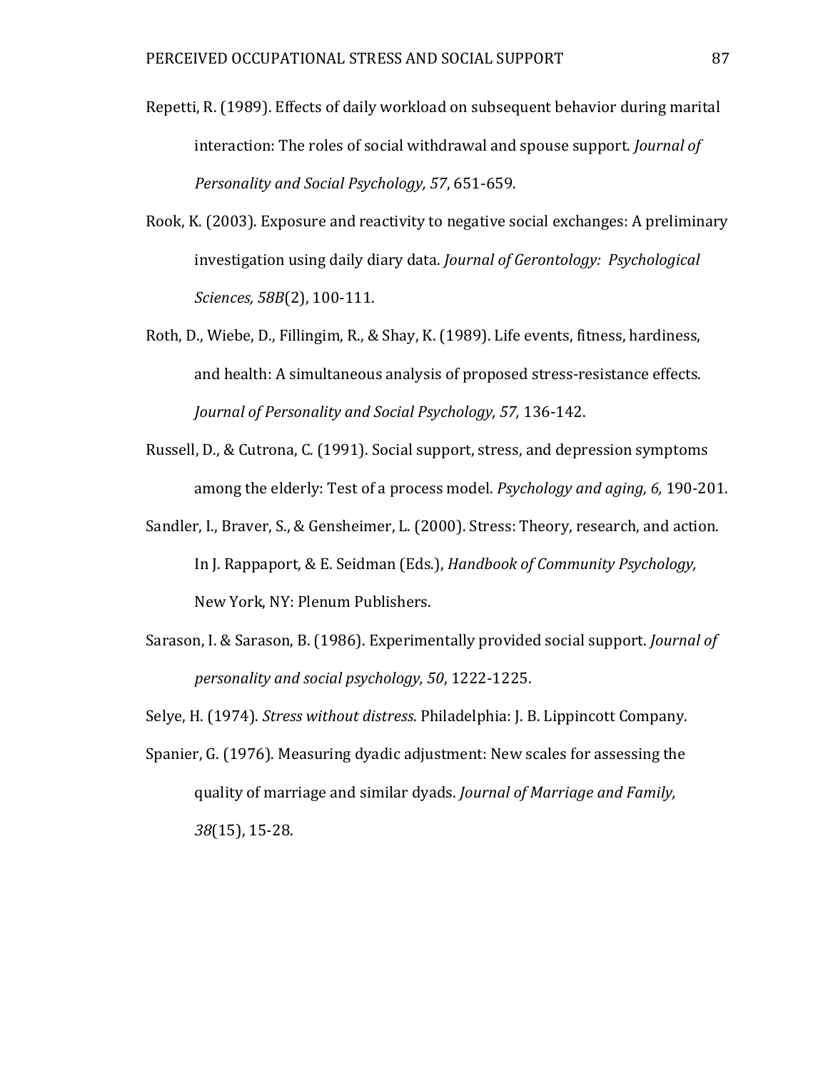Repetti, R. (1989). Effects of daily workload on subsequent behavior during marital interaction: The roles of social withdrawal and spouse support. *Journal of Personality and Social Psychology, 57*, 651-659.

Rook, K. (2003). Exposure and reactivity to negative social exchanges: A preliminary investigation using daily diary data. *Journal of Gerontology: Psychological Sciences, 58B*(2), 100-111.

Roth, D., Wiebe, D., Fillingim, R., & Shay, K. (1989). Life events, fitness, hardiness, and health: A simultaneous analysis of proposed stress-resistance effects. *Journal of Personality and Social Psychology, 57,* 136-142.

Russell, D., & Cutrona, C. (1991). Social support, stress, and depression symptoms among the elderly: Test of a process model. *Psychology and aging, 6,* 190-201.

Sandler, I., Braver, S., & Gensheimer, L. (2000). Stress: Theory, research, and action. In J. Rappaport, & E. Seidman (Eds.), *Handbook of Community Psychology,* New York, NY: Plenum Publishers.

Sarason, I. & Sarason, B. (1986). Experimentally provided social support. *Journal of personality and social psychology, 50*, 1222-1225.

Selye, H. (1974). *Stress without distress*. Philadelphia: J. B. Lippincott Company.

Spanier, G. (1976). Measuring dyadic adjustment: New scales for assessing the quality of marriage and similar dyads. *Journal of Marriage and Family, 38*(15), 15-28.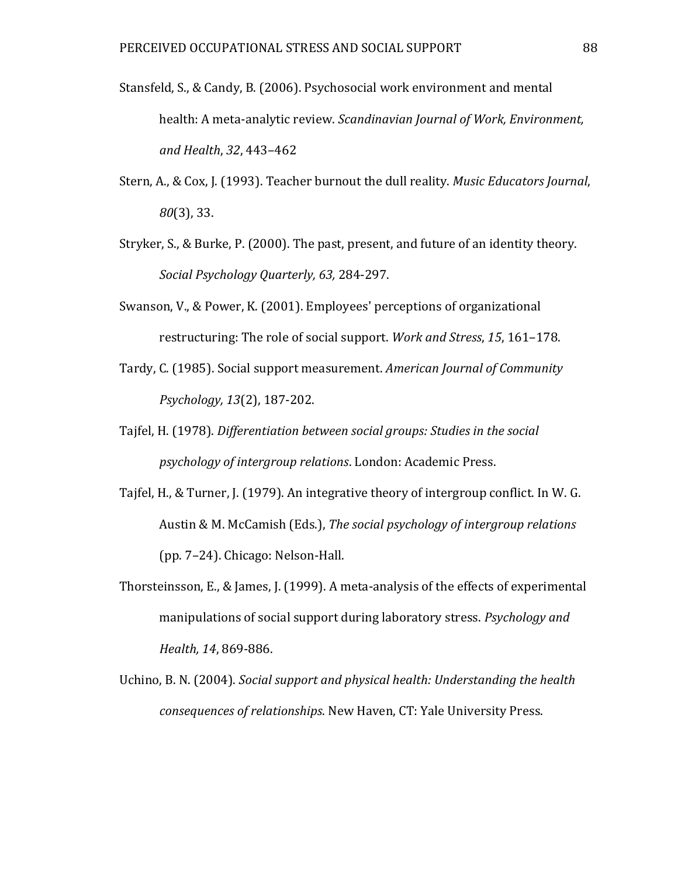Stansfeld, S., & Candy, B. (2006). Psychosocial work environment and mental health: A meta-analytic review. *Scandinavian Journal of Work, Environment, and Health*, *32*, 443–462

Stern, A., & Cox, J. (1993). Teacher burnout the dull reality. *Music Educators Journal*, *80*(3), 33.

Stryker, S., & Burke, P. (2000). The past, present, and future of an identity theory. *Social Psychology Quarterly, 63,* 284-297.

Swanson, V., & Power, K. (2001). Employees' perceptions of organizational restructuring: The role of social support. *Work and Stress*, *15*, 161–178.

Tardy, C. (1985). Social support measurement. *American Journal of Community Psychology, 13*(2), 187-202.

Tajfel, H. (1978). *Differentiation between social groups: Studies in the social psychology of intergroup relations*. London: Academic Press.

Tajfel, H., & Turner, J. (1979). An integrative theory of intergroup conflict. In W. G. Austin & M. McCamish (Eds.), *The social psychology of intergroup relations* (pp. 7–24). Chicago: Nelson-Hall.

Thorsteinsson, E., & James, J. (1999). A meta-analysis of the effects of experimental manipulations of social support during laboratory stress. *Psychology and Health, 14*, 869-886.

Uchino, B. N. (2004). *Social support and physical health: Understanding the health consequences of relationships*. New Haven, CT: Yale University Press.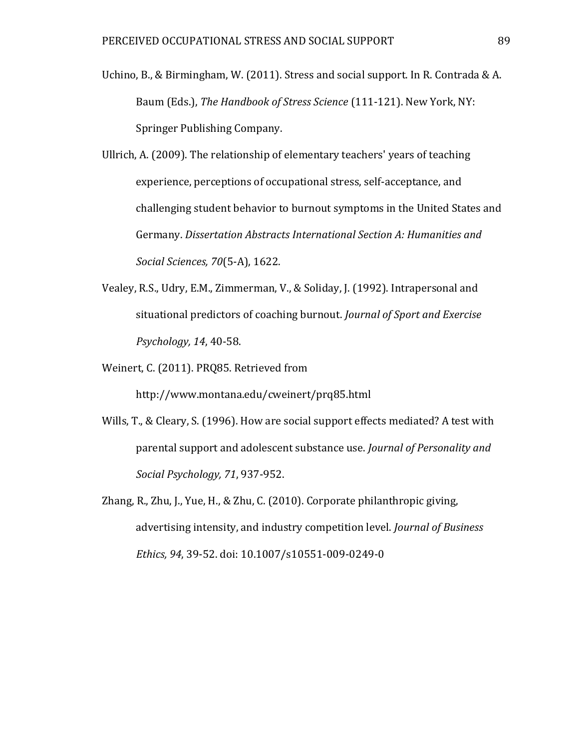Uchino, B., & Birmingham, W. (2011). Stress and social support. In R. Contrada & A. Baum (Eds.), *The Handbook of Stress Science* (111-121). New York, NY: Springer Publishing Company.

Ullrich, A. (2009). The relationship of elementary teachers' years of teaching experience, perceptions of occupational stress, self-acceptance, and challenging student behavior to burnout symptoms in the United States and Germany. *Dissertation Abstracts International Section A: Humanities and Social Sciences, 70*(5-A), 1622.

Vealey, R.S., Udry, E.M., Zimmerman, V., & Soliday, J. (1992). Intrapersonal and situational predictors of coaching burnout. *Journal of Sport and Exercise Psychology, 14*, 40-58.

Weinert, C. (2011). PRQ85. Retrieved from http://www.montana.edu/cweinert/prq85.html

Wills, T., & Cleary, S. (1996). How are social support effects mediated? A test with parental support and adolescent substance use. *Journal of Personality and Social Psychology, 71*, 937-952.

Zhang, R., Zhu, J., Yue, H., & Zhu, C. (2010). Corporate philanthropic giving, advertising intensity, and industry competition level. *Journal of Business Ethics, 94*, 39-52. doi: 10.1007/s10551-009-0249-0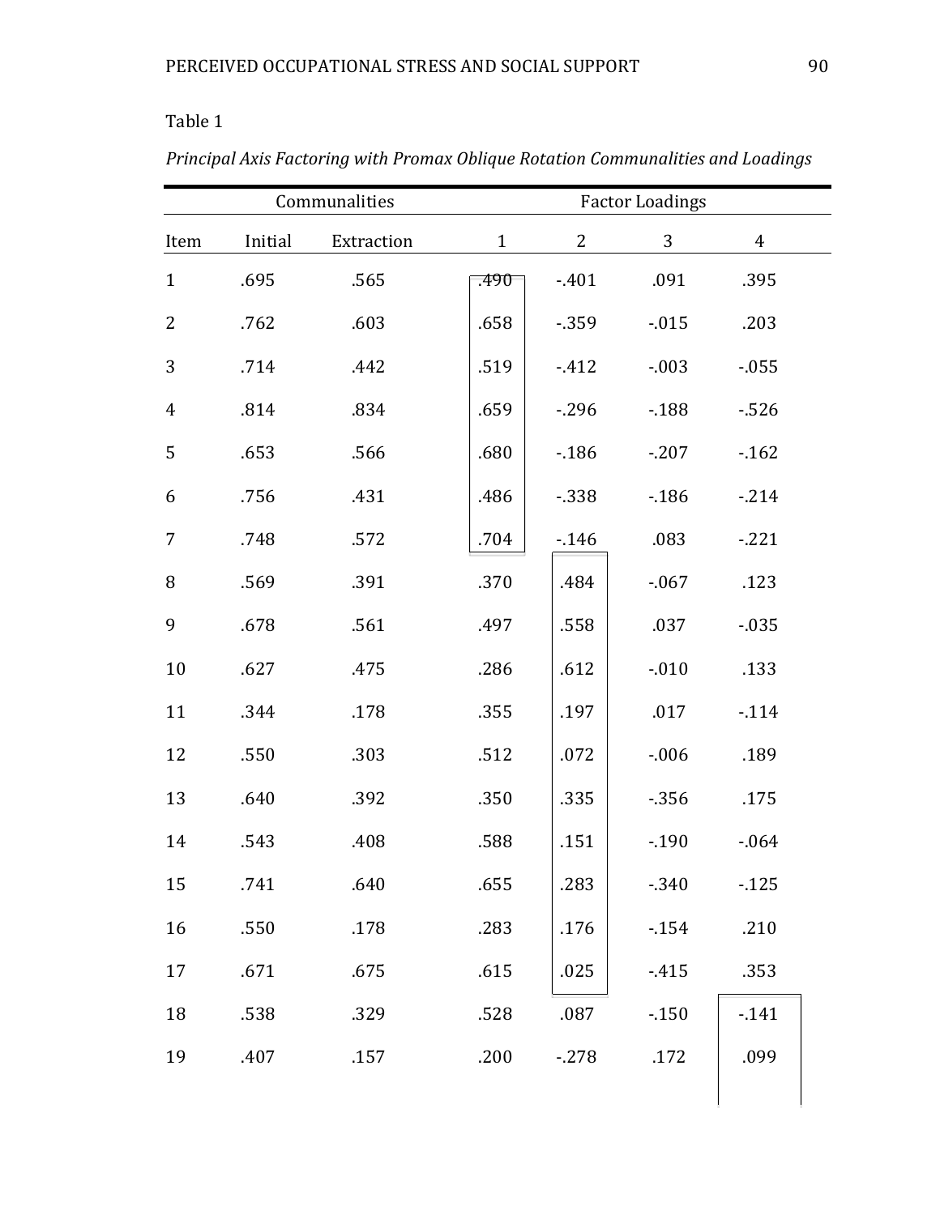Table 1

*Principal Axis Factoring with Promax Oblique Rotation Communalities and Loadings*

| | Communalities | | Factor Loadings | | | |
|---|---|---|---|---|---|---|
| Item | Initial | Extraction | 1 | 2 | 3 | 4 |
| 1 | .695 | .565 | .490 | -.401 | .091 | .395 |
| 2 | .762 | .603 | .658 | -.359 | -.015 | .203 |
| 3 | .714 | .442 | .519 | -.412 | -.003 | -.055 |
| 4 | .814 | .834 | .659 | -.296 | -.188 | -.526 |
| 5 | .653 | .566 | .680 | -.186 | -.207 | -.162 |
| 6 | .756 | .431 | .486 | -.338 | -.186 | -.214 |
| 7 | .748 | .572 | .704 | -.146 | .083 | -.221 |
| 8 | .569 | .391 | .370 | .484 | -.067 | .123 |
| 9 | .678 | .561 | .497 | .558 | .037 | -.035 |
| 10 | .627 | .475 | .286 | .612 | -.010 | .133 |
| 11 | .344 | .178 | .355 | .197 | .017 | -.114 |
| 12 | .550 | .303 | .512 | .072 | -.006 | .189 |
| 13 | .640 | .392 | .350 | .335 | -.356 | .175 |
| 14 | .543 | .408 | .588 | .151 | -.190 | -.064 |
| 15 | .741 | .640 | .655 | .283 | -.340 | -.125 |
| 16 | .550 | .178 | .283 | .176 | -.154 | .210 |
| 17 | .671 | .675 | .615 | .025 | -.415 | .353 |
| 18 | .538 | .329 | .528 | .087 | -.150 | -.141 |
| 19 | .407 | .157 | .200 | -.278 | .172 | .099 |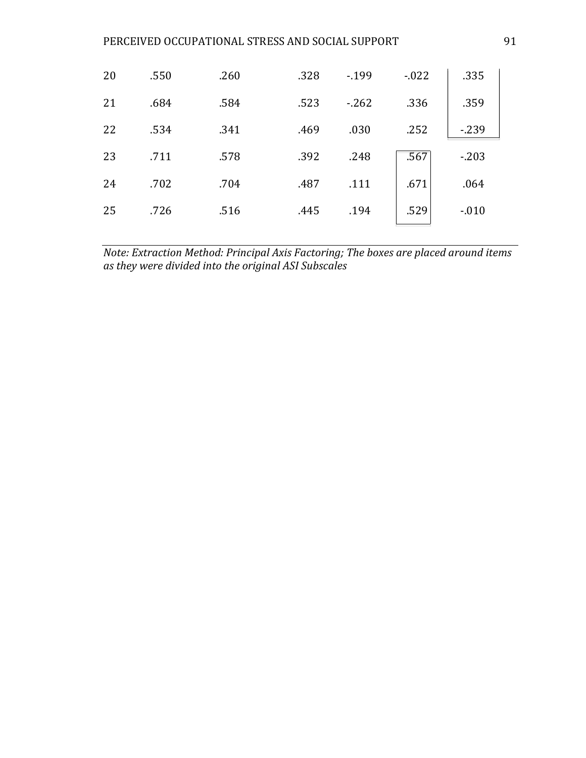| | | | | | | |
|---|---|---|---|---|---|---|
| 20 | .550 | .260 | .328 | -.199 | -.022 | .335 |
| 21 | .684 | .584 | .523 | -.262 | .336 | .359 |
| 22 | .534 | .341 | .469 | .030 | .252 | -.239 |
| 23 | .711 | .578 | .392 | .248 | .567 | -.203 |
| 24 | .702 | .704 | .487 | .111 | .671 | .064 |
| 25 | .726 | .516 | .445 | .194 | .529 | -.010 |

*Note: Extraction Method: Principal Axis Factoring; The boxes are placed around items as they were divided into the original ASI Subscales*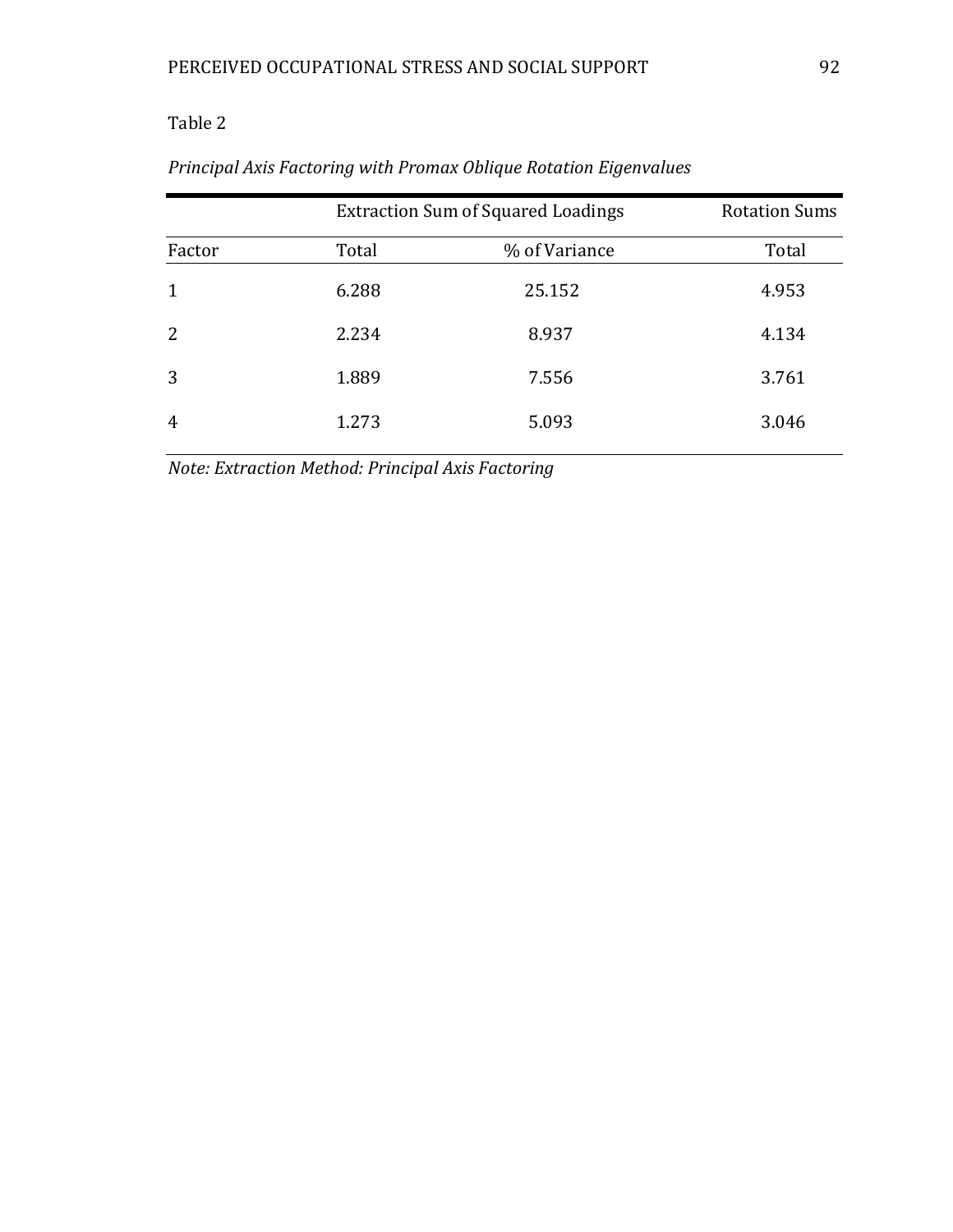Table 2

*Principal Axis Factoring with Promax Oblique Rotation Eigenvalues*

| | Extraction Sum of Squared Loadings | | Rotation Sums |
|---|---|---|---|
| Factor | Total | % of Variance | Total |
| 1 | 6.288 | 25.152 | 4.953 |
| 2 | 2.234 | 8.937 | 4.134 |
| 3 | 1.889 | 7.556 | 3.761 |
| 4 | 1.273 | 5.093 | 3.046 |

*Note: Extraction Method: Principal Axis Factoring*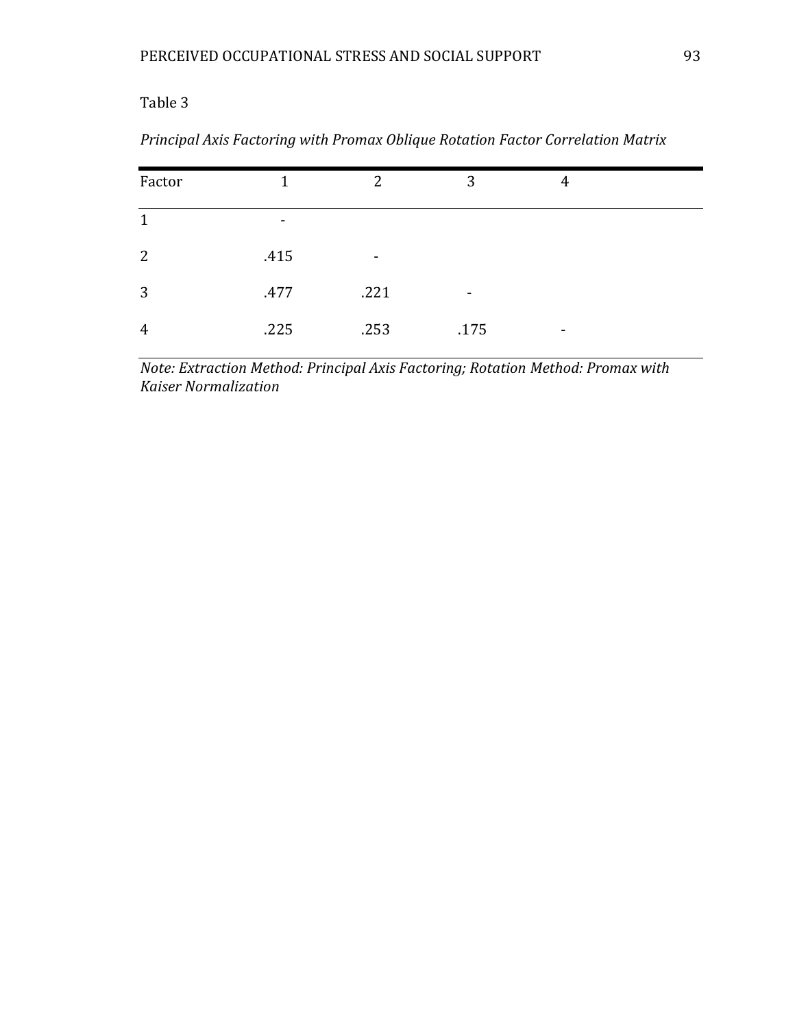Table 3

*Principal Axis Factoring with Promax Oblique Rotation Factor Correlation Matrix*

| Factor | 1 | 2 | 3 | 4 |
|---|---|---|---|---|
| 1 | - | | | |
| 2 | .415 | - | | |
| 3 | .477 | .221 | - | |
| 4 | .225 | .253 | .175 | - |

*Note: Extraction Method: Principal Axis Factoring; Rotation Method: Promax with Kaiser Normalization*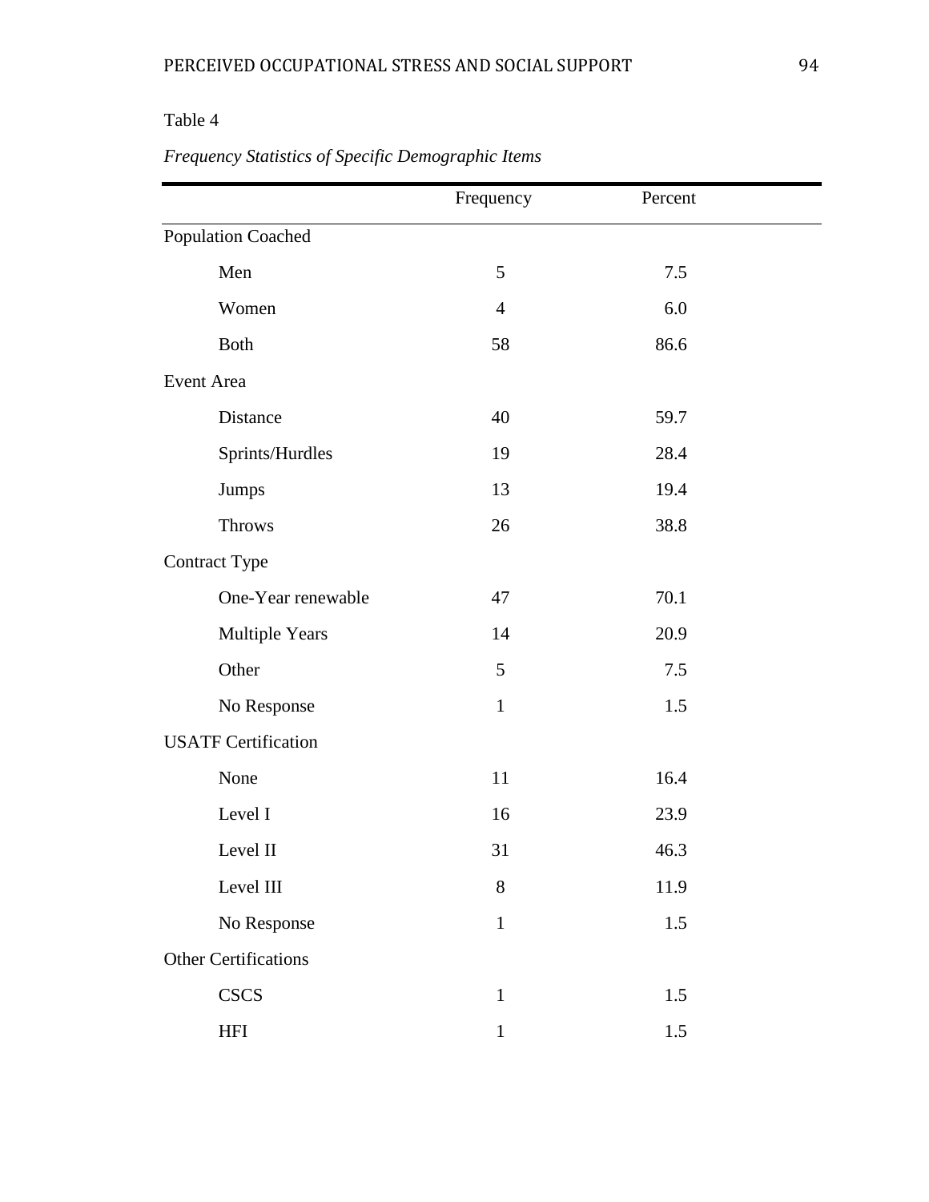Table 4

*Frequency Statistics of Specific Demographic Items*

| | Frequency | Percent |
|---|---|---|
| Population Coached | | |
| Men | 5 | 7.5 |
| Women | 4 | 6.0 |
| Both | 58 | 86.6 |
| Event Area | | |
| Distance | 40 | 59.7 |
| Sprints/Hurdles | 19 | 28.4 |
| Jumps | 13 | 19.4 |
| Throws | 26 | 38.8 |
| Contract Type | | |
| One-Year renewable | 47 | 70.1 |
| Multiple Years | 14 | 20.9 |
| Other | 5 | 7.5 |
| No Response | 1 | 1.5 |
| USATF Certification | | |
| None | 11 | 16.4 |
| Level I | 16 | 23.9 |
| Level II | 31 | 46.3 |
| Level III | 8 | 11.9 |
| No Response | 1 | 1.5 |
| Other Certifications | | |
| CSCS | 1 | 1.5 |
| HFI | 1 | 1.5 |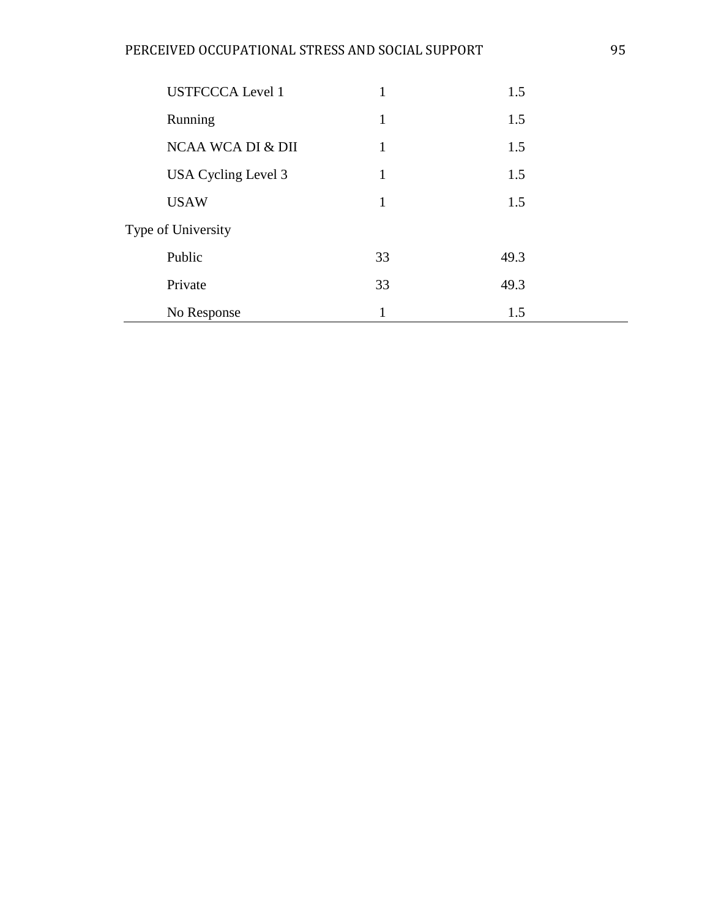| | | |
|---|---|---|
| USTFCCCA Level 1 | 1 | 1.5 |
| Running | 1 | 1.5 |
| NCAA WCA DI & DII | 1 | 1.5 |
| USA Cycling Level 3 | 1 | 1.5 |
| USAW | 1 | 1.5 |
| Type of University | | |
| Public | 33 | 49.3 |
| Private | 33 | 49.3 |
| No Response | 1 | 1.5 |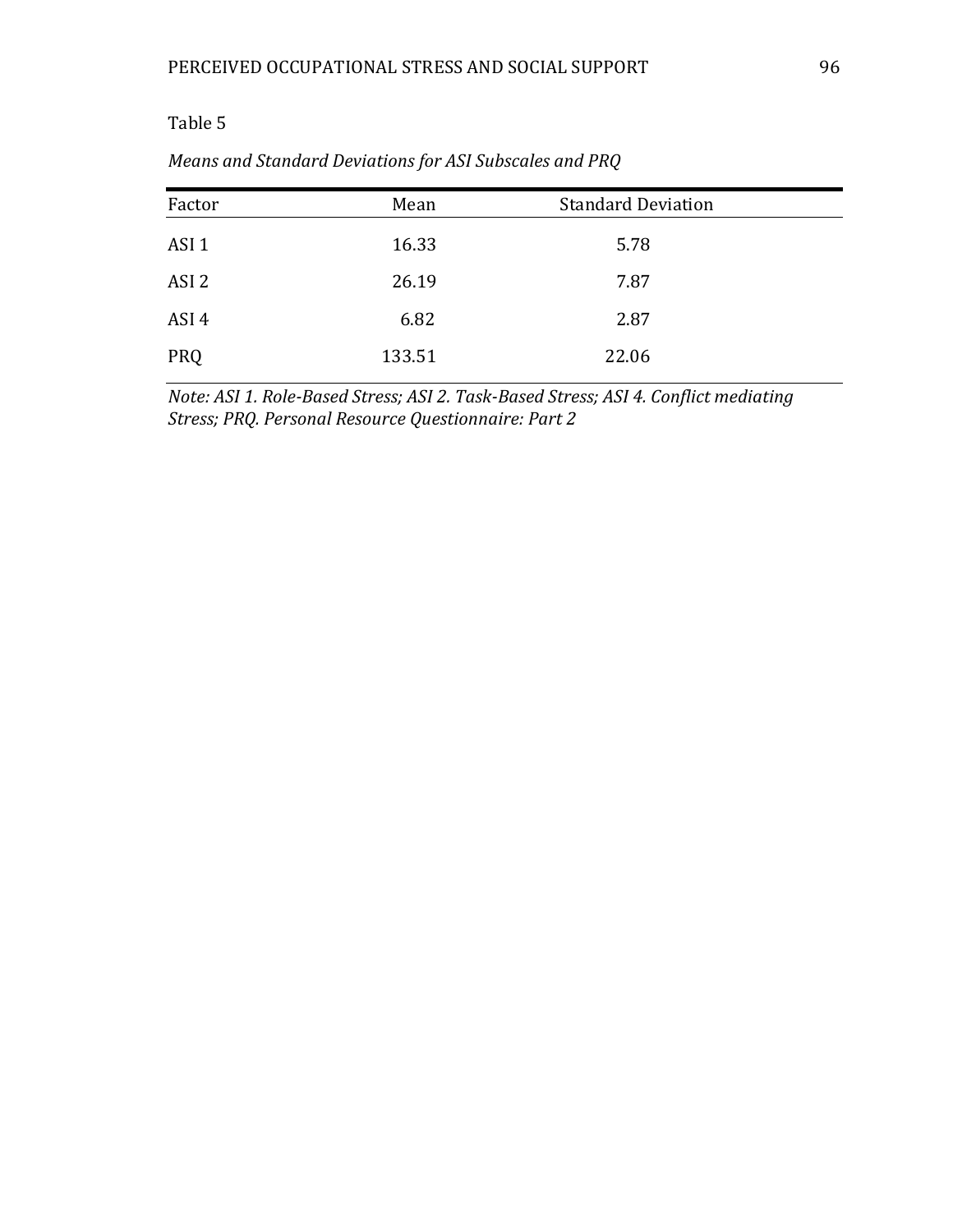Table 5

*Means and Standard Deviations for ASI Subscales and PRQ*

| Factor | Mean | Standard Deviation |
|---|---|---|
| ASI 1 | 16.33 | 5.78 |
| ASI 2 | 26.19 | 7.87 |
| ASI 4 | 6.82 | 2.87 |
| PRQ | 133.51 | 22.06 |

*Note: ASI 1. Role-Based Stress; ASI 2. Task-Based Stress; ASI 4. Conflict mediating Stress; PRQ. Personal Resource Questionnaire: Part 2*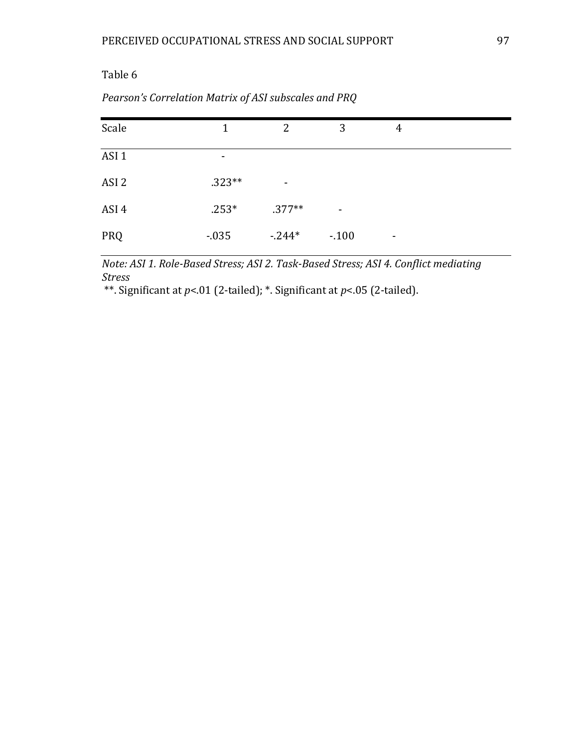Table 6

*Pearson's Correlation Matrix of ASI subscales and PRQ*

| Scale | 1 | 2 | 3 | 4 |
|---|---|---|---|---|
| ASI 1 | - | | | |
| ASI 2 | .323** | - | | |
| ASI 4 | .253* | .377** | - | |
| PRQ | -.035 | -.244* | -.100 | - |

*Note: ASI 1. Role-Based Stress; ASI 2. Task-Based Stress; ASI 4. Conflict mediating Stress*

**. Significant at *p*<.01 (2-tailed); *. Significant at *p*<.05 (2-tailed).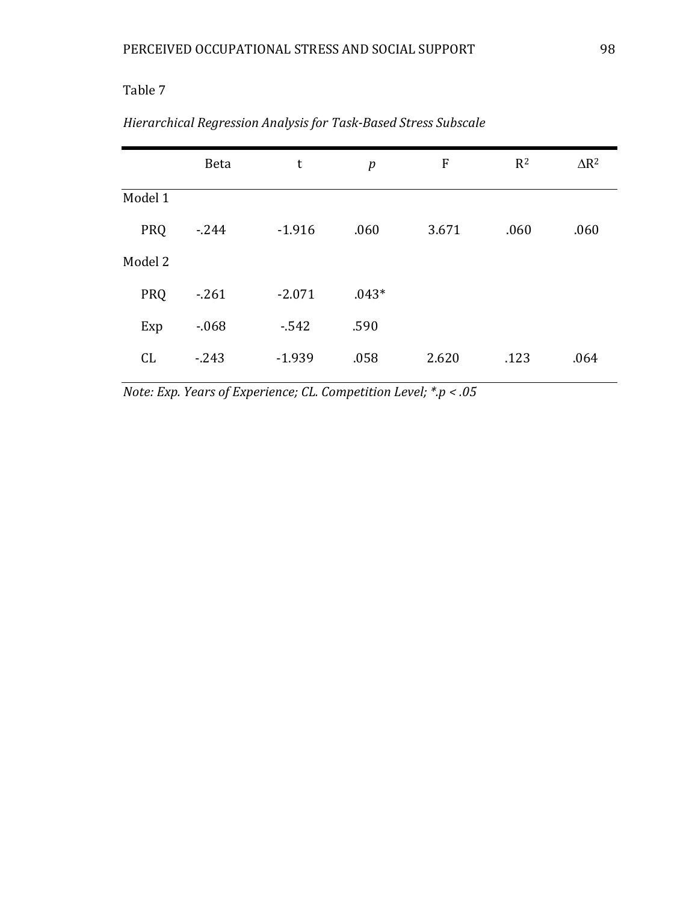Table 7

*Hierarchical Regression Analysis for Task-Based Stress Subscale*

| | Beta | t | *p* | F | $R^2$ | $\Delta R^2$ |
|---|---|---|---|---|---|---|
| Model 1 | | | | | | |
| PRQ | -.244 | -1.916 | .060 | 3.671 | .060 | .060 |
| Model 2 | | | | | | |
| PRQ | -.261 | -2.071 | .043* | | | |
| Exp | -.068 | -.542 | .590 | | | |
| CL | -.243 | -1.939 | .058 | 2.620 | .123 | .064 |

*Note: Exp. Years of Experience; CL. Competition Level; *.p < .05*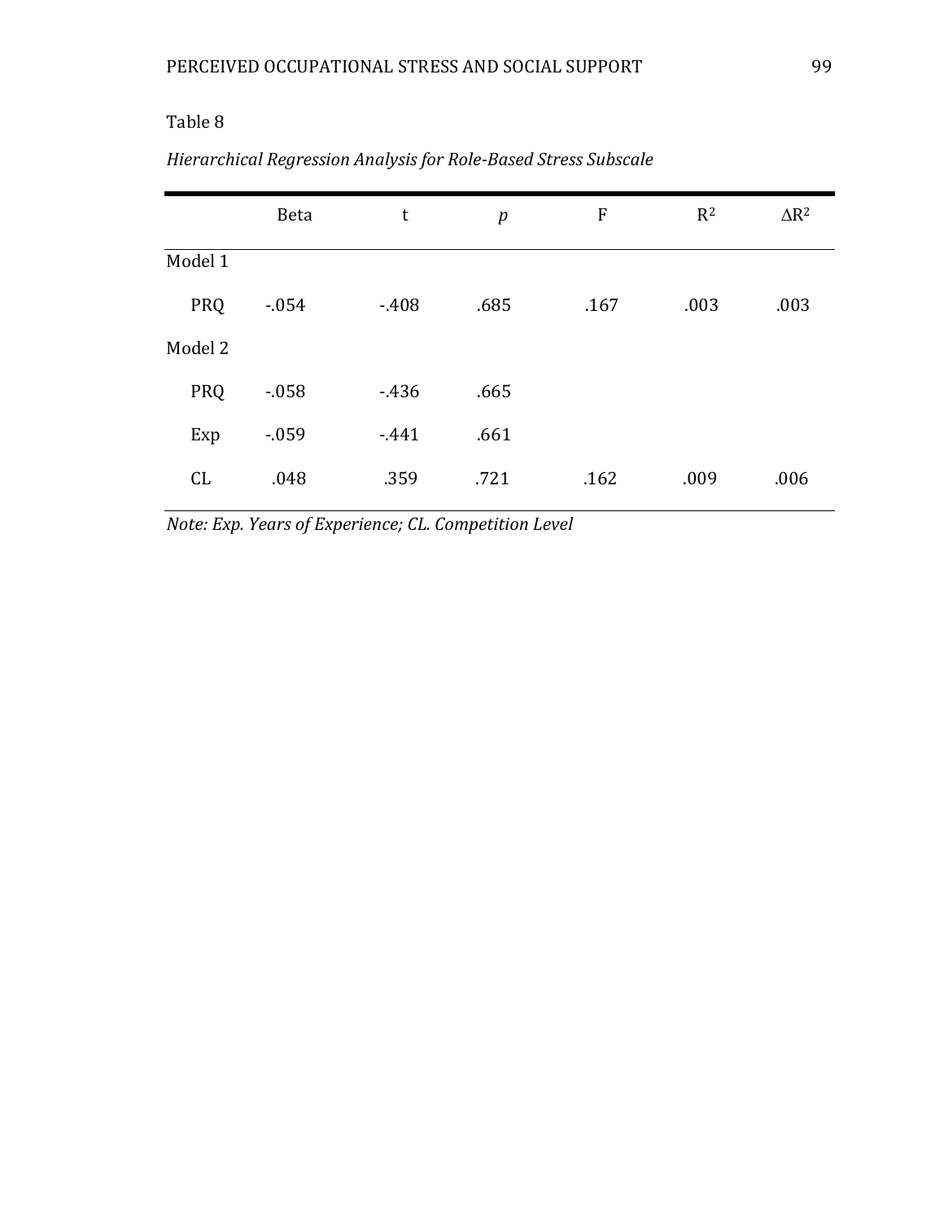Table 8

*Hierarchical Regression Analysis for Role-Based Stress Subscale*

| | Beta | t | *p* | F | $R^2$ | $\Delta R^2$ |
|---|---|---|---|---|---|---|
| Model 1 | | | | | | |
| PRQ | -.054 | -.408 | .685 | .167 | .003 | .003 |
| Model 2 | | | | | | |
| PRQ | -.058 | -.436 | .665 | | | |
| Exp | -.059 | -.441 | .661 | | | |
| CL | .048 | .359 | .721 | .162 | .009 | .006 |

*Note: Exp. Years of Experience; CL. Competition Level*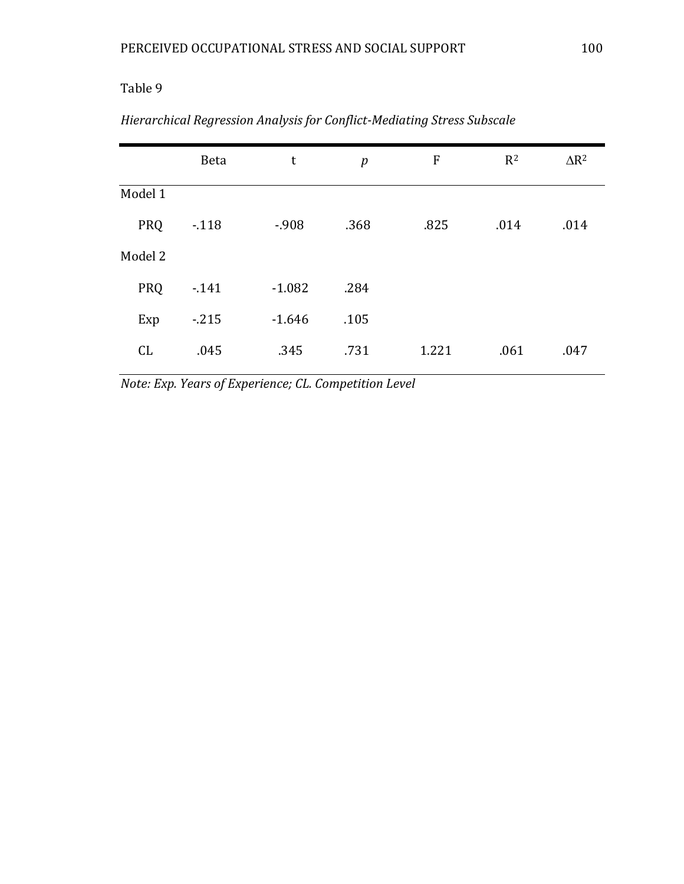Table 9

*Hierarchical Regression Analysis for Conflict-Mediating Stress Subscale*

| | Beta | t | *p* | F | $R^2$ | $\Delta R^2$ |
|---|---|---|---|---|---|---|
| Model 1 | | | | | | |
| PRQ | -.118 | -.908 | .368 | .825 | .014 | .014 |
| Model 2 | | | | | | |
| PRQ | -.141 | -1.082 | .284 | | | |
| Exp | -.215 | -1.646 | .105 | | | |
| CL | .045 | .345 | .731 | 1.221 | .061 | .047 |

*Note: Exp. Years of Experience; CL. Competition Level*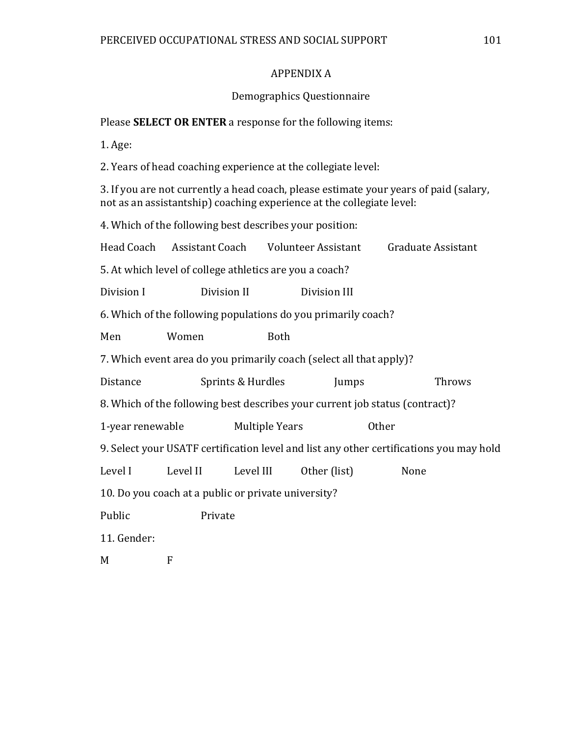# APPENDIX A

## Demographics Questionnaire

Please **SELECT OR ENTER** a response for the following items:

1. Age:

2. Years of head coaching experience at the collegiate level:

3. If you are not currently a head coach, please estimate your years of paid (salary, not as an assistantship) coaching experience at the collegiate level:

4. Which of the following best describes your position:

Head Coach    Assistant Coach    Volunteer Assistant    Graduate Assistant

5. At which level of college athletics are you a coach?

Division I    Division II    Division III

6. Which of the following populations do you primarily coach?

Men    Women    Both

7. Which event area do you primarily coach (select all that apply)?

Distance    Sprints & Hurdles    Jumps    Throws

8. Which of the following best describes your current job status (contract)?

1-year renewable    Multiple Years    Other

9. Select your USATF certification level and list any other certifications you may hold

Level I    Level II    Level III    Other (list)    None

10. Do you coach at a public or private university?

Public    Private

11. Gender:

M    F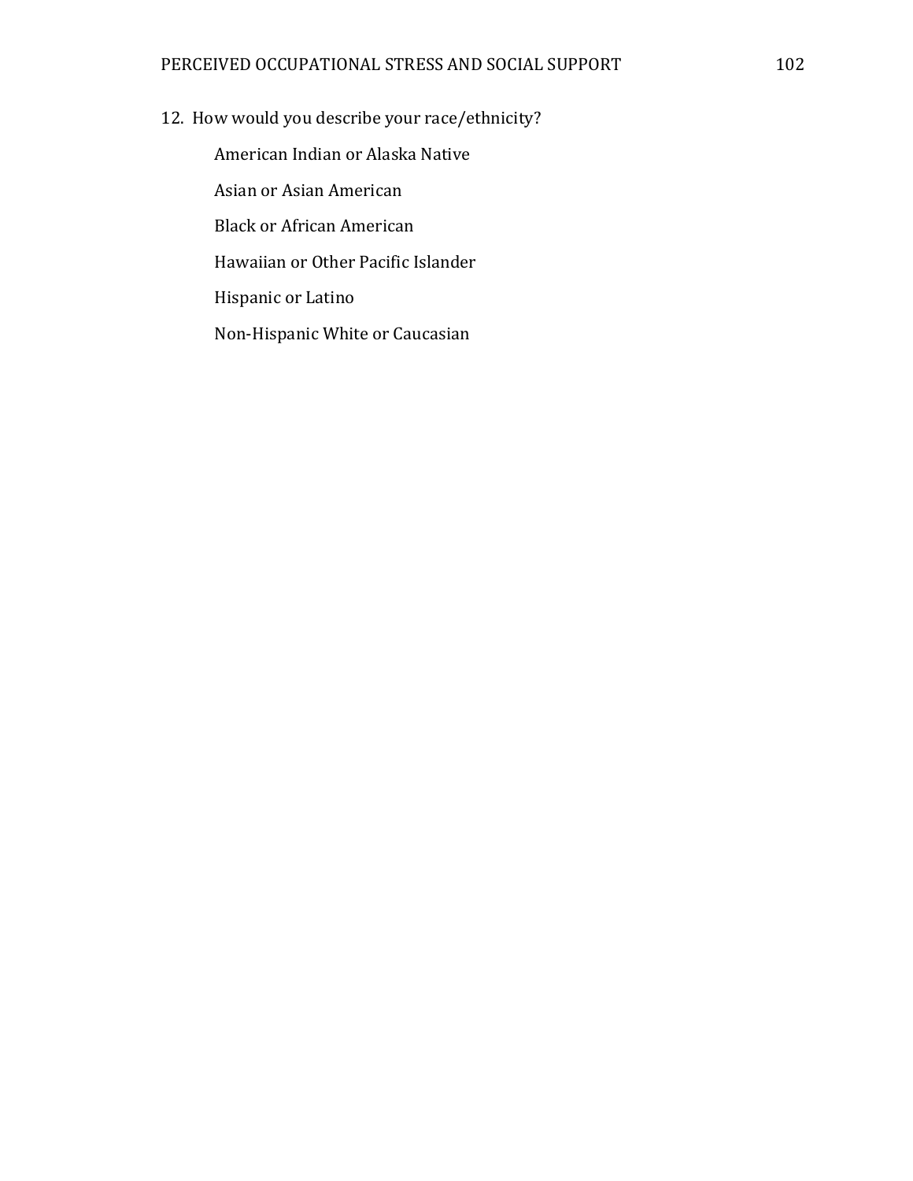12. How would you describe your race/ethnicity?

    American Indian or Alaska Native

    Asian or Asian American

    Black or African American

    Hawaiian or Other Pacific Islander

    Hispanic or Latino

    Non-Hispanic White or Caucasian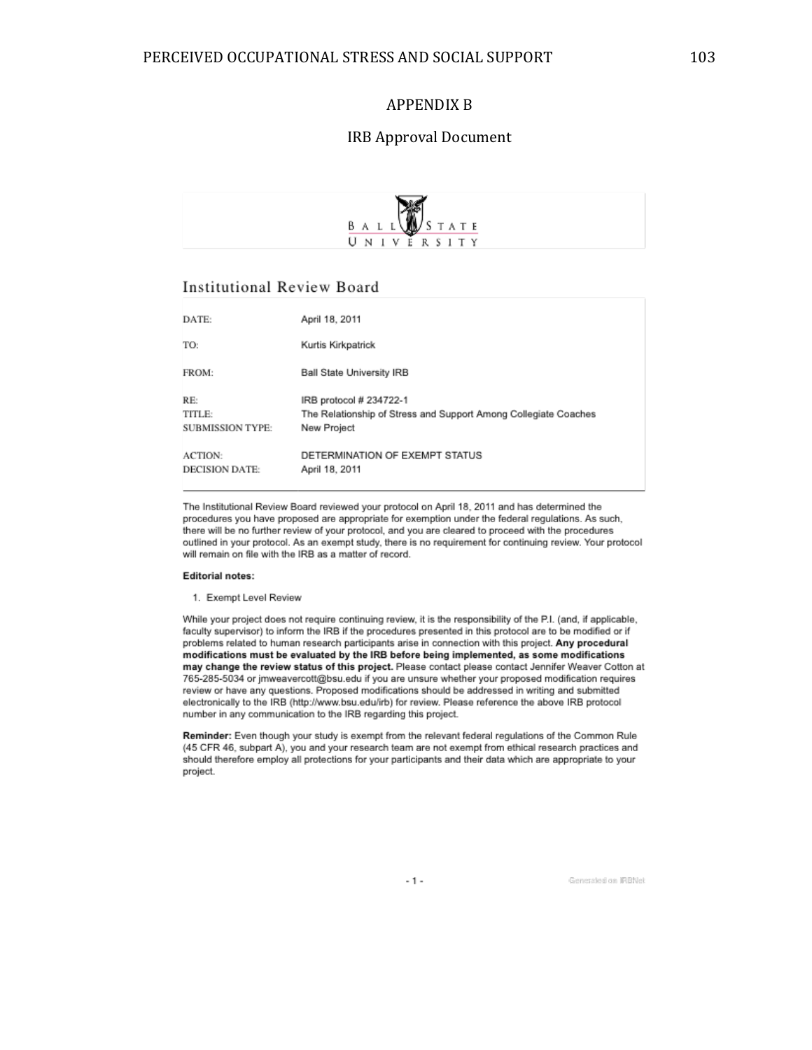## APPENDIX B

## IRB Approval Document

BALL STATE UNIVERSITY

### Institutional Review Board

| | |
|---|---|
| DATE: | April 18, 2011 |
| TO: | Kurtis Kirkpatrick |
| FROM: | Ball State University IRB |
| RE: | IRB protocol # 234722-1 |
| TITLE: | The Relationship of Stress and Support Among Collegiate Coaches |
| SUBMISSION TYPE: | New Project |
| ACTION: | DETERMINATION OF EXEMPT STATUS |
| DECISION DATE: | April 18, 2011 |

The Institutional Review Board reviewed your protocol on April 18, 2011 and has determined the procedures you have proposed are appropriate for exemption under the federal regulations. As such, there will be no further review of your protocol, and you are cleared to proceed with the procedures outlined in your protocol. As an exempt study, there is no requirement for continuing review. Your protocol will remain on file with the IRB as a matter of record.

**Editorial notes:**

1. Exempt Level Review

While your project does not require continuing review, it is the responsibility of the P.I. (and, if applicable, faculty supervisor) to inform the IRB if the procedures presented in this protocol are to be modified or if problems related to human research participants arise in connection with this project. **Any procedural modifications must be evaluated by the IRB before being implemented, as some modifications may change the review status of this project.** Please contact please contact Jennifer Weaver Cotton at 765-285-5034 or jmweavercott@bsu.edu if you are unsure whether your proposed modification requires review or have any questions. Proposed modifications should be addressed in writing and submitted electronically to the IRB (http://www.bsu.edu/irb) for review. Please reference the above IRB protocol number in any communication to the IRB regarding this project.

**Reminder:** Even though your study is exempt from the relevant federal regulations of the Common Rule (45 CFR 46, subpart A), you and your research team are not exempt from ethical research practices and should therefore employ all protections for your participants and their data which are appropriate to your project.

Generated on IRBNet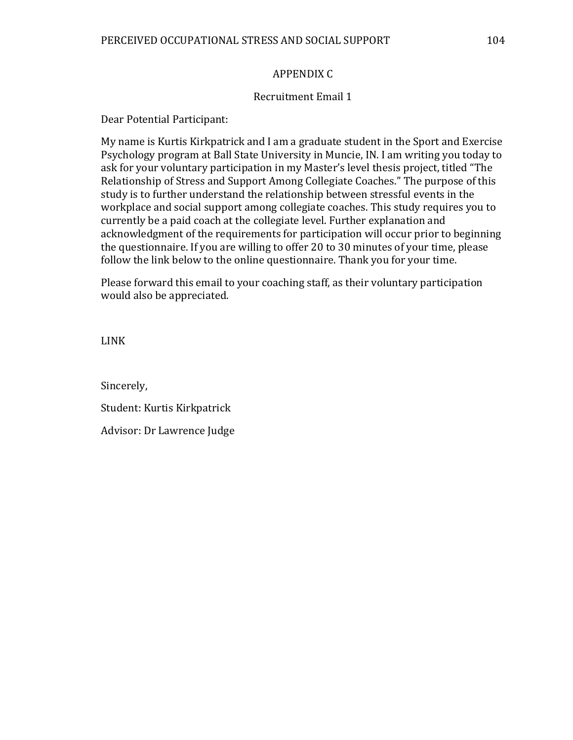# APPENDIX C

## Recruitment Email 1

Dear Potential Participant:

My name is Kurtis Kirkpatrick and I am a graduate student in the Sport and Exercise Psychology program at Ball State University in Muncie, IN. I am writing you today to ask for your voluntary participation in my Master's level thesis project, titled "The Relationship of Stress and Support Among Collegiate Coaches." The purpose of this study is to further understand the relationship between stressful events in the workplace and social support among collegiate coaches. This study requires you to currently be a paid coach at the collegiate level. Further explanation and acknowledgment of the requirements for participation will occur prior to beginning the questionnaire. If you are willing to offer 20 to 30 minutes of your time, please follow the link below to the online questionnaire. Thank you for your time.

Please forward this email to your coaching staff, as their voluntary participation would also be appreciated.

LINK

Sincerely,

Student: Kurtis Kirkpatrick

Advisor: Dr Lawrence Judge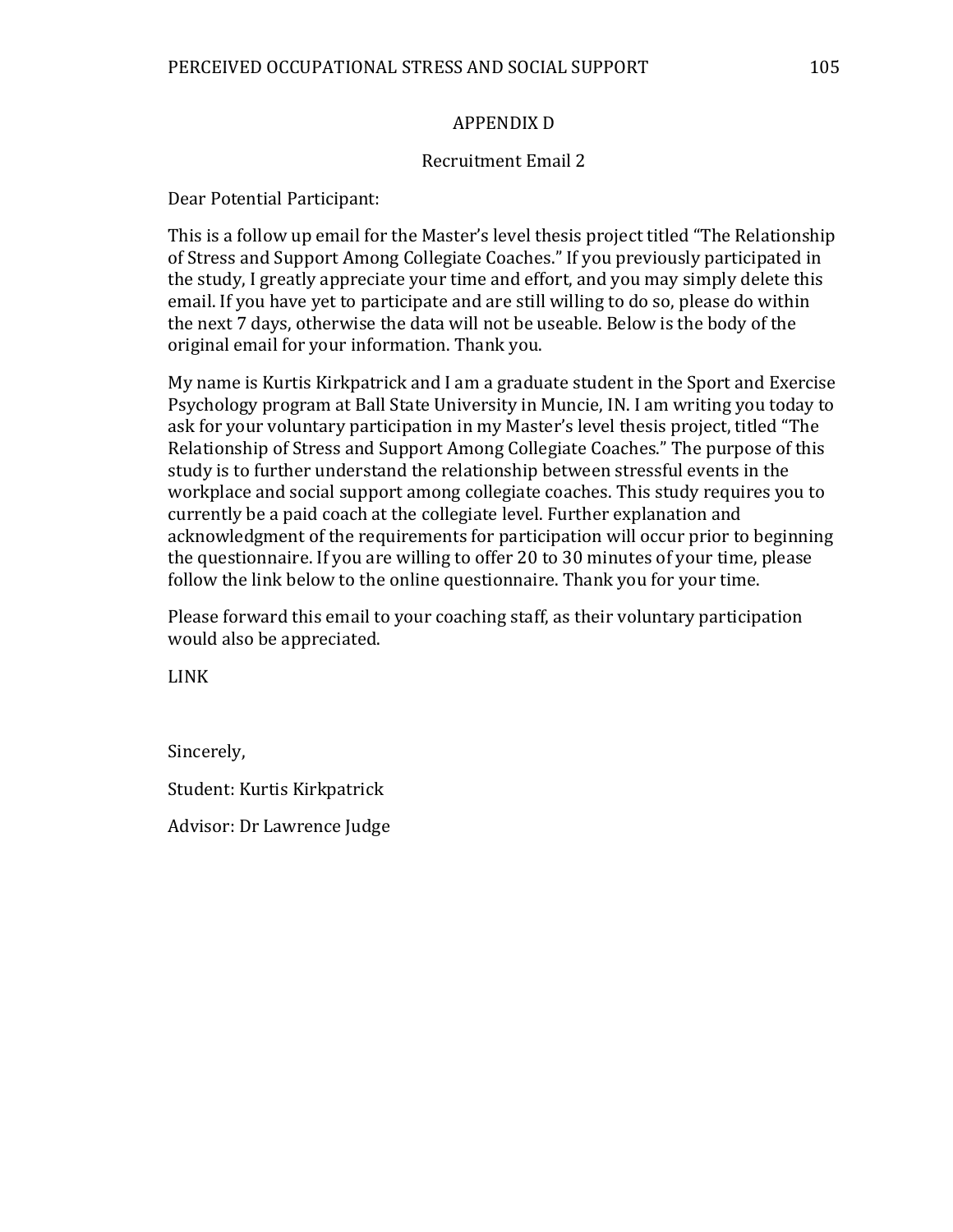# APPENDIX D

## Recruitment Email 2

Dear Potential Participant:

This is a follow up email for the Master's level thesis project titled "The Relationship of Stress and Support Among Collegiate Coaches." If you previously participated in the study, I greatly appreciate your time and effort, and you may simply delete this email. If you have yet to participate and are still willing to do so, please do within the next 7 days, otherwise the data will not be useable. Below is the body of the original email for your information. Thank you.

My name is Kurtis Kirkpatrick and I am a graduate student in the Sport and Exercise Psychology program at Ball State University in Muncie, IN. I am writing you today to ask for your voluntary participation in my Master's level thesis project, titled "The Relationship of Stress and Support Among Collegiate Coaches." The purpose of this study is to further understand the relationship between stressful events in the workplace and social support among collegiate coaches. This study requires you to currently be a paid coach at the collegiate level. Further explanation and acknowledgment of the requirements for participation will occur prior to beginning the questionnaire. If you are willing to offer 20 to 30 minutes of your time, please follow the link below to the online questionnaire. Thank you for your time.

Please forward this email to your coaching staff, as their voluntary participation would also be appreciated.

LINK

Sincerely,

Student: Kurtis Kirkpatrick

Advisor: Dr Lawrence Judge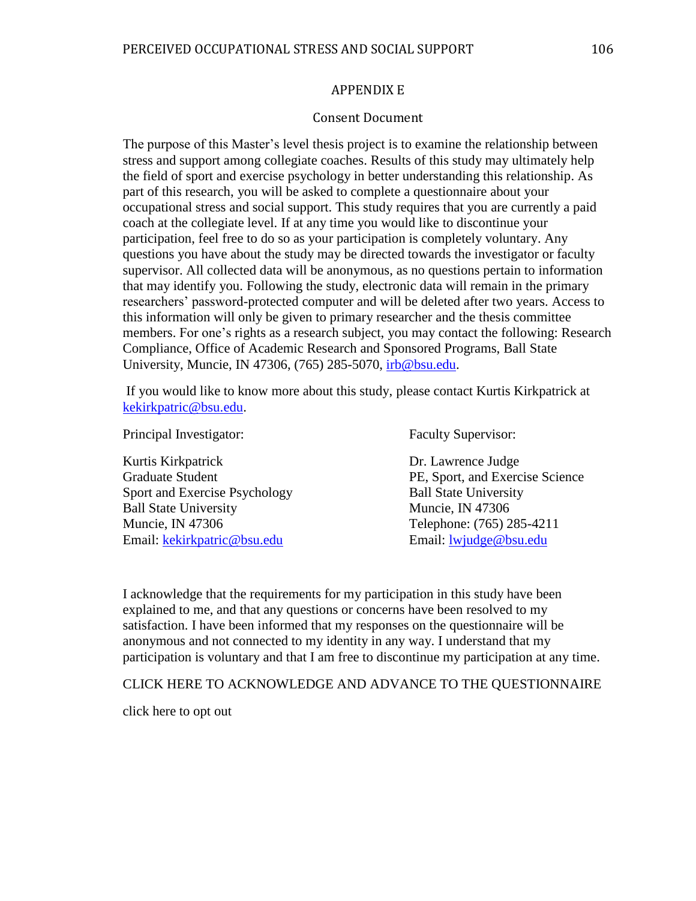## APPENDIX E

### Consent Document

The purpose of this Master's level thesis project is to examine the relationship between stress and support among collegiate coaches. Results of this study may ultimately help the field of sport and exercise psychology in better understanding this relationship. As part of this research, you will be asked to complete a questionnaire about your occupational stress and social support. This study requires that you are currently a paid coach at the collegiate level. If at any time you would like to discontinue your participation, feel free to do so as your participation is completely voluntary. Any questions you have about the study may be directed towards the investigator or faculty supervisor. All collected data will be anonymous, as no questions pertain to information that may identify you. Following the study, electronic data will remain in the primary researchers' password-protected computer and will be deleted after two years. Access to this information will only be given to primary researcher and the thesis committee members. For one's rights as a research subject, you may contact the following: Research Compliance, Office of Academic Research and Sponsored Programs, Ball State University, Muncie, IN 47306, (765) 285-5070, irb@bsu.edu.

If you would like to know more about this study, please contact Kurtis Kirkpatrick at kekirkpatric@bsu.edu.

Principal Investigator:

Kurtis Kirkpatrick
Graduate Student
Sport and Exercise Psychology
Ball State University
Muncie, IN 47306
Email: kekirkpatric@bsu.edu

Faculty Supervisor:

Dr. Lawrence Judge
PE, Sport, and Exercise Science
Ball State University
Muncie, IN 47306
Telephone: (765) 285-4211
Email: lwjudge@bsu.edu

I acknowledge that the requirements for my participation in this study have been explained to me, and that any questions or concerns have been resolved to my satisfaction. I have been informed that my responses on the questionnaire will be anonymous and not connected to my identity in any way. I understand that my participation is voluntary and that I am free to discontinue my participation at any time.

CLICK HERE TO ACKNOWLEDGE AND ADVANCE TO THE QUESTIONNAIRE

click here to opt out